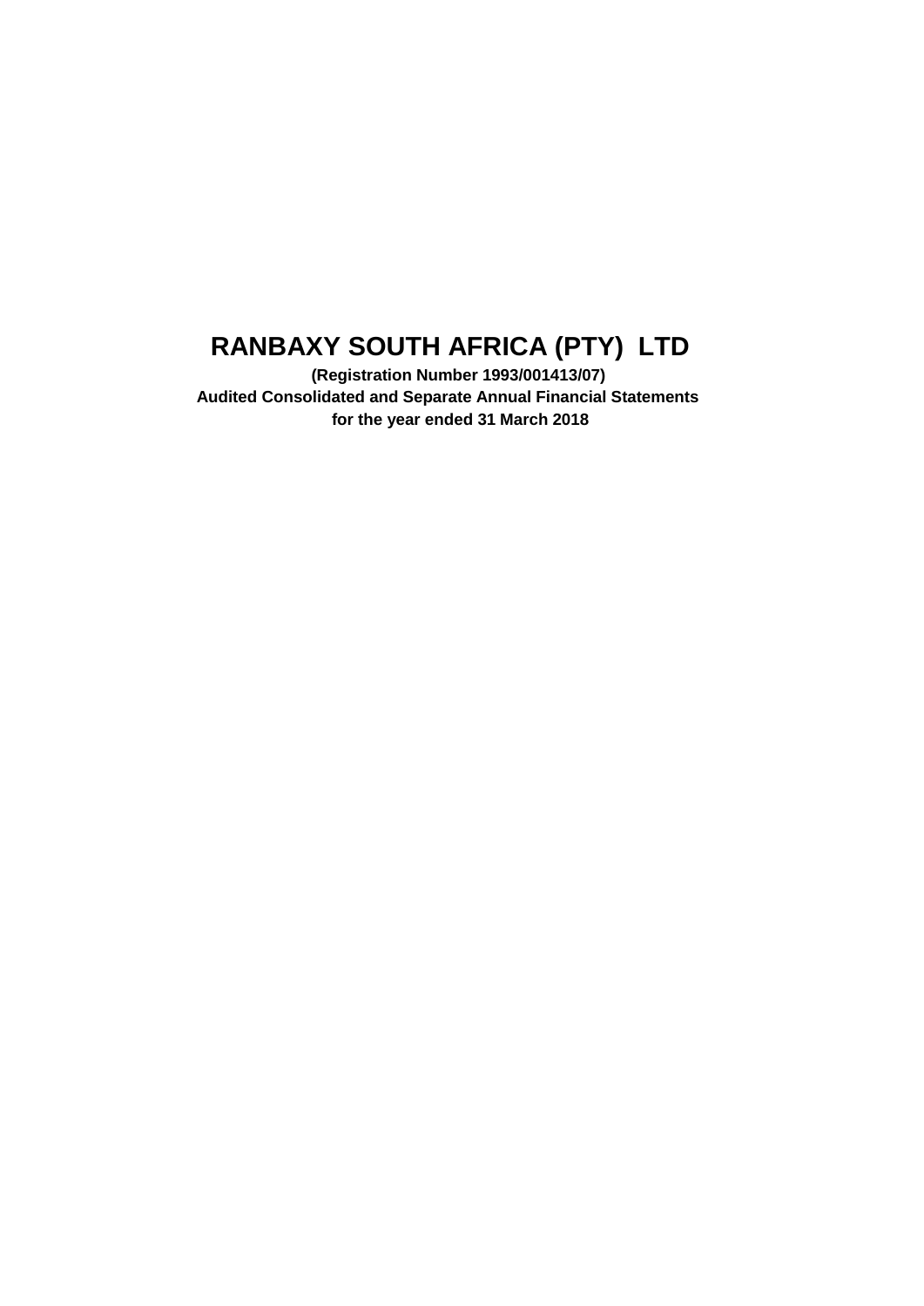# RANBAXY SOUTH AFRICA (PTY) LTD

**(Registration Number 1993/001413/07)**

**Audited Consolidated and Separate Annual Financial Statements**

**for the year ended 31 March 2018**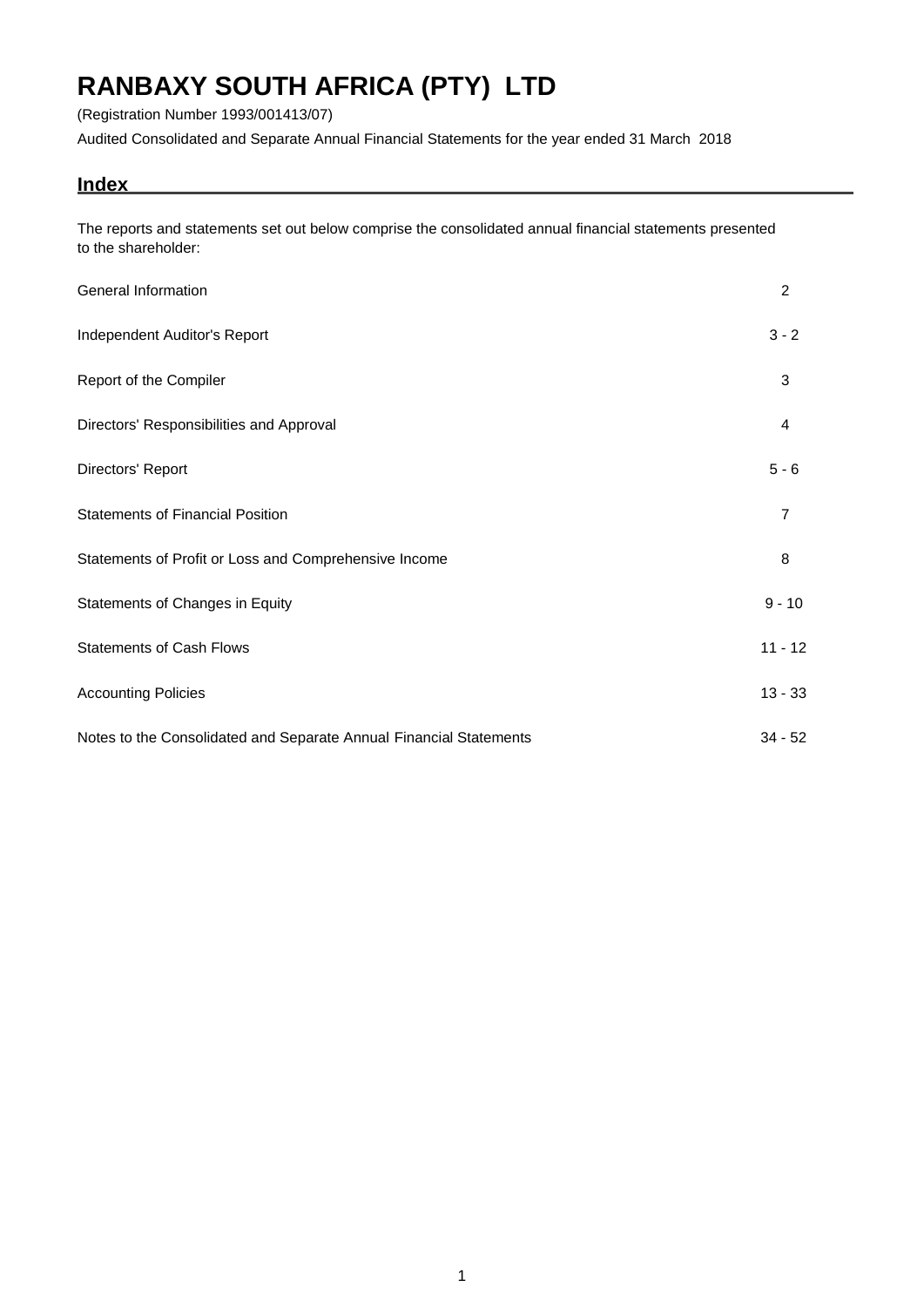# RANBAXY SOUTH AFRICA (PTY) LTD

(Registration Number 1993/001413/07)

Audited Consolidated and Separate Annual Financial Statements for the year ended 31 March 2018

## Index

The reports and statements set out below comprise the consolidated annual financial statements presented to the shareholder:

| | |
|---|---|
| General Information | 2 |
| Independent Auditor's Report | 3 - 2 |
| Report of the Compiler | 3 |
| Directors' Responsibilities and Approval | 4 |
| Directors' Report | 5 - 6 |
| Statements of Financial Position | 7 |
| Statements of Profit or Loss and Comprehensive Income | 8 |
| Statements of Changes in Equity | 9 - 10 |
| Statements of Cash Flows | 11 - 12 |
| Accounting Policies | 13 - 33 |
| Notes to the Consolidated and Separate Annual Financial Statements | 34 - 52 |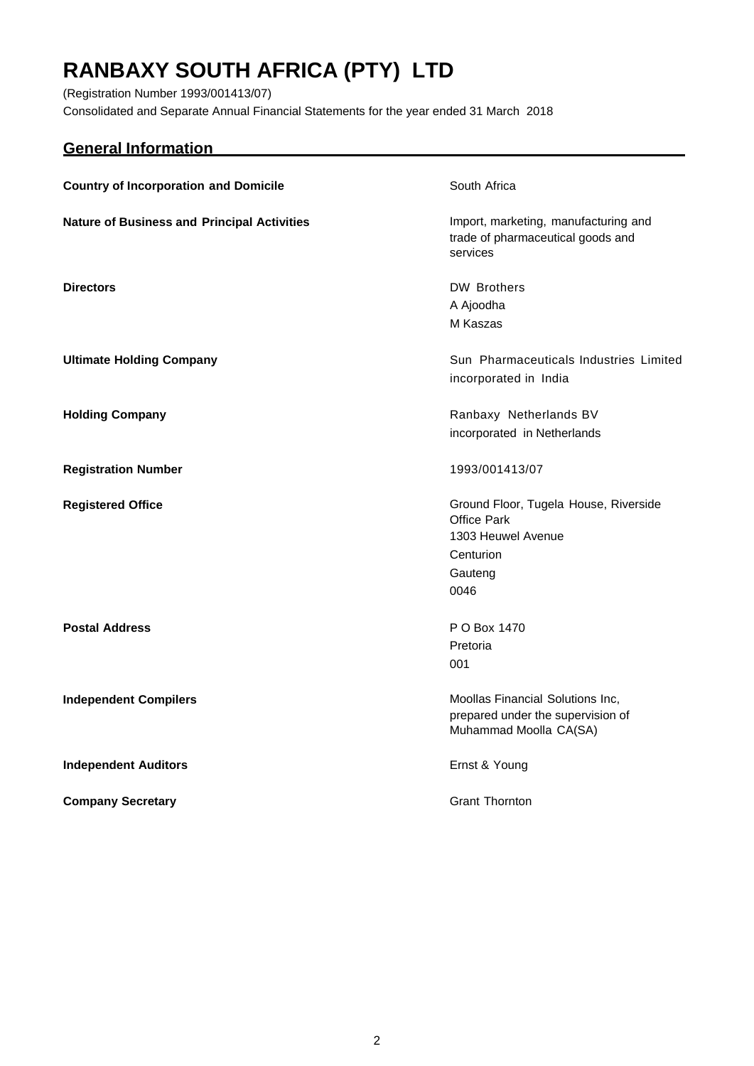# RANBAXY SOUTH AFRICA (PTY) LTD

(Registration Number 1993/001413/07)
Consolidated and Separate Annual Financial Statements for the year ended 31 March 2018

## General Information

| | |
|---|---|
| **Country of Incorporation and Domicile** | South Africa |
| **Nature of Business and Principal Activities** | Import, marketing, manufacturing and trade of pharmaceutical goods and services |
| **Directors** | DW Brothers<br>A Ajoodha<br>M Kaszas |
| **Ultimate Holding Company** | Sun Pharmaceuticals Industries Limited incorporated in India |
| **Holding Company** | Ranbaxy Netherlands BV incorporated in Netherlands |
| **Registration Number** | 1993/001413/07 |
| **Registered Office** | Ground Floor, Tugela House, Riverside Office Park<br>1303 Heuwel Avenue<br>Centurion<br>Gauteng<br>0046 |
| **Postal Address** | P O Box 1470<br>Pretoria<br>001 |
| **Independent Compilers** | Moollas Financial Solutions Inc, prepared under the supervision of Muhammad Moolla CA(SA) |
| **Independent Auditors** | Ernst & Young |
| **Company Secretary** | Grant Thornton |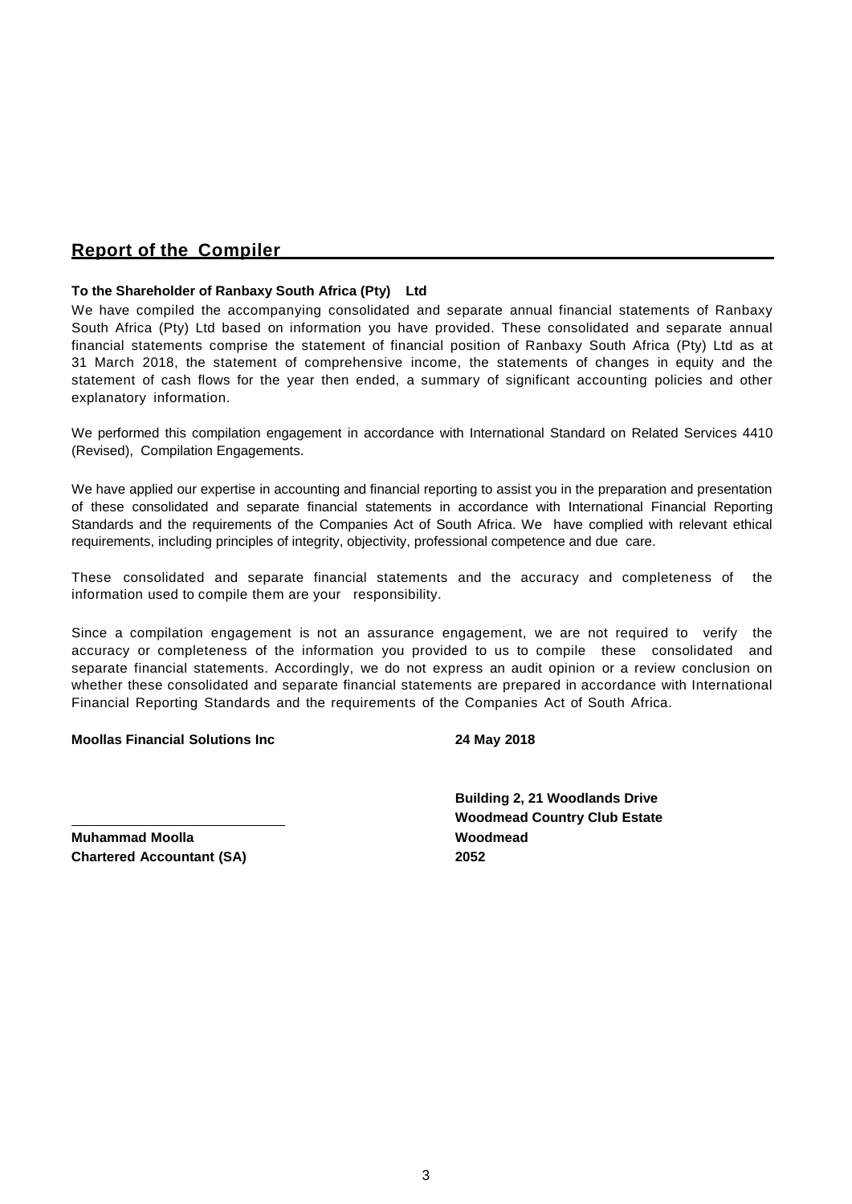## Report of the Compiler

**To the Shareholder of Ranbaxy South Africa (Pty) Ltd**

We have compiled the accompanying consolidated and separate annual financial statements of Ranbaxy South Africa (Pty) Ltd based on information you have provided. These consolidated and separate annual financial statements comprise the statement of financial position of Ranbaxy South Africa (Pty) Ltd as at 31 March 2018, the statement of comprehensive income, the statements of changes in equity and the statement of cash flows for the year then ended, a summary of significant accounting policies and other explanatory information.

We performed this compilation engagement in accordance with International Standard on Related Services 4410 (Revised), Compilation Engagements.

We have applied our expertise in accounting and financial reporting to assist you in the preparation and presentation of these consolidated and separate financial statements in accordance with International Financial Reporting Standards and the requirements of the Companies Act of South Africa. We have complied with relevant ethical requirements, including principles of integrity, objectivity, professional competence and due care.

These consolidated and separate financial statements and the accuracy and completeness of the information used to compile them are your responsibility.

Since a compilation engagement is not an assurance engagement, we are not required to verify the accuracy or completeness of the information you provided to us to compile these consolidated and separate financial statements. Accordingly, we do not express an audit opinion or a review conclusion on whether these consolidated and separate financial statements are prepared in accordance with International Financial Reporting Standards and the requirements of the Companies Act of South Africa.

**Moollas Financial Solutions Inc**

**24 May 2018**

**Muhammad Moolla**
**Chartered Accountant (SA)**

**Building 2, 21 Woodlands Drive**
**Woodmead Country Club Estate**
**Woodmead**
**2052**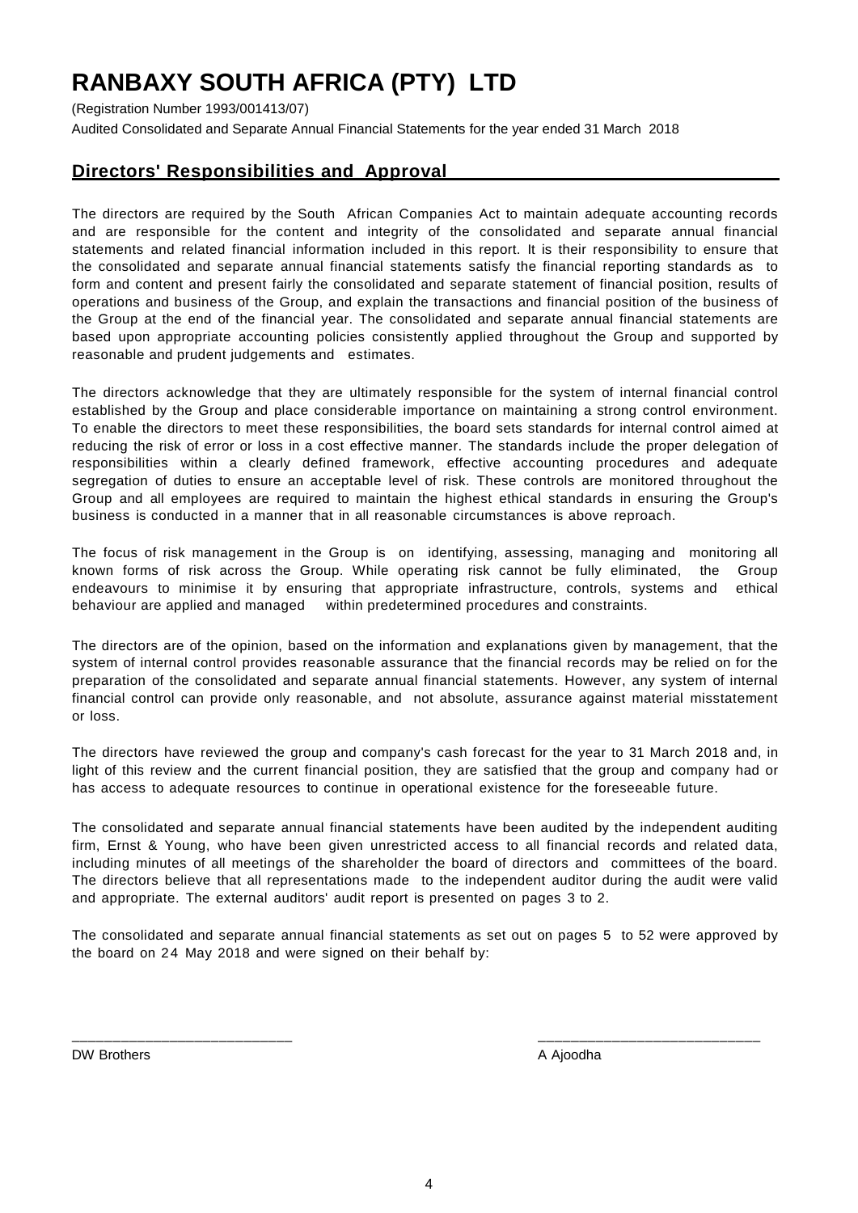# RANBAXY SOUTH AFRICA (PTY) LTD

(Registration Number 1993/001413/07)

Audited Consolidated and Separate Annual Financial Statements for the year ended 31 March 2018

## Directors' Responsibilities and Approval

The directors are required by the South African Companies Act to maintain adequate accounting records and are responsible for the content and integrity of the consolidated and separate annual financial statements and related financial information included in this report. It is their responsibility to ensure that the consolidated and separate annual financial statements satisfy the financial reporting standards as to form and content and present fairly the consolidated and separate statement of financial position, results of operations and business of the Group, and explain the transactions and financial position of the business of the Group at the end of the financial year. The consolidated and separate annual financial statements are based upon appropriate accounting policies consistently applied throughout the Group and supported by reasonable and prudent judgements and estimates.

The directors acknowledge that they are ultimately responsible for the system of internal financial control established by the Group and place considerable importance on maintaining a strong control environment. To enable the directors to meet these responsibilities, the board sets standards for internal control aimed at reducing the risk of error or loss in a cost effective manner. The standards include the proper delegation of responsibilities within a clearly defined framework, effective accounting procedures and adequate segregation of duties to ensure an acceptable level of risk. These controls are monitored throughout the Group and all employees are required to maintain the highest ethical standards in ensuring the Group's business is conducted in a manner that in all reasonable circumstances is above reproach.

The focus of risk management in the Group is on identifying, assessing, managing and monitoring all known forms of risk across the Group. While operating risk cannot be fully eliminated, the Group endeavours to minimise it by ensuring that appropriate infrastructure, controls, systems and ethical behaviour are applied and managed within predetermined procedures and constraints.

The directors are of the opinion, based on the information and explanations given by management, that the system of internal control provides reasonable assurance that the financial records may be relied on for the preparation of the consolidated and separate annual financial statements. However, any system of internal financial control can provide only reasonable, and not absolute, assurance against material misstatement or loss.

The directors have reviewed the group and company's cash forecast for the year to 31 March 2018 and, in light of this review and the current financial position, they are satisfied that the group and company had or has access to adequate resources to continue in operational existence for the foreseeable future.

The consolidated and separate annual financial statements have been audited by the independent auditing firm, Ernst & Young, who have been given unrestricted access to all financial records and related data, including minutes of all meetings of the shareholder the board of directors and committees of the board. The directors believe that all representations made to the independent auditor during the audit were valid and appropriate. The external auditors' audit report is presented on pages 3 to 2.

The consolidated and separate annual financial statements as set out on pages 5 to 52 were approved by the board on 24 May 2018 and were signed on their behalf by:

| ____________________________ | ____________________________ |
|---|---|
| DW Brothers | A Ajoodha |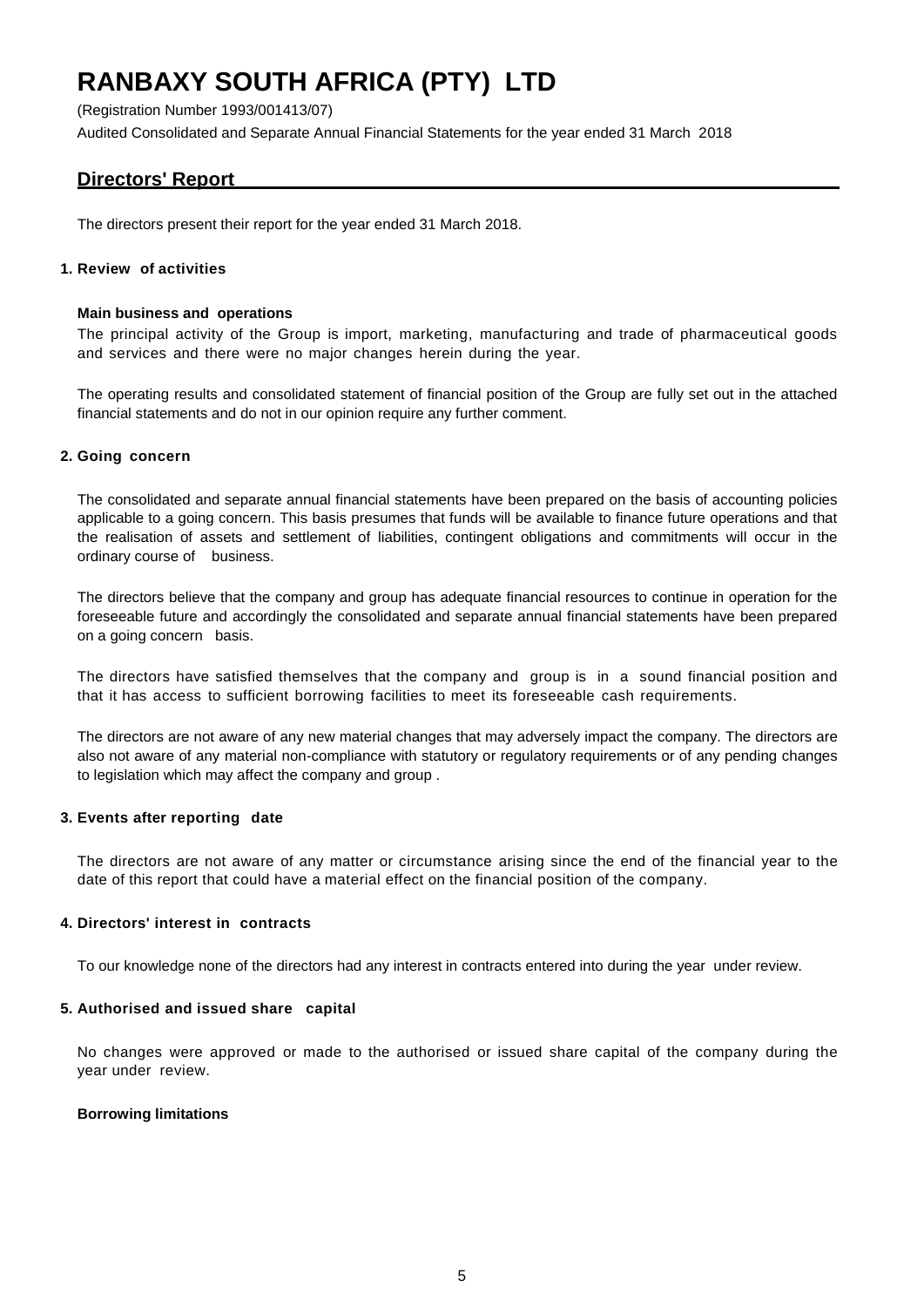# RANBAXY SOUTH AFRICA (PTY) LTD

(Registration Number 1993/001413/07)

Audited Consolidated and Separate Annual Financial Statements for the year ended 31 March 2018

## Directors' Report

The directors present their report for the year ended 31 March 2018.

### 1. Review of activities

**Main business and operations**

The principal activity of the Group is import, marketing, manufacturing and trade of pharmaceutical goods and services and there were no major changes herein during the year.

The operating results and consolidated statement of financial position of the Group are fully set out in the attached financial statements and do not in our opinion require any further comment.

### 2. Going concern

The consolidated and separate annual financial statements have been prepared on the basis of accounting policies applicable to a going concern. This basis presumes that funds will be available to finance future operations and that the realisation of assets and settlement of liabilities, contingent obligations and commitments will occur in the ordinary course of business.

The directors believe that the company and group has adequate financial resources to continue in operation for the foreseeable future and accordingly the consolidated and separate annual financial statements have been prepared on a going concern basis.

The directors have satisfied themselves that the company and group is in a sound financial position and that it has access to sufficient borrowing facilities to meet its foreseeable cash requirements.

The directors are not aware of any new material changes that may adversely impact the company. The directors are also not aware of any material non-compliance with statutory or regulatory requirements or of any pending changes to legislation which may affect the company and group .

### 3. Events after reporting date

The directors are not aware of any matter or circumstance arising since the end of the financial year to the date of this report that could have a material effect on the financial position of the company.

### 4. Directors' interest in contracts

To our knowledge none of the directors had any interest in contracts entered into during the year under review.

### 5. Authorised and issued share capital

No changes were approved or made to the authorised or issued share capital of the company during the year under review.

**Borrowing limitations**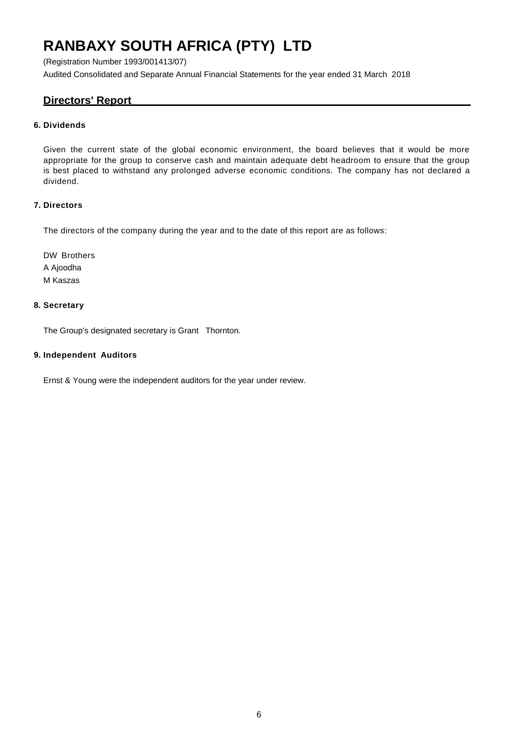# RANBAXY SOUTH AFRICA (PTY) LTD

(Registration Number 1993/001413/07)

Audited Consolidated and Separate Annual Financial Statements for the year ended 31 March 2018

## Directors' Report

### 6. Dividends

Given the current state of the global economic environment, the board believes that it would be more appropriate for the group to conserve cash and maintain adequate debt headroom to ensure that the group is best placed to withstand any prolonged adverse economic conditions. The company has not declared a dividend.

### 7. Directors

The directors of the company during the year and to the date of this report are as follows:

DW Brothers
A Ajoodha
M Kaszas

### 8. Secretary

The Group's designated secretary is Grant Thornton.

### 9. Independent Auditors

Ernst & Young were the independent auditors for the year under review.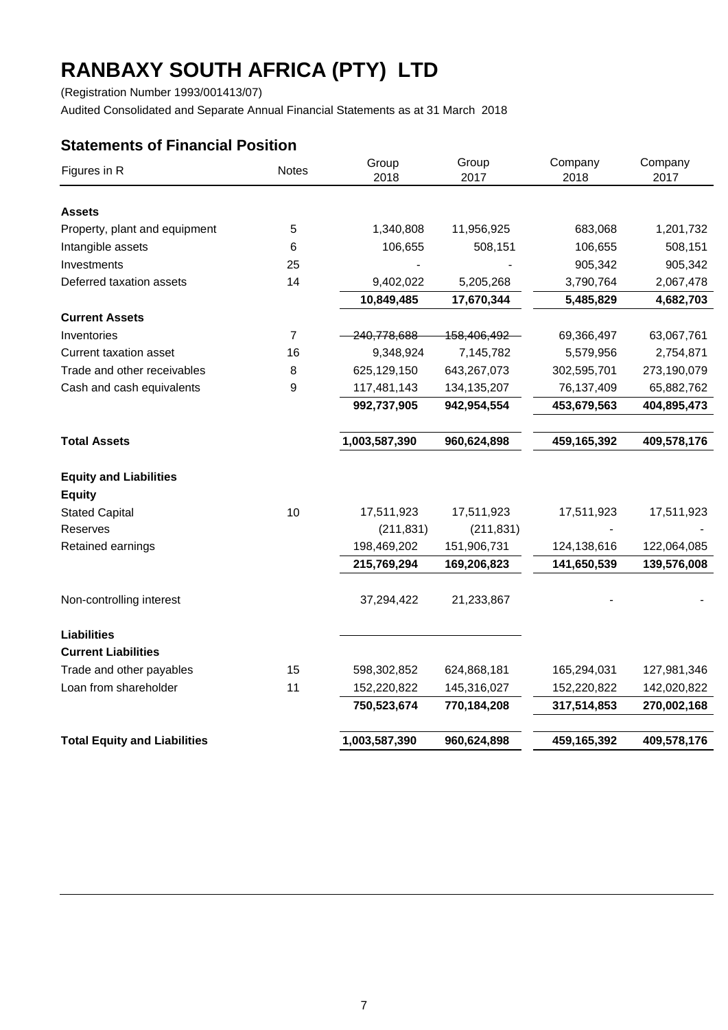# RANBAXY SOUTH AFRICA (PTY) LTD

(Registration Number 1993/001413/07)

Audited Consolidated and Separate Annual Financial Statements as at 31 March 2018

## Statements of Financial Position

| Figures in R | Notes | Group 2018 | Group 2017 | Company 2018 | Company 2017 |
|---|---|---|---|---|---|
| **Assets** | | | | | |
| Property, plant and equipment | 5 | 1,340,808 | 11,956,925 | 683,068 | 1,201,732 |
| Intangible assets | 6 | 106,655 | 508,151 | 106,655 | 508,151 |
| Investments | 25 | - | - | 905,342 | 905,342 |
| Deferred taxation assets | 14 | 9,402,022 | 5,205,268 | 3,790,764 | 2,067,478 |
| | | **10,849,485** | **17,670,344** | **5,485,829** | **4,682,703** |
| **Current Assets** | | | | | |
| Inventories | 7 | 240,778,688 | 158,406,492 | 69,366,497 | 63,067,761 |
| Current taxation asset | 16 | 9,348,924 | 7,145,782 | 5,579,956 | 2,754,871 |
| Trade and other receivables | 8 | 625,129,150 | 643,267,073 | 302,595,701 | 273,190,079 |
| Cash and cash equivalents | 9 | 117,481,143 | 134,135,207 | 76,137,409 | 65,882,762 |
| | | **992,737,905** | **942,954,554** | **453,679,563** | **404,895,473** |
| **Total Assets** | | **1,003,587,390** | **960,624,898** | **459,165,392** | **409,578,176** |
| **Equity and Liabilities** | | | | | |
| **Equity** | | | | | |
| Stated Capital | 10 | 17,511,923 | 17,511,923 | 17,511,923 | 17,511,923 |
| Reserves | | (211,831) | (211,831) | - | - |
| Retained earnings | | 198,469,202 | 151,906,731 | 124,138,616 | 122,064,085 |
| | | **215,769,294** | **169,206,823** | **141,650,539** | **139,576,008** |
| Non-controlling interest | | 37,294,422 | 21,233,867 | - | - |
| **Liabilities** | | | | | |
| **Current Liabilities** | | | | | |
| Trade and other payables | 15 | 598,302,852 | 624,868,181 | 165,294,031 | 127,981,346 |
| Loan from shareholder | 11 | 152,220,822 | 145,316,027 | 152,220,822 | 142,020,822 |
| | | **750,523,674** | **770,184,208** | **317,514,853** | **270,002,168** |
| **Total Equity and Liabilities** | | **1,003,587,390** | **960,624,898** | **459,165,392** | **409,578,176** |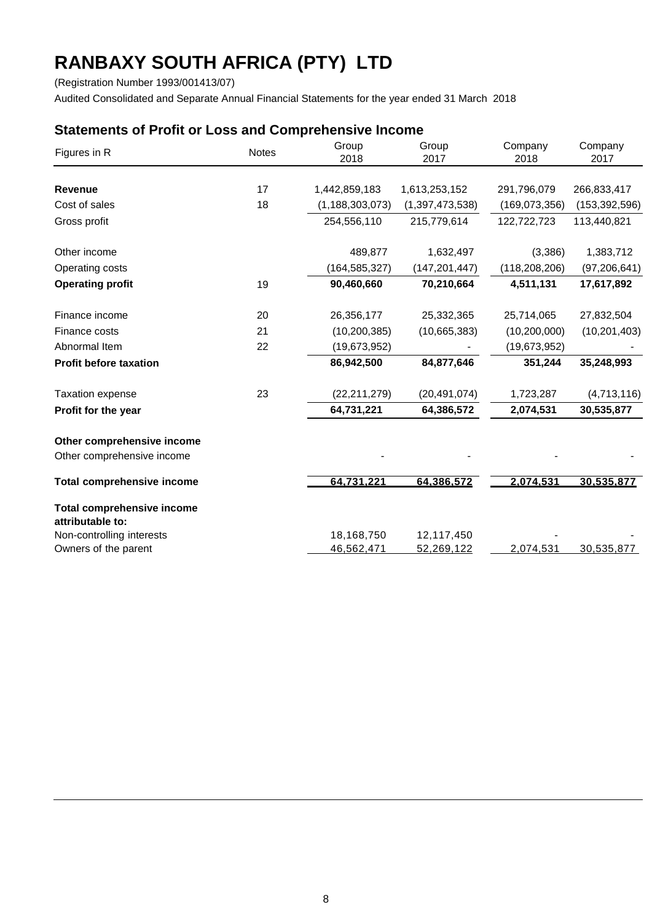# RANBAXY SOUTH AFRICA (PTY) LTD

(Registration Number 1993/001413/07)

Audited Consolidated and Separate Annual Financial Statements for the year ended 31 March 2018

## Statements of Profit or Loss and Comprehensive Income

| Figures in R | Notes | Group 2018 | Group 2017 | Company 2018 | Company 2017 |
|---|---|---|---|---|---|
| **Revenue** | 17 | 1,442,859,183 | 1,613,253,152 | 291,796,079 | 266,833,417 |
| Cost of sales | 18 | (1,188,303,073) | (1,397,473,538) | (169,073,356) | (153,392,596) |
| Gross profit | | 254,556,110 | 215,779,614 | 122,722,723 | 113,440,821 |
| Other income | | 489,877 | 1,632,497 | (3,386) | 1,383,712 |
| Operating costs | | (164,585,327) | (147,201,447) | (118,208,206) | (97,206,641) |
| **Operating profit** | 19 | **90,460,660** | **70,210,664** | **4,511,131** | **17,617,892** |
| Finance income | 20 | 26,356,177 | 25,332,365 | 25,714,065 | 27,832,504 |
| Finance costs | 21 | (10,200,385) | (10,665,383) | (10,200,000) | (10,201,403) |
| Abnormal Item | 22 | (19,673,952) | - | (19,673,952) | - |
| **Profit before taxation** | | **86,942,500** | **84,877,646** | **351,244** | **35,248,993** |
| Taxation expense | 23 | (22,211,279) | (20,491,074) | 1,723,287 | (4,713,116) |
| **Profit for the year** | | **64,731,221** | **64,386,572** | **2,074,531** | **30,535,877** |
| **Other comprehensive income** | | | | | |
| Other comprehensive income | | - | - | - | - |
| **Total comprehensive income** | | **64,731,221** | **64,386,572** | **2,074,531** | **30,535,877** |
| **Total comprehensive income attributable to:** | | | | | |
| Non-controlling interests | | 18,168,750 | 12,117,450 | - | - |
| Owners of the parent | | 46,562,471 | 52,269,122 | 2,074,531 | 30,535,877 |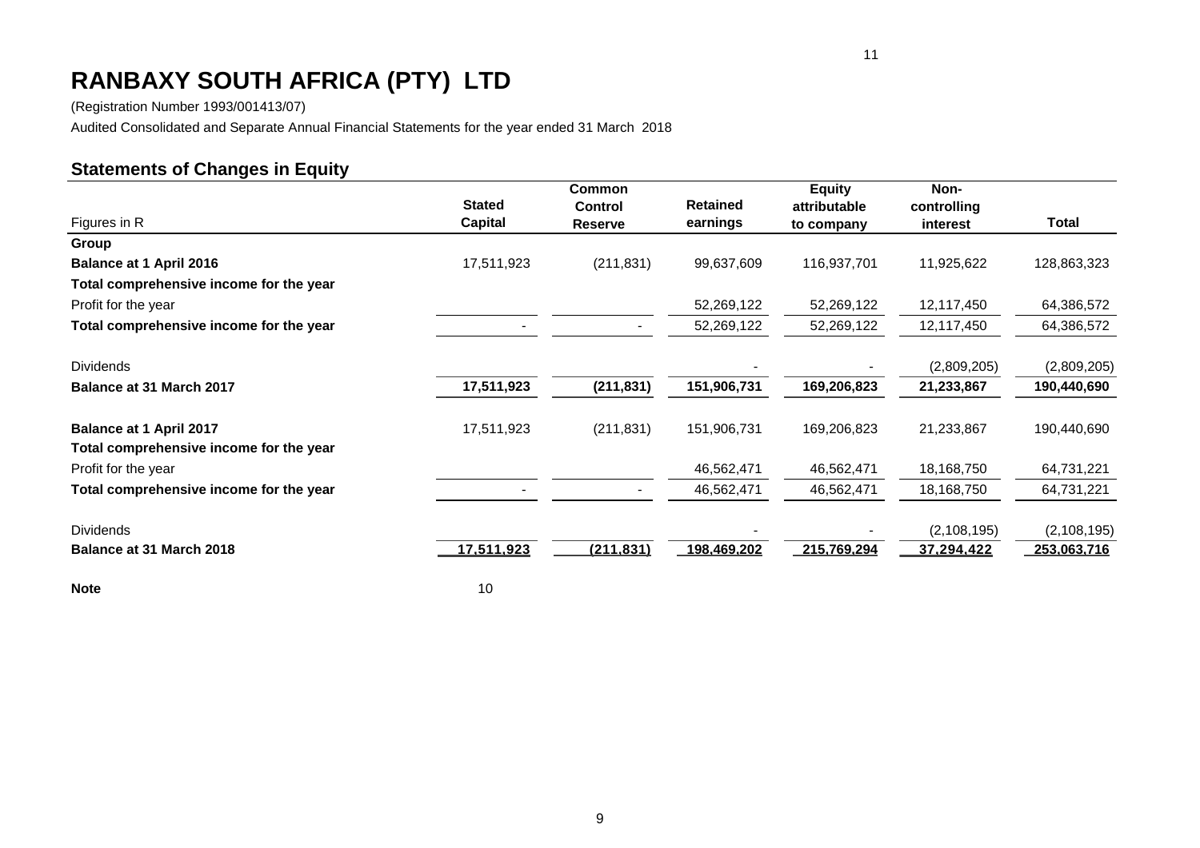# RANBAXY SOUTH AFRICA (PTY) LTD

(Registration Number 1993/001413/07)

Audited Consolidated and Separate Annual Financial Statements for the year ended 31 March 2018

## Statements of Changes in Equity

| Figures in R | Stated Capital | Common Control Reserve | Retained earnings | Equity attributable to company | Non-controlling interest | Total |
|---|---|---|---|---|---|---|
| **Group** | | | | | | |
| **Balance at 1 April 2016** | 17,511,923 | (211,831) | 99,637,609 | 116,937,701 | 11,925,622 | 128,863,323 |
| **Total comprehensive income for the year** | | | | | | |
| Profit for the year | | | 52,269,122 | 52,269,122 | 12,117,450 | 64,386,572 |
| **Total comprehensive income for the year** | - | - | 52,269,122 | 52,269,122 | 12,117,450 | 64,386,572 |
| Dividends | | | - | - | (2,809,205) | (2,809,205) |
| **Balance at 31 March 2017** | **17,511,923** | **(211,831)** | **151,906,731** | **169,206,823** | **21,233,867** | **190,440,690** |
| **Balance at 1 April 2017** | 17,511,923 | (211,831) | 151,906,731 | 169,206,823 | 21,233,867 | 190,440,690 |
| **Total comprehensive income for the year** | | | | | | |
| Profit for the year | | | 46,562,471 | 46,562,471 | 18,168,750 | 64,731,221 |
| **Total comprehensive income for the year** | - | - | 46,562,471 | 46,562,471 | 18,168,750 | 64,731,221 |
| Dividends | | | - | - | (2,108,195) | (2,108,195) |
| **Balance at 31 March 2018** | **17,511,923** | **(211,831)** | **198,469,202** | **215,769,294** | **37,294,422** | **253,063,716** |
| **Note** | 10 | | | | | |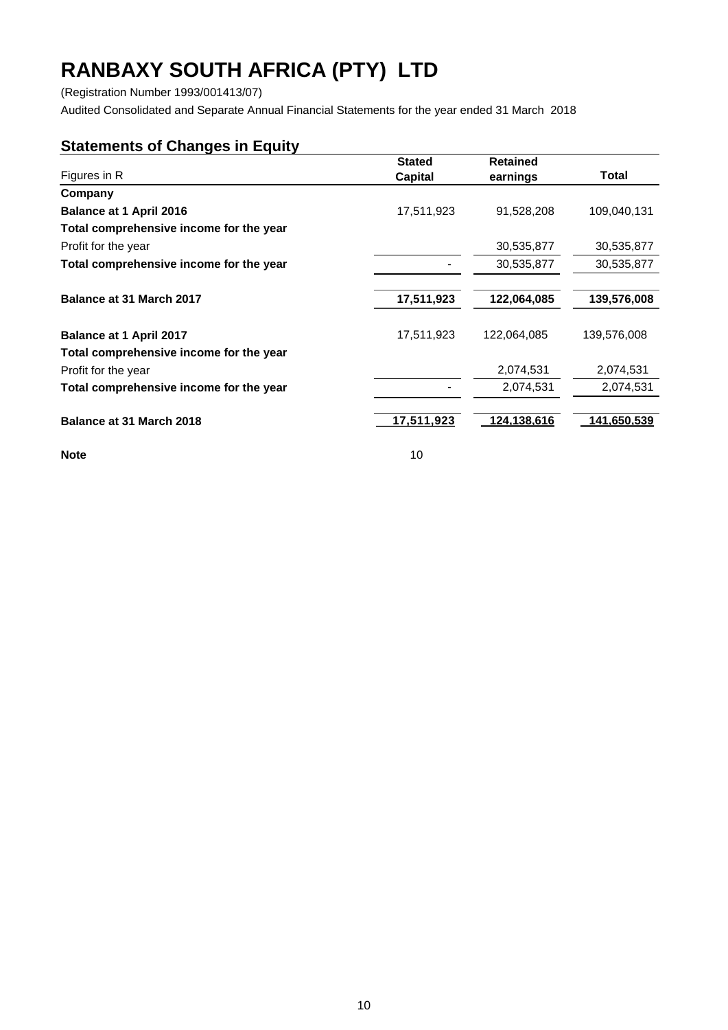# RANBAXY SOUTH AFRICA (PTY) LTD

(Registration Number 1993/001413/07)

Audited Consolidated and Separate Annual Financial Statements for the year ended 31 March 2018

## Statements of Changes in Equity

| Figures in R | Stated Capital | Retained earnings | Total |
|---|---|---|---|
| **Company** | | | |
| **Balance at 1 April 2016** | 17,511,923 | 91,528,208 | 109,040,131 |
| **Total comprehensive income for the year** | | | |
| Profit for the year | | 30,535,877 | 30,535,877 |
| **Total comprehensive income for the year** | - | 30,535,877 | 30,535,877 |
| **Balance at 31 March 2017** | **17,511,923** | **122,064,085** | **139,576,008** |
| **Balance at 1 April 2017** | 17,511,923 | 122,064,085 | 139,576,008 |
| **Total comprehensive income for the year** | | | |
| Profit for the year | | 2,074,531 | 2,074,531 |
| **Total comprehensive income for the year** | - | 2,074,531 | 2,074,531 |
| **Balance at 31 March 2018** | **17,511,923** | **124,138,616** | **141,650,539** |
| **Note** | 10 | | |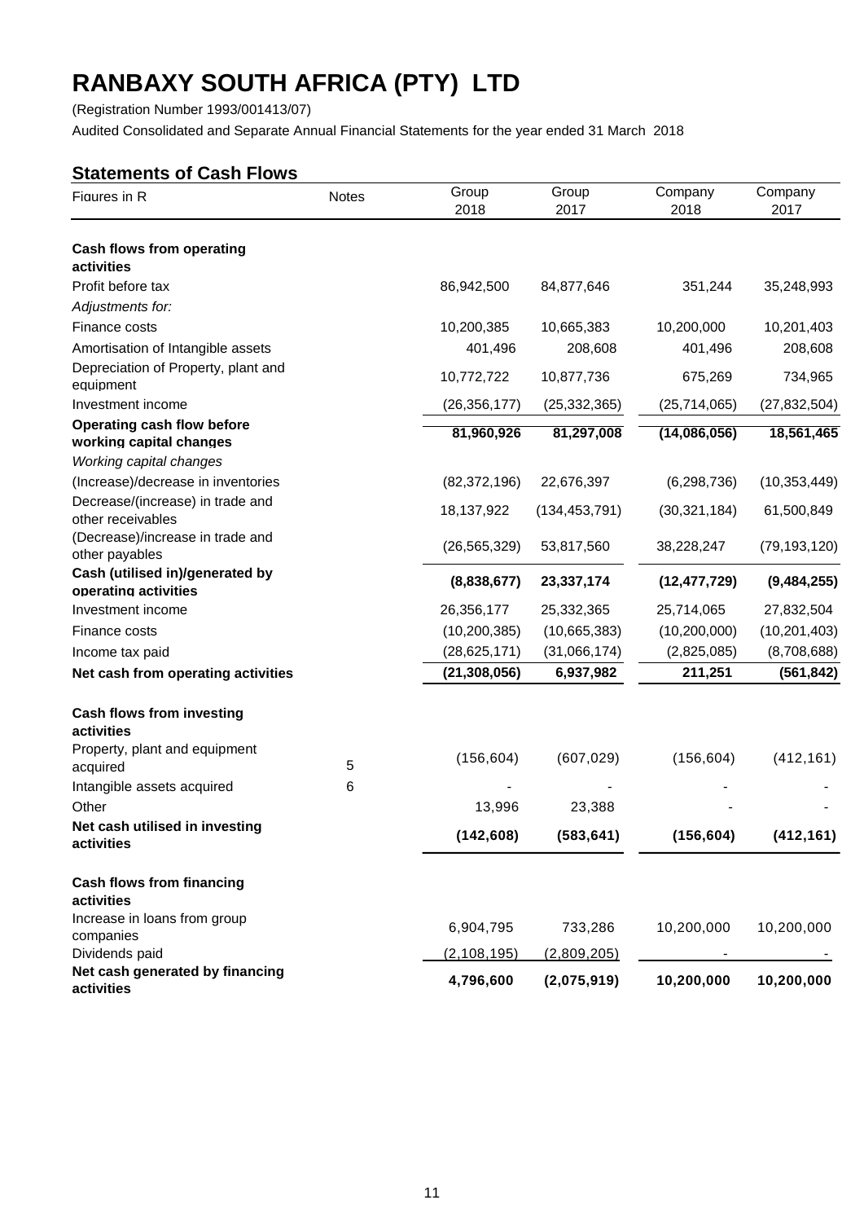# RANBAXY SOUTH AFRICA (PTY) LTD

(Registration Number 1993/001413/07)

Audited Consolidated and Separate Annual Financial Statements for the year ended 31 March 2018

## Statements of Cash Flows

| Figures in R | Notes | Group 2018 | Group 2017 | Company 2018 | Company 2017 |
|---|---|---|---|---|---|
| **Cash flows from operating activities** | | | | | |
| Profit before tax | | 86,942,500 | 84,877,646 | 351,244 | 35,248,993 |
| *Adjustments for:* | | | | | |
| Finance costs | | 10,200,385 | 10,665,383 | 10,200,000 | 10,201,403 |
| Amortisation of Intangible assets | | 401,496 | 208,608 | 401,496 | 208,608 |
| Depreciation of Property, plant and equipment | | 10,772,722 | 10,877,736 | 675,269 | 734,965 |
| Investment income | | (26,356,177) | (25,332,365) | (25,714,065) | (27,832,504) |
| **Operating cash flow before working capital changes** | | **81,960,926** | **81,297,008** | **(14,086,056)** | **18,561,465** |
| *Working capital changes* | | | | | |
| (Increase)/decrease in inventories | | (82,372,196) | 22,676,397 | (6,298,736) | (10,353,449) |
| Decrease/(increase) in trade and other receivables | | 18,137,922 | (134,453,791) | (30,321,184) | 61,500,849 |
| (Decrease)/increase in trade and other payables | | (26,565,329) | 53,817,560 | 38,228,247 | (79,193,120) |
| **Cash (utilised in)/generated by operating activities** | | **(8,838,677)** | **23,337,174** | **(12,477,729)** | **(9,484,255)** |
| Investment income | | 26,356,177 | 25,332,365 | 25,714,065 | 27,832,504 |
| Finance costs | | (10,200,385) | (10,665,383) | (10,200,000) | (10,201,403) |
| Income tax paid | | (28,625,171) | (31,066,174) | (2,825,085) | (8,708,688) |
| **Net cash from operating activities** | | **(21,308,056)** | **6,937,982** | **211,251** | **(561,842)** |
| **Cash flows from investing activities** | | | | | |
| Property, plant and equipment acquired | 5 | (156,604) | (607,029) | (156,604) | (412,161) |
| Intangible assets acquired | 6 | - | - | - | - |
| Other | | 13,996 | 23,388 | - | - |
| **Net cash utilised in investing activities** | | **(142,608)** | **(583,641)** | **(156,604)** | **(412,161)** |
| **Cash flows from financing activities** | | | | | |
| Increase in loans from group companies | | 6,904,795 | 733,286 | 10,200,000 | 10,200,000 |
| Dividends paid | | (2,108,195) | (2,809,205) | - | - |
| **Net cash generated by financing activities** | | **4,796,600** | **(2,075,919)** | **10,200,000** | **10,200,000** |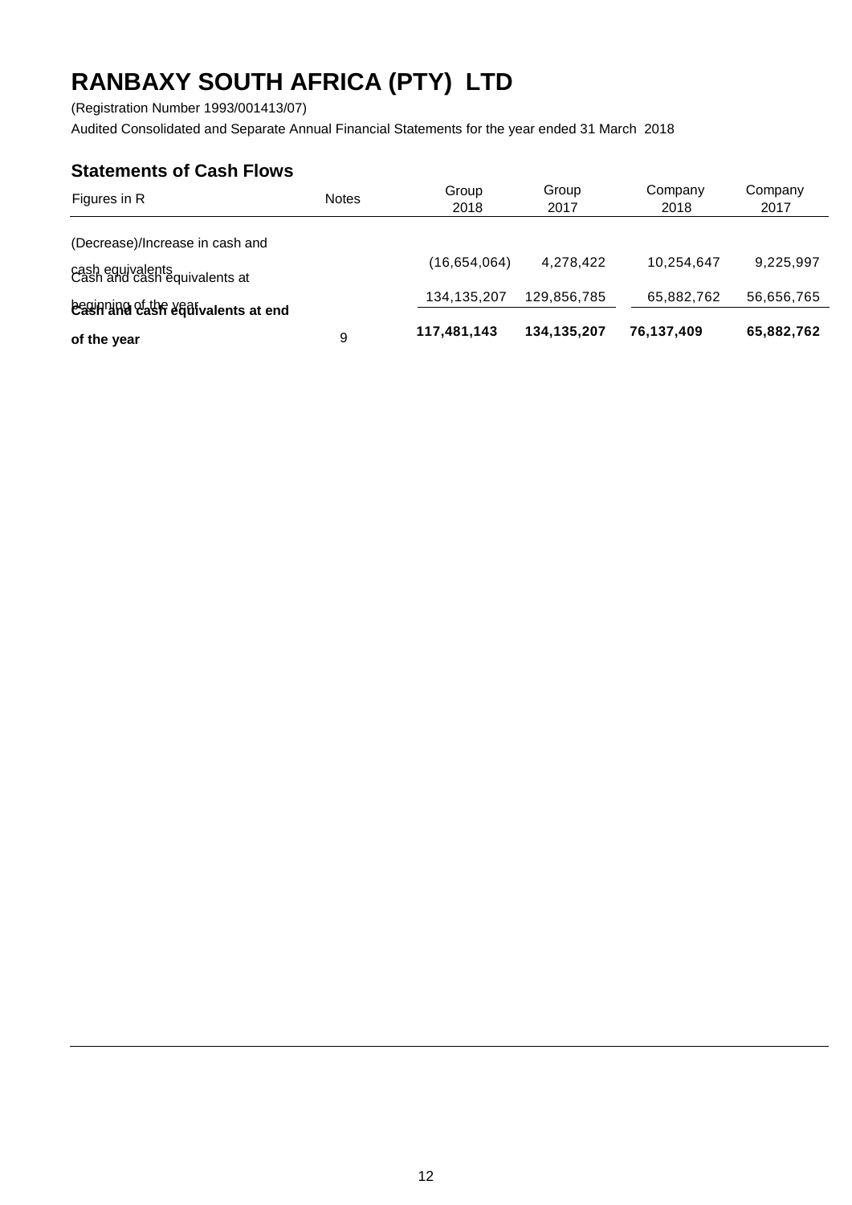# RANBAXY SOUTH AFRICA (PTY) LTD

(Registration Number 1993/001413/07)

Audited Consolidated and Separate Annual Financial Statements for the year ended 31 March 2018

## Statements of Cash Flows

| Figures in R | Notes | Group 2018 | Group 2017 | Company 2018 | Company 2017 |
|---|---|---|---|---|---|
| (Decrease)/Increase in cash and cash equivalents | | (16,654,064) | 4,278,422 | 10,254,647 | 9,225,997 |
| Cash and cash equivalents at beginning of the year | | 134,135,207 | 129,856,785 | 65,882,762 | 56,656,765 |
| **Cash and cash equivalents at end of the year** | 9 | **117,481,143** | **134,135,207** | **76,137,409** | **65,882,762** |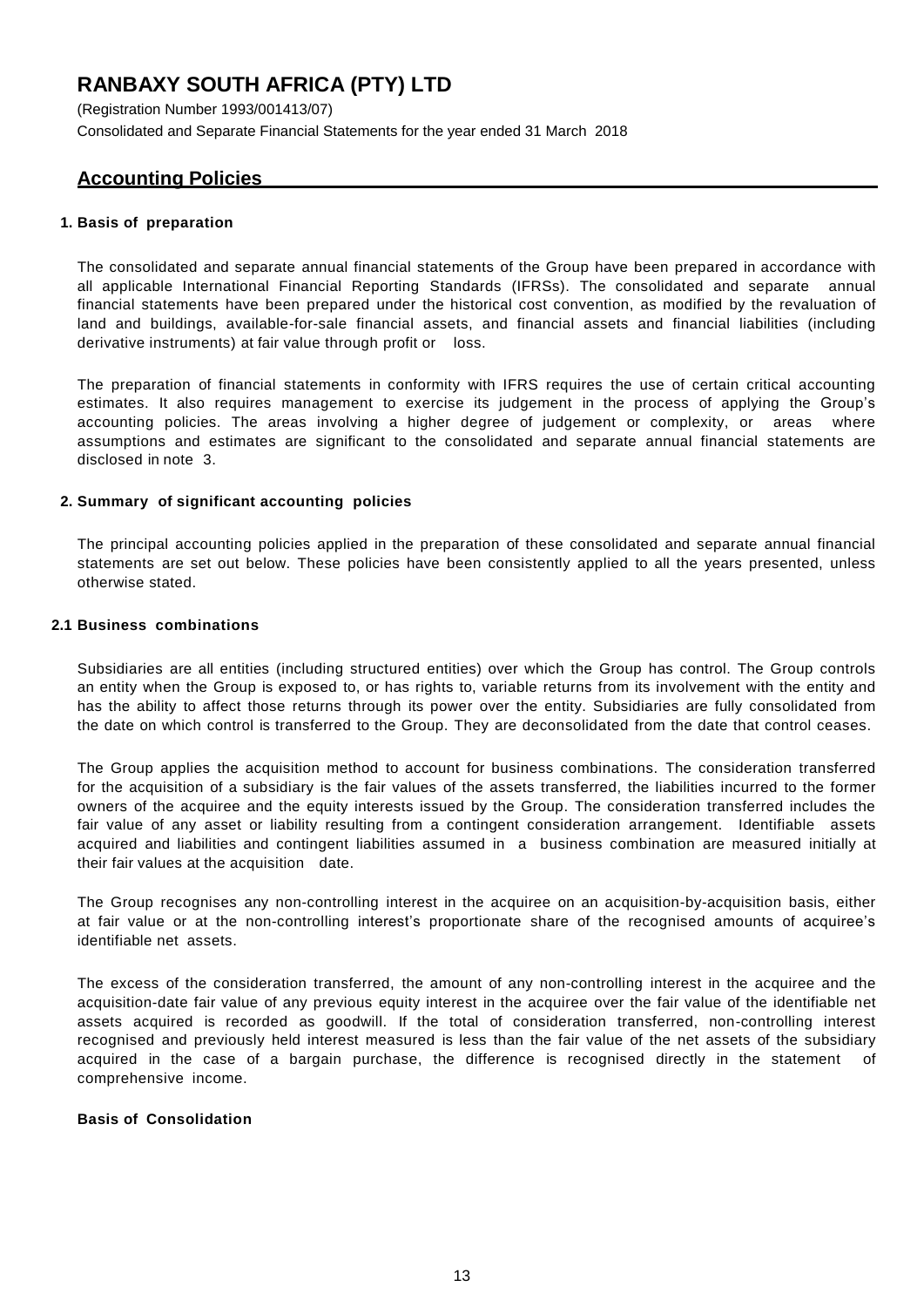# RANBAXY SOUTH AFRICA (PTY) LTD

(Registration Number 1993/001413/07)

Consolidated and Separate Financial Statements for the year ended 31 March 2018

## Accounting Policies

### 1. Basis of preparation

The consolidated and separate annual financial statements of the Group have been prepared in accordance with all applicable International Financial Reporting Standards (IFRSs). The consolidated and separate annual financial statements have been prepared under the historical cost convention, as modified by the revaluation of land and buildings, available-for-sale financial assets, and financial assets and financial liabilities (including derivative instruments) at fair value through profit or loss.

The preparation of financial statements in conformity with IFRS requires the use of certain critical accounting estimates. It also requires management to exercise its judgement in the process of applying the Group's accounting policies. The areas involving a higher degree of judgement or complexity, or areas where assumptions and estimates are significant to the consolidated and separate annual financial statements are disclosed in note 3.

### 2. Summary of significant accounting policies

The principal accounting policies applied in the preparation of these consolidated and separate annual financial statements are set out below. These policies have been consistently applied to all the years presented, unless otherwise stated.

### 2.1 Business combinations

Subsidiaries are all entities (including structured entities) over which the Group has control. The Group controls an entity when the Group is exposed to, or has rights to, variable returns from its involvement with the entity and has the ability to affect those returns through its power over the entity. Subsidiaries are fully consolidated from the date on which control is transferred to the Group. They are deconsolidated from the date that control ceases.

The Group applies the acquisition method to account for business combinations. The consideration transferred for the acquisition of a subsidiary is the fair values of the assets transferred, the liabilities incurred to the former owners of the acquiree and the equity interests issued by the Group. The consideration transferred includes the fair value of any asset or liability resulting from a contingent consideration arrangement. Identifiable assets acquired and liabilities and contingent liabilities assumed in a business combination are measured initially at their fair values at the acquisition date.

The Group recognises any non-controlling interest in the acquiree on an acquisition-by-acquisition basis, either at fair value or at the non-controlling interest's proportionate share of the recognised amounts of acquiree's identifiable net assets.

The excess of the consideration transferred, the amount of any non-controlling interest in the acquiree and the acquisition-date fair value of any previous equity interest in the acquiree over the fair value of the identifiable net assets acquired is recorded as goodwill. If the total of consideration transferred, non-controlling interest recognised and previously held interest measured is less than the fair value of the net assets of the subsidiary acquired in the case of a bargain purchase, the difference is recognised directly in the statement of comprehensive income.

**Basis of Consolidation**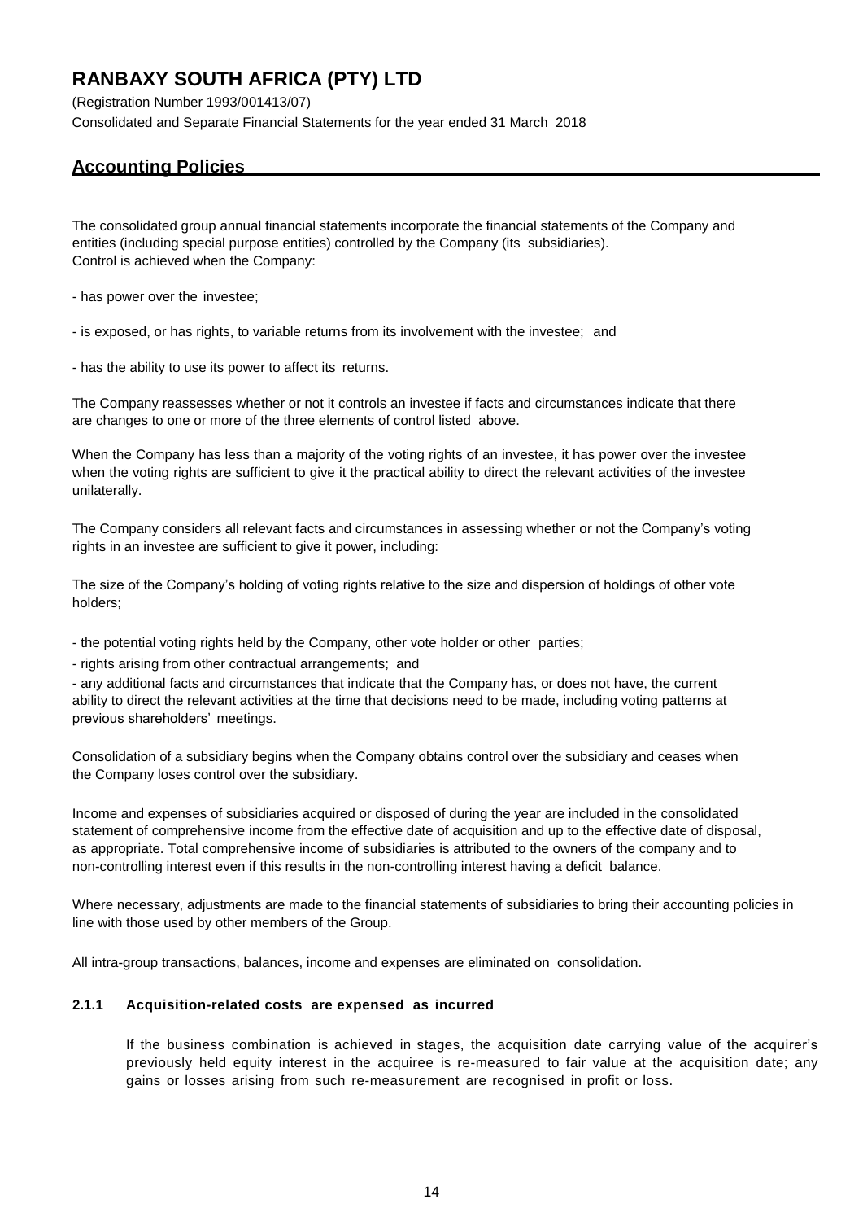## Accounting Policies

The consolidated group annual financial statements incorporate the financial statements of the Company and entities (including special purpose entities) controlled by the Company (its subsidiaries).
Control is achieved when the Company:

- has power over the investee;

- is exposed, or has rights, to variable returns from its involvement with the investee; and

- has the ability to use its power to affect its returns.

The Company reassesses whether or not it controls an investee if facts and circumstances indicate that there are changes to one or more of the three elements of control listed above.

When the Company has less than a majority of the voting rights of an investee, it has power over the investee when the voting rights are sufficient to give it the practical ability to direct the relevant activities of the investee unilaterally.

The Company considers all relevant facts and circumstances in assessing whether or not the Company's voting rights in an investee are sufficient to give it power, including:

The size of the Company's holding of voting rights relative to the size and dispersion of holdings of other vote holders;

- the potential voting rights held by the Company, other vote holder or other parties;
- rights arising from other contractual arrangements; and
- any additional facts and circumstances that indicate that the Company has, or does not have, the current ability to direct the relevant activities at the time that decisions need to be made, including voting patterns at previous shareholders' meetings.

Consolidation of a subsidiary begins when the Company obtains control over the subsidiary and ceases when the Company loses control over the subsidiary.

Income and expenses of subsidiaries acquired or disposed of during the year are included in the consolidated statement of comprehensive income from the effective date of acquisition and up to the effective date of disposal, as appropriate. Total comprehensive income of subsidiaries is attributed to the owners of the company and to non-controlling interest even if this results in the non-controlling interest having a deficit balance.

Where necessary, adjustments are made to the financial statements of subsidiaries to bring their accounting policies in line with those used by other members of the Group.

All intra-group transactions, balances, income and expenses are eliminated on consolidation.

#### 2.1.1 Acquisition-related costs are expensed as incurred

If the business combination is achieved in stages, the acquisition date carrying value of the acquirer's previously held equity interest in the acquiree is re-measured to fair value at the acquisition date; any gains or losses arising from such re-measurement are recognised in profit or loss.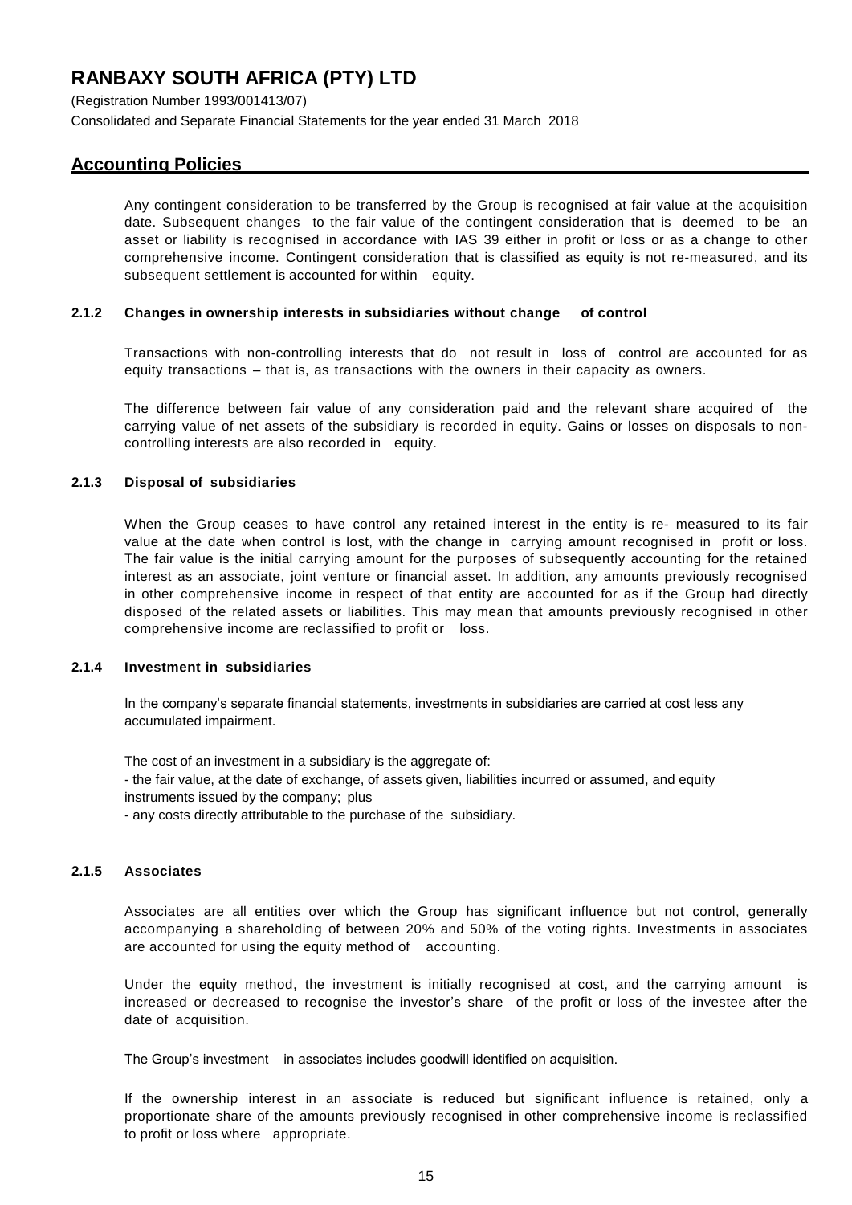# RANBAXY SOUTH AFRICA (PTY) LTD

(Registration Number 1993/001413/07)

Consolidated and Separate Financial Statements for the year ended 31 March 2018

## Accounting Policies

Any contingent consideration to be transferred by the Group is recognised at fair value at the acquisition date. Subsequent changes to the fair value of the contingent consideration that is deemed to be an asset or liability is recognised in accordance with IAS 39 either in profit or loss or as a change to other comprehensive income. Contingent consideration that is classified as equity is not re-measured, and its subsequent settlement is accounted for within equity.

### 2.1.2 Changes in ownership interests in subsidiaries without change of control

Transactions with non-controlling interests that do not result in loss of control are accounted for as equity transactions – that is, as transactions with the owners in their capacity as owners.

The difference between fair value of any consideration paid and the relevant share acquired of the carrying value of net assets of the subsidiary is recorded in equity. Gains or losses on disposals to non-controlling interests are also recorded in equity.

### 2.1.3 Disposal of subsidiaries

When the Group ceases to have control any retained interest in the entity is re- measured to its fair value at the date when control is lost, with the change in carrying amount recognised in profit or loss. The fair value is the initial carrying amount for the purposes of subsequently accounting for the retained interest as an associate, joint venture or financial asset. In addition, any amounts previously recognised in other comprehensive income in respect of that entity are accounted for as if the Group had directly disposed of the related assets or liabilities. This may mean that amounts previously recognised in other comprehensive income are reclassified to profit or loss.

### 2.1.4 Investment in subsidiaries

In the company's separate financial statements, investments in subsidiaries are carried at cost less any accumulated impairment.

The cost of an investment in a subsidiary is the aggregate of:
- the fair value, at the date of exchange, of assets given, liabilities incurred or assumed, and equity instruments issued by the company; plus
- any costs directly attributable to the purchase of the subsidiary.

### 2.1.5 Associates

Associates are all entities over which the Group has significant influence but not control, generally accompanying a shareholding of between 20% and 50% of the voting rights. Investments in associates are accounted for using the equity method of accounting.

Under the equity method, the investment is initially recognised at cost, and the carrying amount is increased or decreased to recognise the investor's share of the profit or loss of the investee after the date of acquisition.

The Group's investment in associates includes goodwill identified on acquisition.

If the ownership interest in an associate is reduced but significant influence is retained, only a proportionate share of the amounts previously recognised in other comprehensive income is reclassified to profit or loss where appropriate.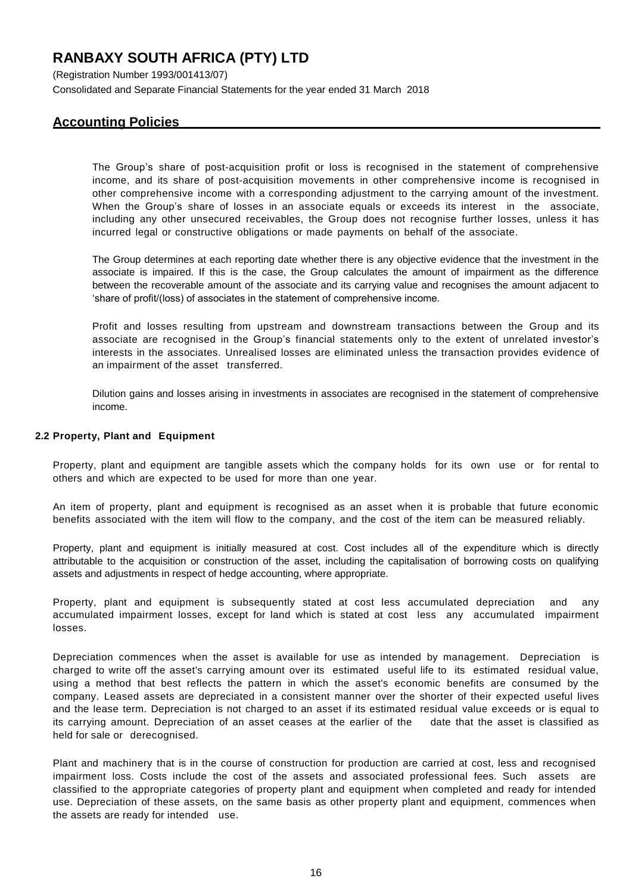The Group's share of post-acquisition profit or loss is recognised in the statement of comprehensive income, and its share of post-acquisition movements in other comprehensive income is recognised in other comprehensive income with a corresponding adjustment to the carrying amount of the investment. When the Group's share of losses in an associate equals or exceeds its interest in the associate, including any other unsecured receivables, the Group does not recognise further losses, unless it has incurred legal or constructive obligations or made payments on behalf of the associate.

The Group determines at each reporting date whether there is any objective evidence that the investment in the associate is impaired. If this is the case, the Group calculates the amount of impairment as the difference between the recoverable amount of the associate and its carrying value and recognises the amount adjacent to 'share of profit/(loss) of associates in the statement of comprehensive income.

Profit and losses resulting from upstream and downstream transactions between the Group and its associate are recognised in the Group's financial statements only to the extent of unrelated investor's interests in the associates. Unrealised losses are eliminated unless the transaction provides evidence of an impairment of the asset transferred.

Dilution gains and losses arising in investments in associates are recognised in the statement of comprehensive income.

### 2.2 Property, Plant and Equipment

Property, plant and equipment are tangible assets which the company holds for its own use or for rental to others and which are expected to be used for more than one year.

An item of property, plant and equipment is recognised as an asset when it is probable that future economic benefits associated with the item will flow to the company, and the cost of the item can be measured reliably.

Property, plant and equipment is initially measured at cost. Cost includes all of the expenditure which is directly attributable to the acquisition or construction of the asset, including the capitalisation of borrowing costs on qualifying assets and adjustments in respect of hedge accounting, where appropriate.

Property, plant and equipment is subsequently stated at cost less accumulated depreciation and any accumulated impairment losses, except for land which is stated at cost less any accumulated impairment losses.

Depreciation commences when the asset is available for use as intended by management. Depreciation is charged to write off the asset's carrying amount over its estimated useful life to its estimated residual value, using a method that best reflects the pattern in which the asset's economic benefits are consumed by the company. Leased assets are depreciated in a consistent manner over the shorter of their expected useful lives and the lease term. Depreciation is not charged to an asset if its estimated residual value exceeds or is equal to its carrying amount. Depreciation of an asset ceases at the earlier of the date that the asset is classified as held for sale or derecognised.

Plant and machinery that is in the course of construction for production are carried at cost, less and recognised impairment loss. Costs include the cost of the assets and associated professional fees. Such assets are classified to the appropriate categories of property plant and equipment when completed and ready for intended use. Depreciation of these assets, on the same basis as other property plant and equipment, commences when the assets are ready for intended use.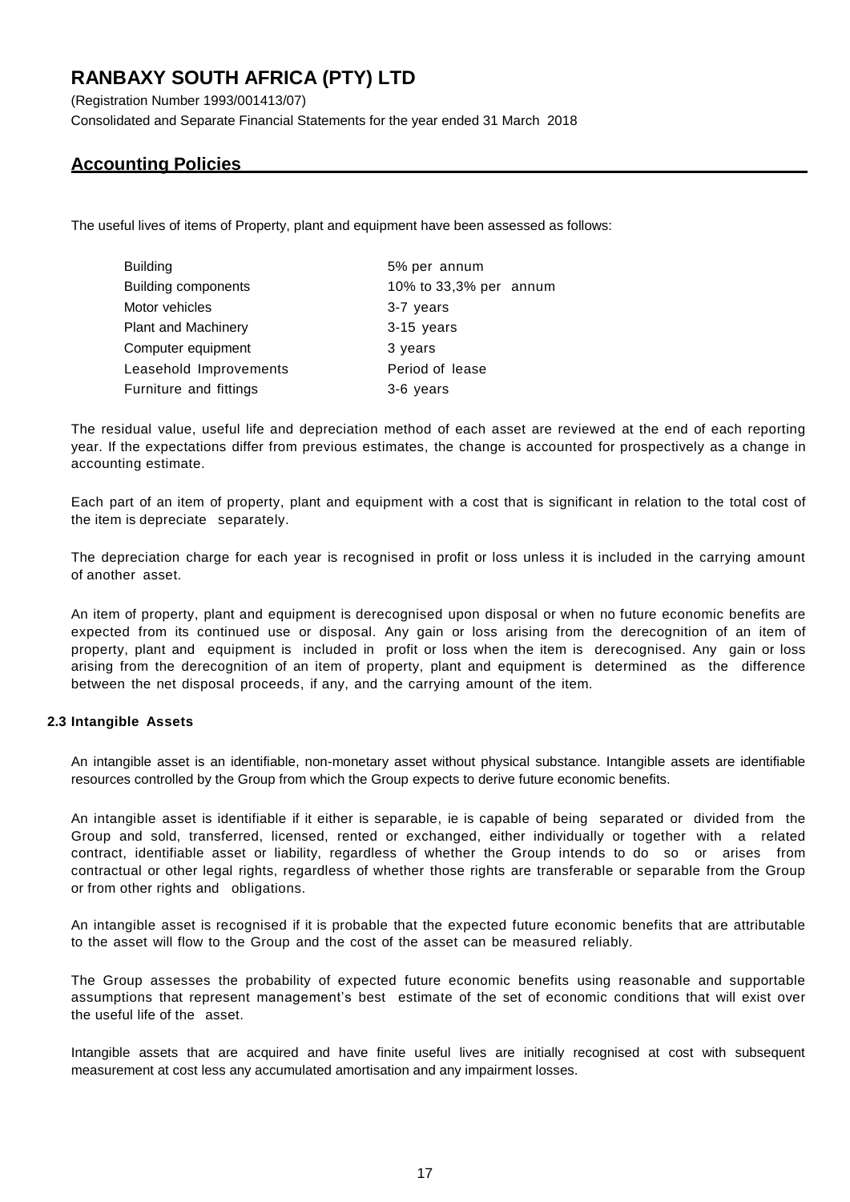# RANBAXY SOUTH AFRICA (PTY) LTD

(Registration Number 1993/001413/07)
Consolidated and Separate Financial Statements for the year ended 31 March 2018

## Accounting Policies

The useful lives of items of Property, plant and equipment have been assessed as follows:

| | |
|---|---|
| Building | 5% per annum |
| Building components | 10% to 33,3% per annum |
| Motor vehicles | 3-7 years |
| Plant and Machinery | 3-15 years |
| Computer equipment | 3 years |
| Leasehold Improvements | Period of lease |
| Furniture and fittings | 3-6 years |

The residual value, useful life and depreciation method of each asset are reviewed at the end of each reporting year. If the expectations differ from previous estimates, the change is accounted for prospectively as a change in accounting estimate.

Each part of an item of property, plant and equipment with a cost that is significant in relation to the total cost of the item is depreciate separately.

The depreciation charge for each year is recognised in profit or loss unless it is included in the carrying amount of another asset.

An item of property, plant and equipment is derecognised upon disposal or when no future economic benefits are expected from its continued use or disposal. Any gain or loss arising from the derecognition of an item of property, plant and equipment is included in profit or loss when the item is derecognised. Any gain or loss arising from the derecognition of an item of property, plant and equipment is determined as the difference between the net disposal proceeds, if any, and the carrying amount of the item.

### 2.3 Intangible Assets

An intangible asset is an identifiable, non-monetary asset without physical substance. Intangible assets are identifiable resources controlled by the Group from which the Group expects to derive future economic benefits.

An intangible asset is identifiable if it either is separable, ie is capable of being separated or divided from the Group and sold, transferred, licensed, rented or exchanged, either individually or together with a related contract, identifiable asset or liability, regardless of whether the Group intends to do so or arises from contractual or other legal rights, regardless of whether those rights are transferable or separable from the Group or from other rights and obligations.

An intangible asset is recognised if it is probable that the expected future economic benefits that are attributable to the asset will flow to the Group and the cost of the asset can be measured reliably.

The Group assesses the probability of expected future economic benefits using reasonable and supportable assumptions that represent management's best estimate of the set of economic conditions that will exist over the useful life of the asset.

Intangible assets that are acquired and have finite useful lives are initially recognised at cost with subsequent measurement at cost less any accumulated amortisation and any impairment losses.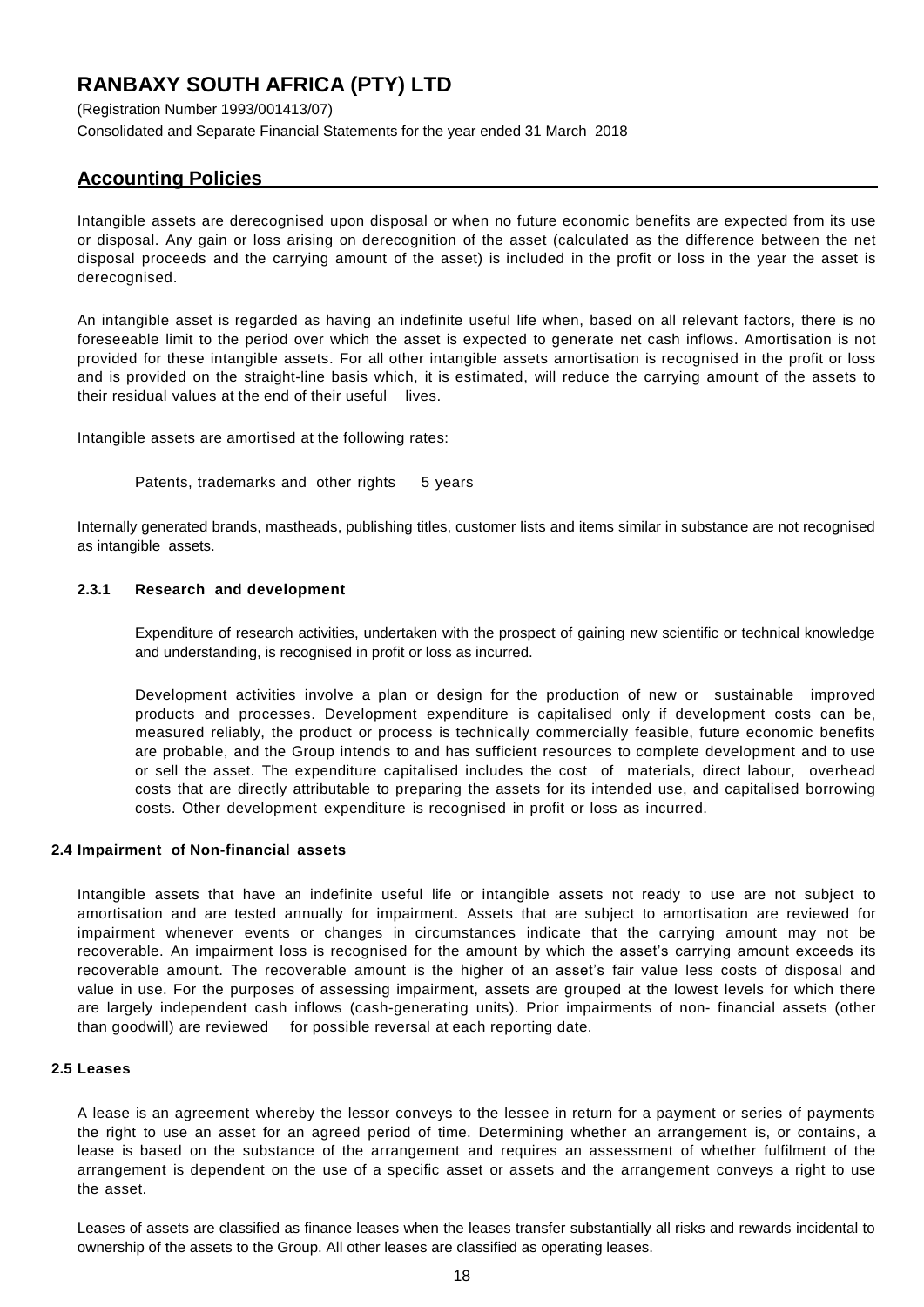## Accounting Policies

Intangible assets are derecognised upon disposal or when no future economic benefits are expected from its use or disposal. Any gain or loss arising on derecognition of the asset (calculated as the difference between the net disposal proceeds and the carrying amount of the asset) is included in the profit or loss in the year the asset is derecognised.

An intangible asset is regarded as having an indefinite useful life when, based on all relevant factors, there is no foreseeable limit to the period over which the asset is expected to generate net cash inflows. Amortisation is not provided for these intangible assets. For all other intangible assets amortisation is recognised in the profit or loss and is provided on the straight-line basis which, it is estimated, will reduce the carrying amount of the assets to their residual values at the end of their useful lives.

Intangible assets are amortised at the following rates:

| | |
|---|---|
| Patents, trademarks and other rights | 5 years |

Internally generated brands, mastheads, publishing titles, customer lists and items similar in substance are not recognised as intangible assets.

#### 2.3.1 Research and development

Expenditure of research activities, undertaken with the prospect of gaining new scientific or technical knowledge and understanding, is recognised in profit or loss as incurred.

Development activities involve a plan or design for the production of new or sustainable improved products and processes. Development expenditure is capitalised only if development costs can be, measured reliably, the product or process is technically commercially feasible, future economic benefits are probable, and the Group intends to and has sufficient resources to complete development and to use or sell the asset. The expenditure capitalised includes the cost of materials, direct labour, overhead costs that are directly attributable to preparing the assets for its intended use, and capitalised borrowing costs. Other development expenditure is recognised in profit or loss as incurred.

### 2.4 Impairment of Non-financial assets

Intangible assets that have an indefinite useful life or intangible assets not ready to use are not subject to amortisation and are tested annually for impairment. Assets that are subject to amortisation are reviewed for impairment whenever events or changes in circumstances indicate that the carrying amount may not be recoverable. An impairment loss is recognised for the amount by which the asset's carrying amount exceeds its recoverable amount. The recoverable amount is the higher of an asset's fair value less costs of disposal and value in use. For the purposes of assessing impairment, assets are grouped at the lowest levels for which there are largely independent cash inflows (cash-generating units). Prior impairments of non- financial assets (other than goodwill) are reviewed for possible reversal at each reporting date.

### 2.5 Leases

A lease is an agreement whereby the lessor conveys to the lessee in return for a payment or series of payments the right to use an asset for an agreed period of time. Determining whether an arrangement is, or contains, a lease is based on the substance of the arrangement and requires an assessment of whether fulfilment of the arrangement is dependent on the use of a specific asset or assets and the arrangement conveys a right to use the asset.

Leases of assets are classified as finance leases when the leases transfer substantially all risks and rewards incidental to ownership of the assets to the Group. All other leases are classified as operating leases.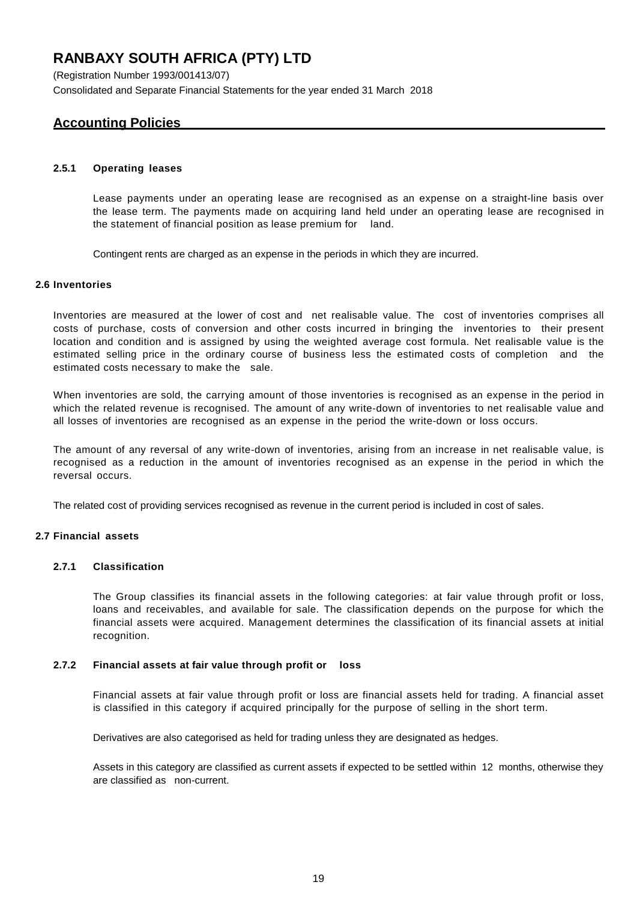# RANBAXY SOUTH AFRICA (PTY) LTD

(Registration Number 1993/001413/07)

Consolidated and Separate Financial Statements for the year ended 31 March 2018

## Accounting Policies

#### 2.5.1 Operating leases

Lease payments under an operating lease are recognised as an expense on a straight-line basis over the lease term. The payments made on acquiring land held under an operating lease are recognised in the statement of financial position as lease premium for land.

Contingent rents are charged as an expense in the periods in which they are incurred.

### 2.6 Inventories

Inventories are measured at the lower of cost and net realisable value. The cost of inventories comprises all costs of purchase, costs of conversion and other costs incurred in bringing the inventories to their present location and condition and is assigned by using the weighted average cost formula. Net realisable value is the estimated selling price in the ordinary course of business less the estimated costs of completion and the estimated costs necessary to make the sale.

When inventories are sold, the carrying amount of those inventories is recognised as an expense in the period in which the related revenue is recognised. The amount of any write-down of inventories to net realisable value and all losses of inventories are recognised as an expense in the period the write-down or loss occurs.

The amount of any reversal of any write-down of inventories, arising from an increase in net realisable value, is recognised as a reduction in the amount of inventories recognised as an expense in the period in which the reversal occurs.

The related cost of providing services recognised as revenue in the current period is included in cost of sales.

### 2.7 Financial assets

#### 2.7.1 Classification

The Group classifies its financial assets in the following categories: at fair value through profit or loss, loans and receivables, and available for sale. The classification depends on the purpose for which the financial assets were acquired. Management determines the classification of its financial assets at initial recognition.

#### 2.7.2 Financial assets at fair value through profit or loss

Financial assets at fair value through profit or loss are financial assets held for trading. A financial asset is classified in this category if acquired principally for the purpose of selling in the short term.

Derivatives are also categorised as held for trading unless they are designated as hedges.

Assets in this category are classified as current assets if expected to be settled within 12 months, otherwise they are classified as non-current.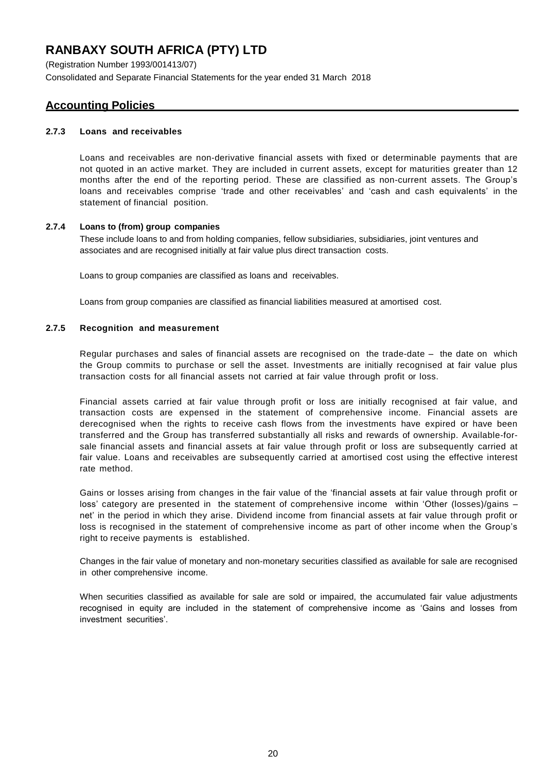# RANBAXY SOUTH AFRICA (PTY) LTD

(Registration Number 1993/001413/07)

Consolidated and Separate Financial Statements for the year ended 31 March 2018

## Accounting Policies

### 2.7.3 Loans and receivables

Loans and receivables are non-derivative financial assets with fixed or determinable payments that are not quoted in an active market. They are included in current assets, except for maturities greater than 12 months after the end of the reporting period. These are classified as non-current assets. The Group's loans and receivables comprise 'trade and other receivables' and 'cash and cash equivalents' in the statement of financial position.

### 2.7.4 Loans to (from) group companies

These include loans to and from holding companies, fellow subsidiaries, subsidiaries, joint ventures and associates and are recognised initially at fair value plus direct transaction costs.

Loans to group companies are classified as loans and receivables.

Loans from group companies are classified as financial liabilities measured at amortised cost.

### 2.7.5 Recognition and measurement

Regular purchases and sales of financial assets are recognised on the trade-date – the date on which the Group commits to purchase or sell the asset. Investments are initially recognised at fair value plus transaction costs for all financial assets not carried at fair value through profit or loss.

Financial assets carried at fair value through profit or loss are initially recognised at fair value, and transaction costs are expensed in the statement of comprehensive income. Financial assets are derecognised when the rights to receive cash flows from the investments have expired or have been transferred and the Group has transferred substantially all risks and rewards of ownership. Available-for-sale financial assets and financial assets at fair value through profit or loss are subsequently carried at fair value. Loans and receivables are subsequently carried at amortised cost using the effective interest rate method.

Gains or losses arising from changes in the fair value of the 'financial assets at fair value through profit or loss' category are presented in the statement of comprehensive income within 'Other (losses)/gains – net' in the period in which they arise. Dividend income from financial assets at fair value through profit or loss is recognised in the statement of comprehensive income as part of other income when the Group's right to receive payments is established.

Changes in the fair value of monetary and non-monetary securities classified as available for sale are recognised in other comprehensive income.

When securities classified as available for sale are sold or impaired, the accumulated fair value adjustments recognised in equity are included in the statement of comprehensive income as 'Gains and losses from investment securities'.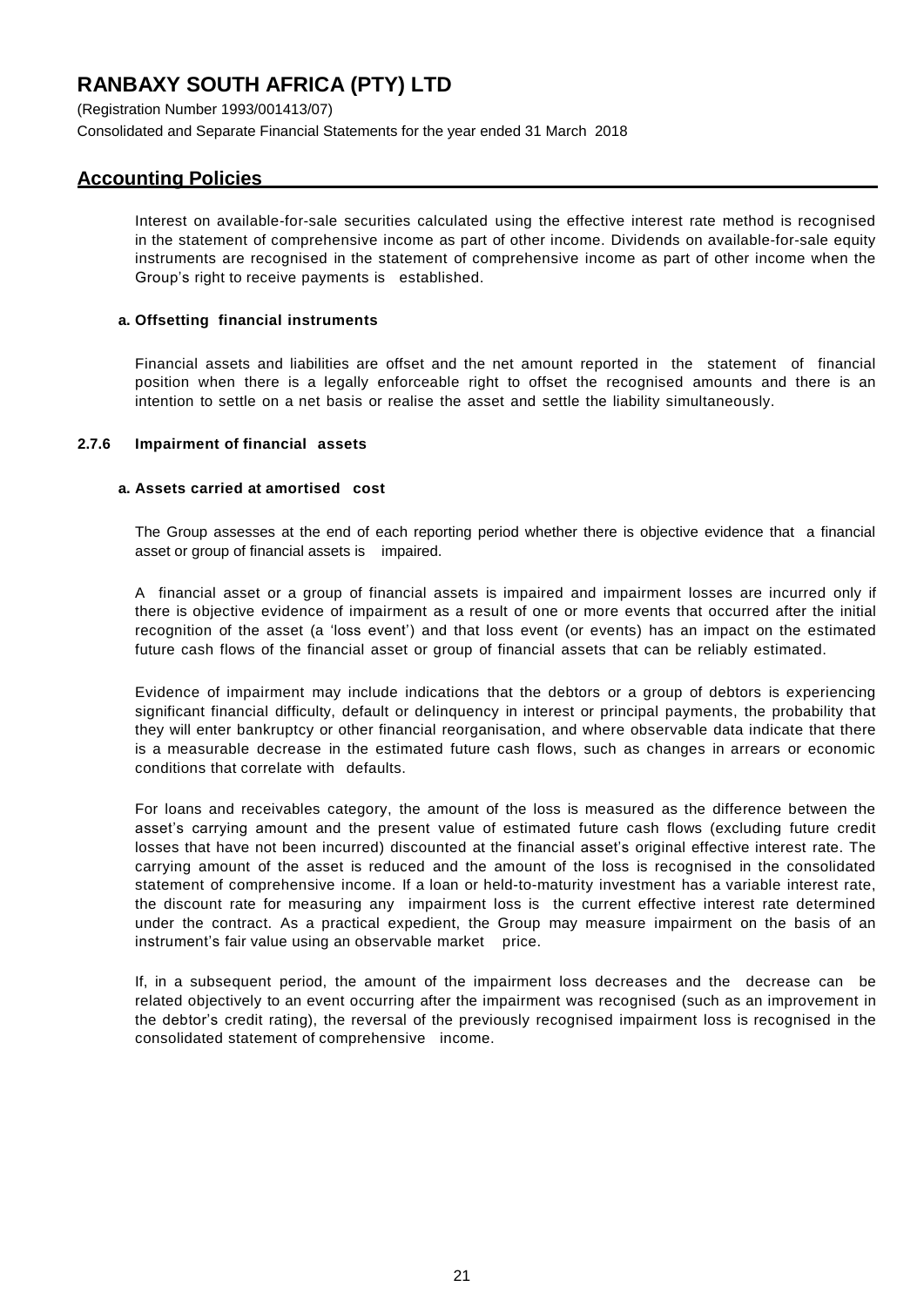Interest on available-for-sale securities calculated using the effective interest rate method is recognised in the statement of comprehensive income as part of other income. Dividends on available-for-sale equity instruments are recognised in the statement of comprehensive income as part of other income when the Group's right to receive payments is established.

**a. Offsetting financial instruments**

Financial assets and liabilities are offset and the net amount reported in the statement of financial position when there is a legally enforceable right to offset the recognised amounts and there is an intention to settle on a net basis or realise the asset and settle the liability simultaneously.

### 2.7.6 Impairment of financial assets

**a. Assets carried at amortised cost**

The Group assesses at the end of each reporting period whether there is objective evidence that a financial asset or group of financial assets is impaired.

A financial asset or a group of financial assets is impaired and impairment losses are incurred only if there is objective evidence of impairment as a result of one or more events that occurred after the initial recognition of the asset (a 'loss event') and that loss event (or events) has an impact on the estimated future cash flows of the financial asset or group of financial assets that can be reliably estimated.

Evidence of impairment may include indications that the debtors or a group of debtors is experiencing significant financial difficulty, default or delinquency in interest or principal payments, the probability that they will enter bankruptcy or other financial reorganisation, and where observable data indicate that there is a measurable decrease in the estimated future cash flows, such as changes in arrears or economic conditions that correlate with defaults.

For loans and receivables category, the amount of the loss is measured as the difference between the asset's carrying amount and the present value of estimated future cash flows (excluding future credit losses that have not been incurred) discounted at the financial asset's original effective interest rate. The carrying amount of the asset is reduced and the amount of the loss is recognised in the consolidated statement of comprehensive income. If a loan or held-to-maturity investment has a variable interest rate, the discount rate for measuring any impairment loss is the current effective interest rate determined under the contract. As a practical expedient, the Group may measure impairment on the basis of an instrument's fair value using an observable market price.

If, in a subsequent period, the amount of the impairment loss decreases and the decrease can be related objectively to an event occurring after the impairment was recognised (such as an improvement in the debtor's credit rating), the reversal of the previously recognised impairment loss is recognised in the consolidated statement of comprehensive income.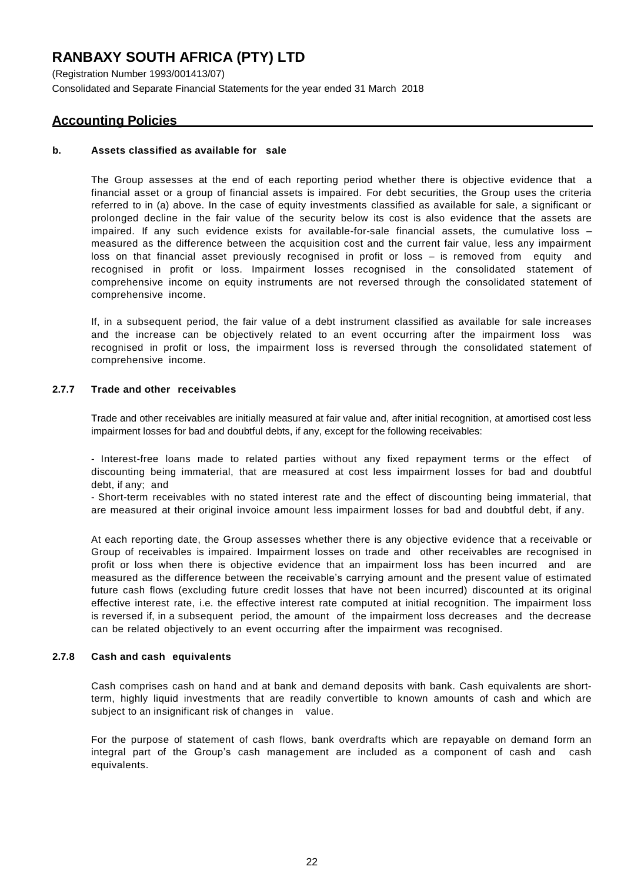# RANBAXY SOUTH AFRICA (PTY) LTD

(Registration Number 1993/001413/07)
Consolidated and Separate Financial Statements for the year ended 31 March 2018

## Accounting Policies

**b. Assets classified as available for sale**

The Group assesses at the end of each reporting period whether there is objective evidence that a financial asset or a group of financial assets is impaired. For debt securities, the Group uses the criteria referred to in (a) above. In the case of equity investments classified as available for sale, a significant or prolonged decline in the fair value of the security below its cost is also evidence that the assets are impaired. If any such evidence exists for available-for-sale financial assets, the cumulative loss – measured as the difference between the acquisition cost and the current fair value, less any impairment loss on that financial asset previously recognised in profit or loss – is removed from equity and recognised in profit or loss. Impairment losses recognised in the consolidated statement of comprehensive income on equity instruments are not reversed through the consolidated statement of comprehensive income.

If, in a subsequent period, the fair value of a debt instrument classified as available for sale increases and the increase can be objectively related to an event occurring after the impairment loss was recognised in profit or loss, the impairment loss is reversed through the consolidated statement of comprehensive income.

**2.7.7 Trade and other receivables**

Trade and other receivables are initially measured at fair value and, after initial recognition, at amortised cost less impairment losses for bad and doubtful debts, if any, except for the following receivables:

- Interest-free loans made to related parties without any fixed repayment terms or the effect of discounting being immaterial, that are measured at cost less impairment losses for bad and doubtful debt, if any; and
- Short-term receivables with no stated interest rate and the effect of discounting being immaterial, that are measured at their original invoice amount less impairment losses for bad and doubtful debt, if any.

At each reporting date, the Group assesses whether there is any objective evidence that a receivable or Group of receivables is impaired. Impairment losses on trade and other receivables are recognised in profit or loss when there is objective evidence that an impairment loss has been incurred and are measured as the difference between the receivable's carrying amount and the present value of estimated future cash flows (excluding future credit losses that have not been incurred) discounted at its original effective interest rate, i.e. the effective interest rate computed at initial recognition. The impairment loss is reversed if, in a subsequent period, the amount of the impairment loss decreases and the decrease can be related objectively to an event occurring after the impairment was recognised.

**2.7.8 Cash and cash equivalents**

Cash comprises cash on hand and at bank and demand deposits with bank. Cash equivalents are short-term, highly liquid investments that are readily convertible to known amounts of cash and which are subject to an insignificant risk of changes in value.

For the purpose of statement of cash flows, bank overdrafts which are repayable on demand form an integral part of the Group's cash management are included as a component of cash and cash equivalents.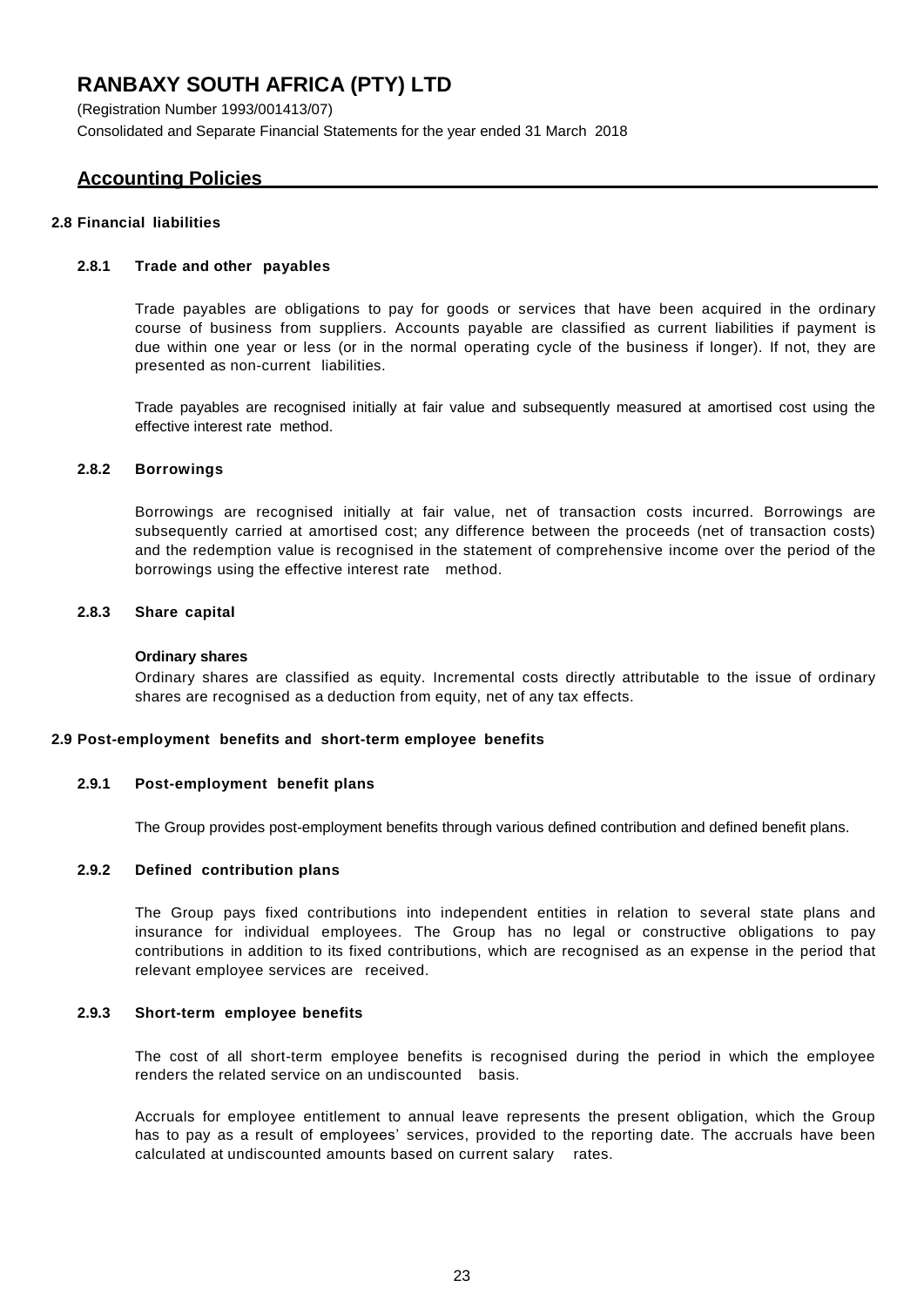# RANBAXY SOUTH AFRICA (PTY) LTD

(Registration Number 1993/001413/07)
Consolidated and Separate Financial Statements for the year ended 31 March 2018

## Accounting Policies

### 2.8 Financial liabilities

#### 2.8.1 Trade and other payables

Trade payables are obligations to pay for goods or services that have been acquired in the ordinary course of business from suppliers. Accounts payable are classified as current liabilities if payment is due within one year or less (or in the normal operating cycle of the business if longer). If not, they are presented as non-current liabilities.

Trade payables are recognised initially at fair value and subsequently measured at amortised cost using the effective interest rate method.

#### 2.8.2 Borrowings

Borrowings are recognised initially at fair value, net of transaction costs incurred. Borrowings are subsequently carried at amortised cost; any difference between the proceeds (net of transaction costs) and the redemption value is recognised in the statement of comprehensive income over the period of the borrowings using the effective interest rate method.

#### 2.8.3 Share capital

**Ordinary shares**

Ordinary shares are classified as equity. Incremental costs directly attributable to the issue of ordinary shares are recognised as a deduction from equity, net of any tax effects.

### 2.9 Post-employment benefits and short-term employee benefits

#### 2.9.1 Post-employment benefit plans

The Group provides post-employment benefits through various defined contribution and defined benefit plans.

#### 2.9.2 Defined contribution plans

The Group pays fixed contributions into independent entities in relation to several state plans and insurance for individual employees. The Group has no legal or constructive obligations to pay contributions in addition to its fixed contributions, which are recognised as an expense in the period that relevant employee services are received.

#### 2.9.3 Short-term employee benefits

The cost of all short-term employee benefits is recognised during the period in which the employee renders the related service on an undiscounted basis.

Accruals for employee entitlement to annual leave represents the present obligation, which the Group has to pay as a result of employees' services, provided to the reporting date. The accruals have been calculated at undiscounted amounts based on current salary rates.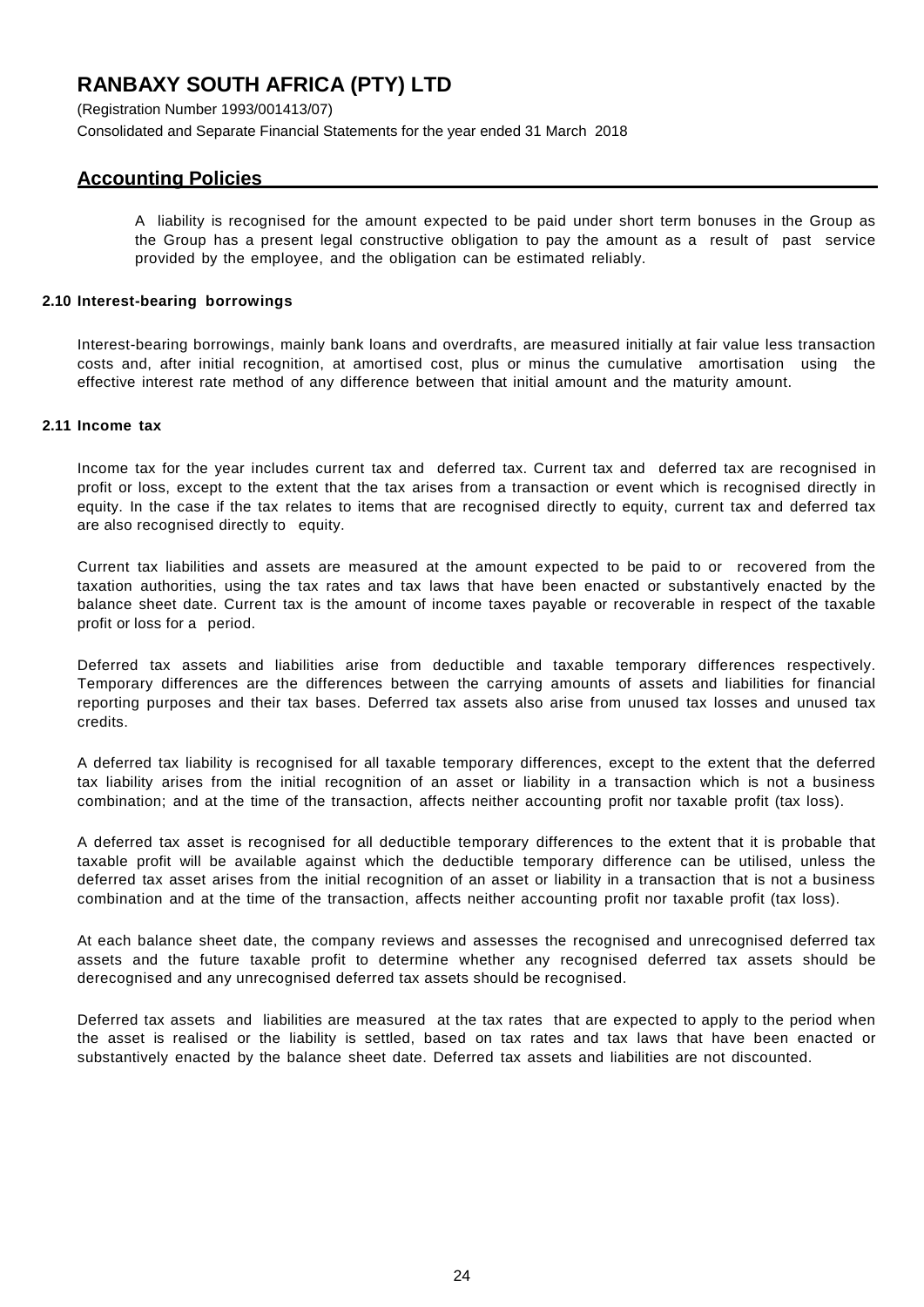# RANBAXY SOUTH AFRICA (PTY) LTD

(Registration Number 1993/001413/07)

Consolidated and Separate Financial Statements for the year ended 31 March 2018

## Accounting Policies

A liability is recognised for the amount expected to be paid under short term bonuses in the Group as the Group has a present legal constructive obligation to pay the amount as a result of past service provided by the employee, and the obligation can be estimated reliably.

### 2.10 Interest-bearing borrowings

Interest-bearing borrowings, mainly bank loans and overdrafts, are measured initially at fair value less transaction costs and, after initial recognition, at amortised cost, plus or minus the cumulative amortisation using the effective interest rate method of any difference between that initial amount and the maturity amount.

### 2.11 Income tax

Income tax for the year includes current tax and deferred tax. Current tax and deferred tax are recognised in profit or loss, except to the extent that the tax arises from a transaction or event which is recognised directly in equity. In the case if the tax relates to items that are recognised directly to equity, current tax and deferred tax are also recognised directly to equity.

Current tax liabilities and assets are measured at the amount expected to be paid to or recovered from the taxation authorities, using the tax rates and tax laws that have been enacted or substantively enacted by the balance sheet date. Current tax is the amount of income taxes payable or recoverable in respect of the taxable profit or loss for a period.

Deferred tax assets and liabilities arise from deductible and taxable temporary differences respectively. Temporary differences are the differences between the carrying amounts of assets and liabilities for financial reporting purposes and their tax bases. Deferred tax assets also arise from unused tax losses and unused tax credits.

A deferred tax liability is recognised for all taxable temporary differences, except to the extent that the deferred tax liability arises from the initial recognition of an asset or liability in a transaction which is not a business combination; and at the time of the transaction, affects neither accounting profit nor taxable profit (tax loss).

A deferred tax asset is recognised for all deductible temporary differences to the extent that it is probable that taxable profit will be available against which the deductible temporary difference can be utilised, unless the deferred tax asset arises from the initial recognition of an asset or liability in a transaction that is not a business combination and at the time of the transaction, affects neither accounting profit nor taxable profit (tax loss).

At each balance sheet date, the company reviews and assesses the recognised and unrecognised deferred tax assets and the future taxable profit to determine whether any recognised deferred tax assets should be derecognised and any unrecognised deferred tax assets should be recognised.

Deferred tax assets and liabilities are measured at the tax rates that are expected to apply to the period when the asset is realised or the liability is settled, based on tax rates and tax laws that have been enacted or substantively enacted by the balance sheet date. Deferred tax assets and liabilities are not discounted.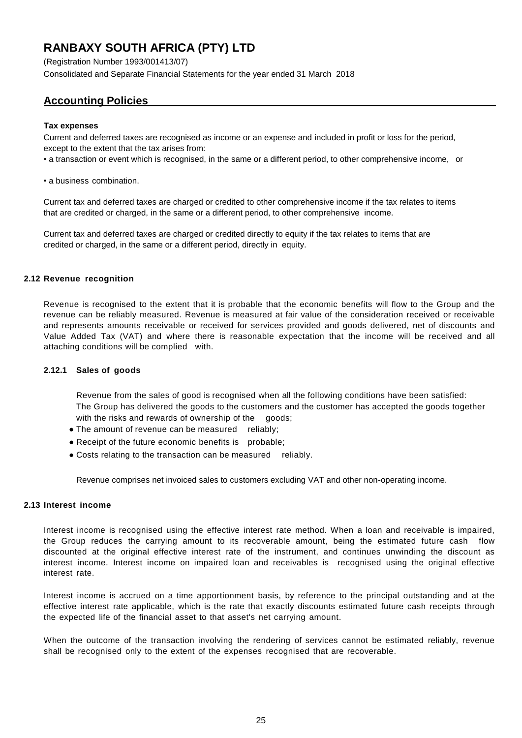# RANBAXY SOUTH AFRICA (PTY) LTD

(Registration Number 1993/001413/07)

Consolidated and Separate Financial Statements for the year ended 31 March 2018

## Accounting Policies

**Tax expenses**

Current and deferred taxes are recognised as income or an expense and included in profit or loss for the period, except to the extent that the tax arises from:

- a transaction or event which is recognised, in the same or a different period, to other comprehensive income, or
- a business combination.

Current tax and deferred taxes are charged or credited to other comprehensive income if the tax relates to items that are credited or charged, in the same or a different period, to other comprehensive income.

Current tax and deferred taxes are charged or credited directly to equity if the tax relates to items that are credited or charged, in the same or a different period, directly in equity.

### 2.12 Revenue recognition

Revenue is recognised to the extent that it is probable that the economic benefits will flow to the Group and the revenue can be reliably measured. Revenue is measured at fair value of the consideration received or receivable and represents amounts receivable or received for services provided and goods delivered, net of discounts and Value Added Tax (VAT) and where there is reasonable expectation that the income will be received and all attaching conditions will be complied with.

#### 2.12.1 Sales of goods

Revenue from the sales of good is recognised when all the following conditions have been satisfied:
The Group has delivered the goods to the customers and the customer has accepted the goods together with the risks and rewards of ownership of the goods;

- The amount of revenue can be measured reliably;
- Receipt of the future economic benefits is probable;
- Costs relating to the transaction can be measured reliably.

Revenue comprises net invoiced sales to customers excluding VAT and other non-operating income.

### 2.13 Interest income

Interest income is recognised using the effective interest rate method. When a loan and receivable is impaired, the Group reduces the carrying amount to its recoverable amount, being the estimated future cash flow discounted at the original effective interest rate of the instrument, and continues unwinding the discount as interest income. Interest income on impaired loan and receivables is recognised using the original effective interest rate.

Interest income is accrued on a time apportionment basis, by reference to the principal outstanding and at the effective interest rate applicable, which is the rate that exactly discounts estimated future cash receipts through the expected life of the financial asset to that asset's net carrying amount.

When the outcome of the transaction involving the rendering of services cannot be estimated reliably, revenue shall be recognised only to the extent of the expenses recognised that are recoverable.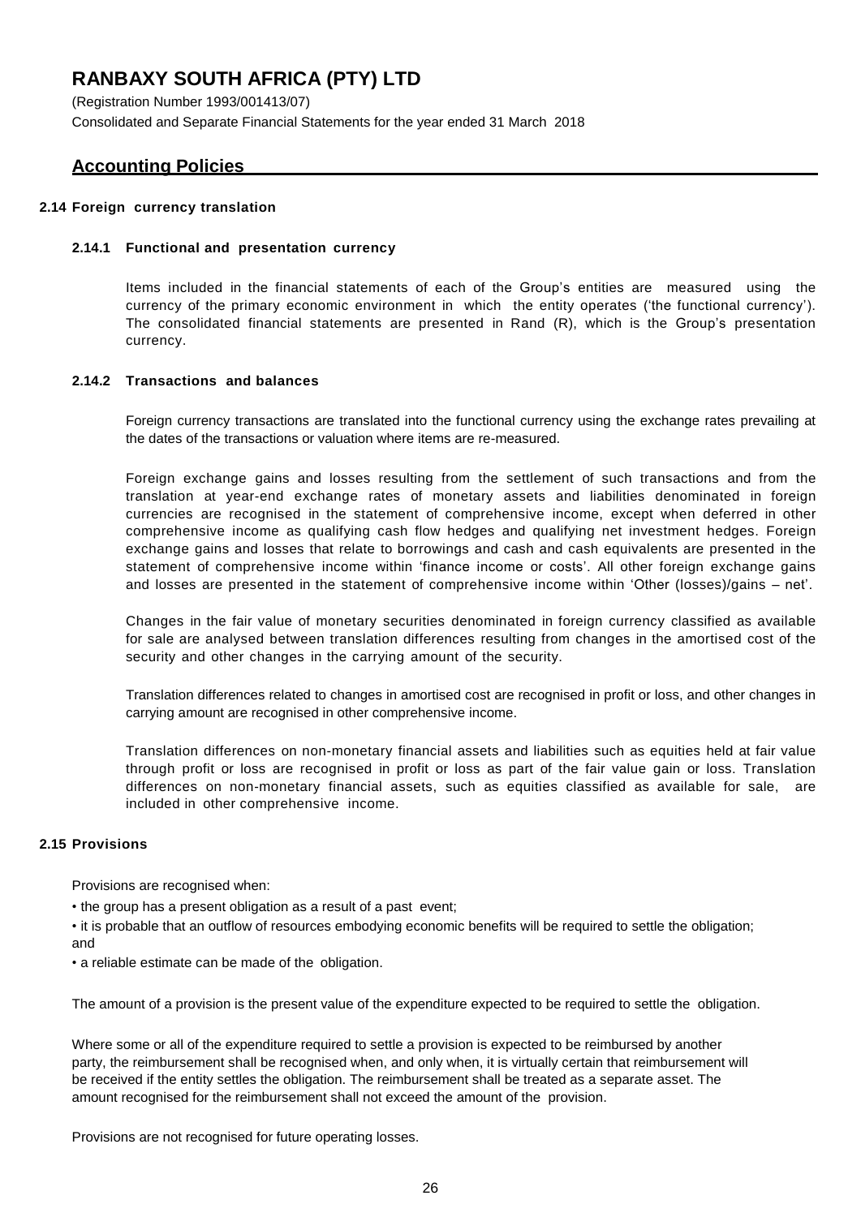# RANBAXY SOUTH AFRICA (PTY) LTD

(Registration Number 1993/001413/07)

Consolidated and Separate Financial Statements for the year ended 31 March 2018

## Accounting Policies

### 2.14 Foreign currency translation

#### 2.14.1 Functional and presentation currency

Items included in the financial statements of each of the Group's entities are measured using the currency of the primary economic environment in which the entity operates ('the functional currency'). The consolidated financial statements are presented in Rand (R), which is the Group's presentation currency.

#### 2.14.2 Transactions and balances

Foreign currency transactions are translated into the functional currency using the exchange rates prevailing at the dates of the transactions or valuation where items are re-measured.

Foreign exchange gains and losses resulting from the settlement of such transactions and from the translation at year-end exchange rates of monetary assets and liabilities denominated in foreign currencies are recognised in the statement of comprehensive income, except when deferred in other comprehensive income as qualifying cash flow hedges and qualifying net investment hedges. Foreign exchange gains and losses that relate to borrowings and cash and cash equivalents are presented in the statement of comprehensive income within 'finance income or costs'. All other foreign exchange gains and losses are presented in the statement of comprehensive income within 'Other (losses)/gains – net'.

Changes in the fair value of monetary securities denominated in foreign currency classified as available for sale are analysed between translation differences resulting from changes in the amortised cost of the security and other changes in the carrying amount of the security.

Translation differences related to changes in amortised cost are recognised in profit or loss, and other changes in carrying amount are recognised in other comprehensive income.

Translation differences on non-monetary financial assets and liabilities such as equities held at fair value through profit or loss are recognised in profit or loss as part of the fair value gain or loss. Translation differences on non-monetary financial assets, such as equities classified as available for sale, are included in other comprehensive income.

### 2.15 Provisions

Provisions are recognised when:

- the group has a present obligation as a result of a past event;
- it is probable that an outflow of resources embodying economic benefits will be required to settle the obligation; and
- a reliable estimate can be made of the obligation.

The amount of a provision is the present value of the expenditure expected to be required to settle the obligation.

Where some or all of the expenditure required to settle a provision is expected to be reimbursed by another party, the reimbursement shall be recognised when, and only when, it is virtually certain that reimbursement will be received if the entity settles the obligation. The reimbursement shall be treated as a separate asset. The amount recognised for the reimbursement shall not exceed the amount of the provision.

Provisions are not recognised for future operating losses.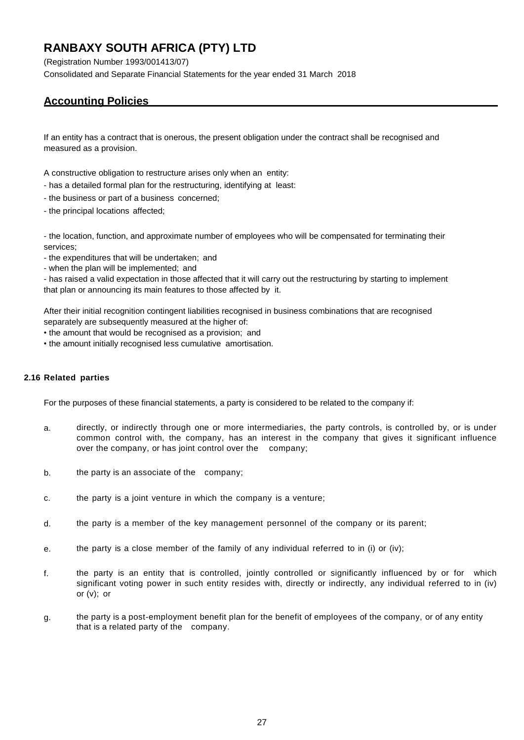# RANBAXY SOUTH AFRICA (PTY) LTD

(Registration Number 1993/001413/07)
Consolidated and Separate Financial Statements for the year ended 31 March 2018

## Accounting Policies

If an entity has a contract that is onerous, the present obligation under the contract shall be recognised and measured as a provision.

A constructive obligation to restructure arises only when an entity:

- has a detailed formal plan for the restructuring, identifying at least:
- the business or part of a business concerned;
- the principal locations affected;

- the location, function, and approximate number of employees who will be compensated for terminating their services;
- the expenditures that will be undertaken; and
- when the plan will be implemented; and
- has raised a valid expectation in those affected that it will carry out the restructuring by starting to implement that plan or announcing its main features to those affected by it.

After their initial recognition contingent liabilities recognised in business combinations that are recognised separately are subsequently measured at the higher of:

- the amount that would be recognised as a provision; and
- the amount initially recognised less cumulative amortisation.

### 2.16 Related parties

For the purposes of these financial statements, a party is considered to be related to the company if:

a. directly, or indirectly through one or more intermediaries, the party controls, is controlled by, or is under common control with, the company, has an interest in the company that gives it significant influence over the company, or has joint control over the company;

b. the party is an associate of the company;

c. the party is a joint venture in which the company is a venture;

d. the party is a member of the key management personnel of the company or its parent;

e. the party is a close member of the family of any individual referred to in (i) or (iv);

f. the party is an entity that is controlled, jointly controlled or significantly influenced by or for which significant voting power in such entity resides with, directly or indirectly, any individual referred to in (iv) or (v); or

g. the party is a post-employment benefit plan for the benefit of employees of the company, or of any entity that is a related party of the company.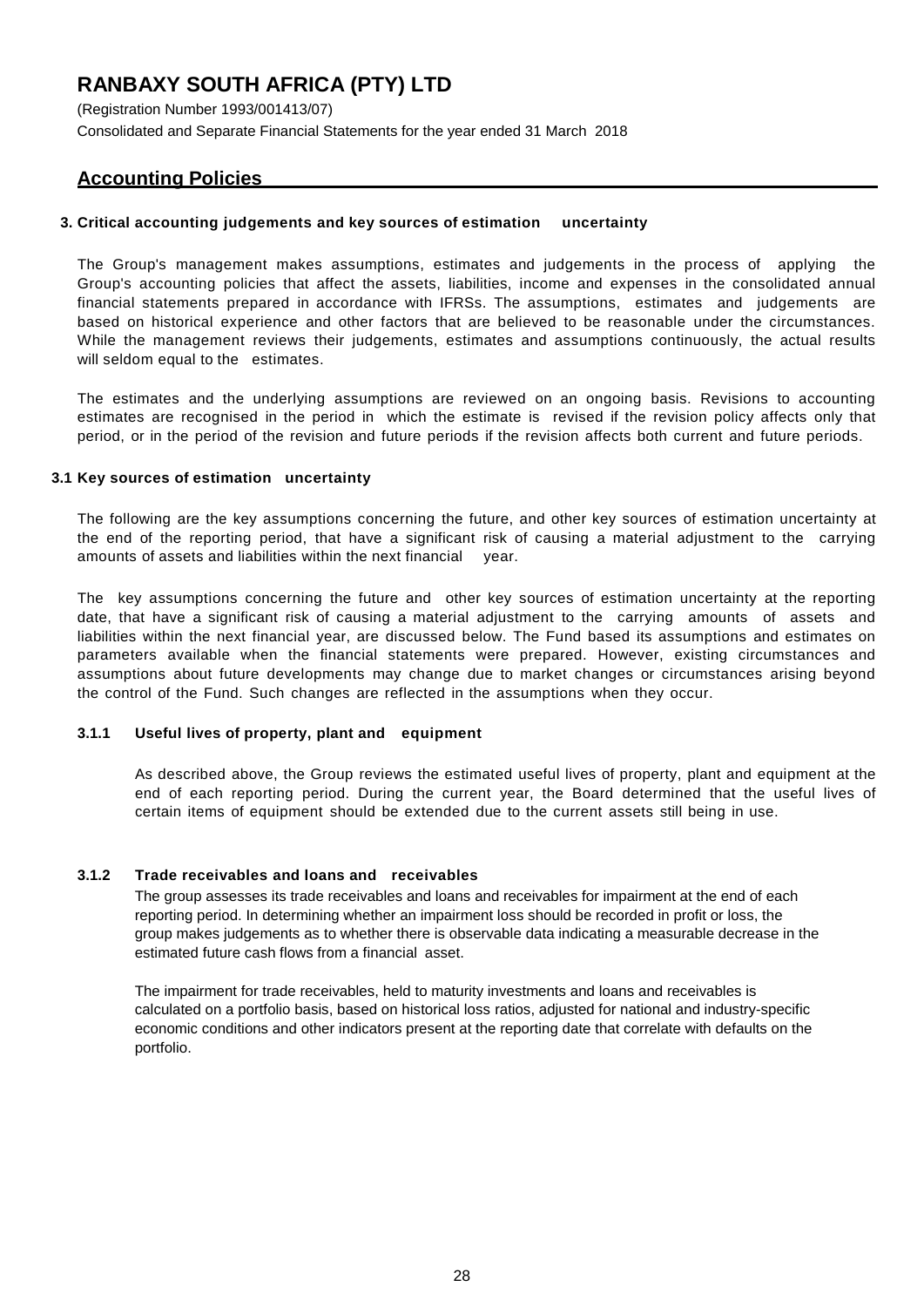# RANBAXY SOUTH AFRICA (PTY) LTD

(Registration Number 1993/001413/07)

Consolidated and Separate Financial Statements for the year ended 31 March 2018

## Accounting Policies

### 3. Critical accounting judgements and key sources of estimation uncertainty

The Group's management makes assumptions, estimates and judgements in the process of applying the Group's accounting policies that affect the assets, liabilities, income and expenses in the consolidated annual financial statements prepared in accordance with IFRSs. The assumptions, estimates and judgements are based on historical experience and other factors that are believed to be reasonable under the circumstances. While the management reviews their judgements, estimates and assumptions continuously, the actual results will seldom equal to the estimates.

The estimates and the underlying assumptions are reviewed on an ongoing basis. Revisions to accounting estimates are recognised in the period in which the estimate is revised if the revision policy affects only that period, or in the period of the revision and future periods if the revision affects both current and future periods.

### 3.1 Key sources of estimation uncertainty

The following are the key assumptions concerning the future, and other key sources of estimation uncertainty at the end of the reporting period, that have a significant risk of causing a material adjustment to the carrying amounts of assets and liabilities within the next financial year.

The key assumptions concerning the future and other key sources of estimation uncertainty at the reporting date, that have a significant risk of causing a material adjustment to the carrying amounts of assets and liabilities within the next financial year, are discussed below. The Fund based its assumptions and estimates on parameters available when the financial statements were prepared. However, existing circumstances and assumptions about future developments may change due to market changes or circumstances arising beyond the control of the Fund. Such changes are reflected in the assumptions when they occur.

#### 3.1.1 Useful lives of property, plant and equipment

As described above, the Group reviews the estimated useful lives of property, plant and equipment at the end of each reporting period. During the current year, the Board determined that the useful lives of certain items of equipment should be extended due to the current assets still being in use.

#### 3.1.2 Trade receivables and loans and receivables

The group assesses its trade receivables and loans and receivables for impairment at the end of each reporting period. In determining whether an impairment loss should be recorded in profit or loss, the group makes judgements as to whether there is observable data indicating a measurable decrease in the estimated future cash flows from a financial asset.

The impairment for trade receivables, held to maturity investments and loans and receivables is calculated on a portfolio basis, based on historical loss ratios, adjusted for national and industry-specific economic conditions and other indicators present at the reporting date that correlate with defaults on the portfolio.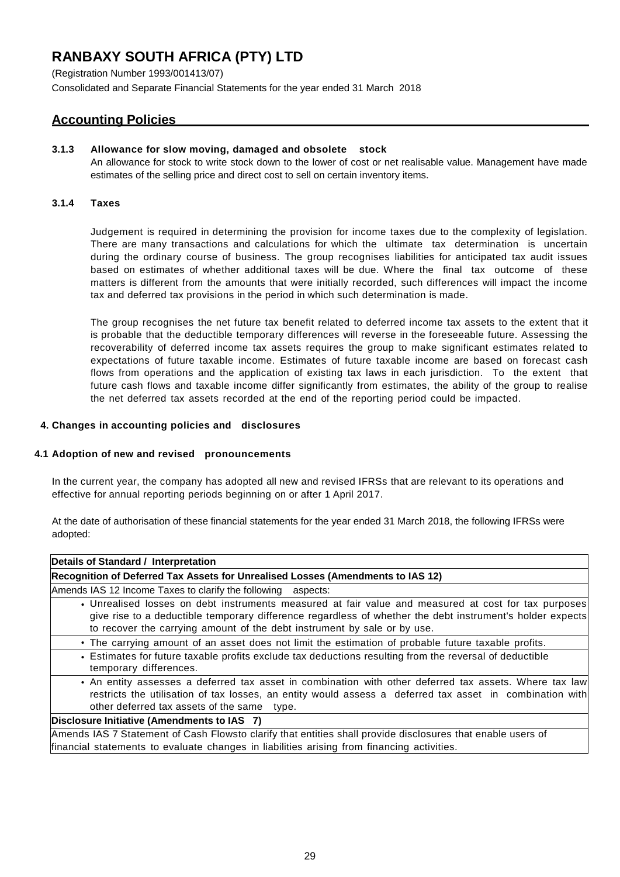# RANBAXY SOUTH AFRICA (PTY) LTD

(Registration Number 1993/001413/07)

Consolidated and Separate Financial Statements for the year ended 31 March 2018

## Accounting Policies

### 3.1.3 Allowance for slow moving, damaged and obsolete stock

An allowance for stock to write stock down to the lower of cost or net realisable value. Management have made estimates of the selling price and direct cost to sell on certain inventory items.

### 3.1.4 Taxes

Judgement is required in determining the provision for income taxes due to the complexity of legislation. There are many transactions and calculations for which the ultimate tax determination is uncertain during the ordinary course of business. The group recognises liabilities for anticipated tax audit issues based on estimates of whether additional taxes will be due. Where the final tax outcome of these matters is different from the amounts that were initially recorded, such differences will impact the income tax and deferred tax provisions in the period in which such determination is made.

The group recognises the net future tax benefit related to deferred income tax assets to the extent that it is probable that the deductible temporary differences will reverse in the foreseeable future. Assessing the recoverability of deferred income tax assets requires the group to make significant estimates related to expectations of future taxable income. Estimates of future taxable income are based on forecast cash flows from operations and the application of existing tax laws in each jurisdiction. To the extent that future cash flows and taxable income differ significantly from estimates, the ability of the group to realise the net deferred tax assets recorded at the end of the reporting period could be impacted.

## 4. Changes in accounting policies and disclosures

### 4.1 Adoption of new and revised pronouncements

In the current year, the company has adopted all new and revised IFRSs that are relevant to its operations and effective for annual reporting periods beginning on or after 1 April 2017.

At the date of authorisation of these financial statements for the year ended 31 March 2018, the following IFRSs were adopted:

| Details of Standard / Interpretation |
|---|
| **Recognition of Deferred Tax Assets for Unrealised Losses (Amendments to IAS 12)** |
| Amends IAS 12 Income Taxes to clarify the following aspects: |
| • Unrealised losses on debt instruments measured at fair value and measured at cost for tax purposes give rise to a deductible temporary difference regardless of whether the debt instrument's holder expects to recover the carrying amount of the debt instrument by sale or by use. |
| • The carrying amount of an asset does not limit the estimation of probable future taxable profits. |
| • Estimates for future taxable profits exclude tax deductions resulting from the reversal of deductible temporary differences. |
| • An entity assesses a deferred tax asset in combination with other deferred tax assets. Where tax law restricts the utilisation of tax losses, an entity would assess a deferred tax asset in combination with other deferred tax assets of the same type. |
| **Disclosure Initiative (Amendments to IAS 7)** |
| Amends IAS 7 Statement of Cash Flowsto clarify that entities shall provide disclosures that enable users of financial statements to evaluate changes in liabilities arising from financing activities. |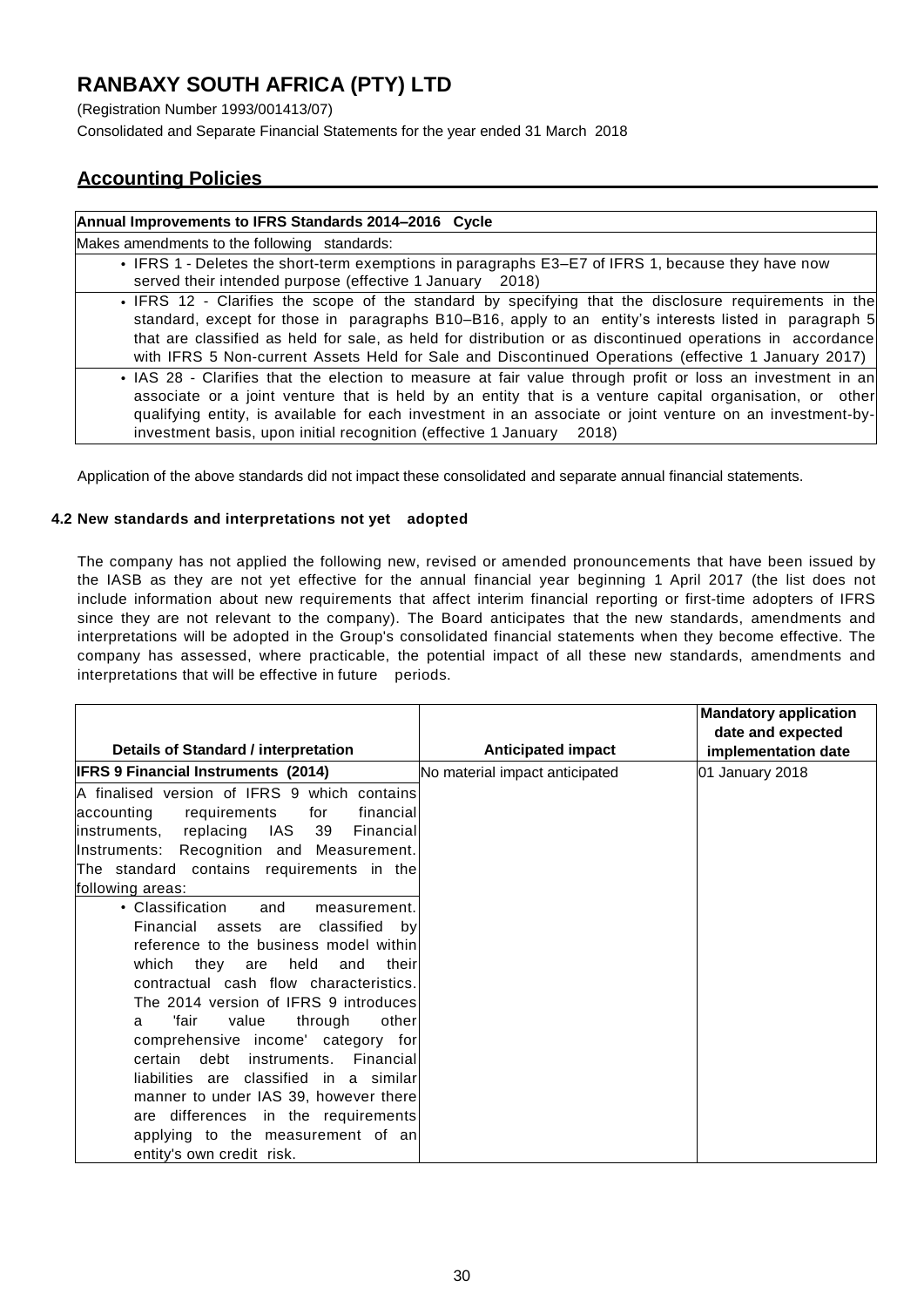# RANBAXY SOUTH AFRICA (PTY) LTD

(Registration Number 1993/001413/07)

Consolidated and Separate Financial Statements for the year ended 31 March 2018

## Accounting Policies

| Annual Improvements to IFRS Standards 2014–2016 Cycle |
|---|
| Makes amendments to the following standards: |
| • IFRS 1 - Deletes the short-term exemptions in paragraphs E3–E7 of IFRS 1, because they have now served their intended purpose (effective 1 January 2018) |
| • IFRS 12 - Clarifies the scope of the standard by specifying that the disclosure requirements in the standard, except for those in paragraphs B10–B16, apply to an entity's interests listed in paragraph 5 that are classified as held for sale, as held for distribution or as discontinued operations in accordance with IFRS 5 Non-current Assets Held for Sale and Discontinued Operations (effective 1 January 2017) |
| • IAS 28 - Clarifies that the election to measure at fair value through profit or loss an investment in an associate or a joint venture that is held by an entity that is a venture capital organisation, or other qualifying entity, is available for each investment in an associate or joint venture on an investment-by-investment basis, upon initial recognition (effective 1 January 2018) |

Application of the above standards did not impact these consolidated and separate annual financial statements.

### 4.2 New standards and interpretations not yet adopted

The company has not applied the following new, revised or amended pronouncements that have been issued by the IASB as they are not yet effective for the annual financial year beginning 1 April 2017 (the list does not include information about new requirements that affect interim financial reporting or first-time adopters of IFRS since they are not relevant to the company). The Board anticipates that the new standards, amendments and interpretations will be adopted in the Group's consolidated financial statements when they become effective. The company has assessed, where practicable, the potential impact of all these new standards, amendments and interpretations that will be effective in future periods.

| Details of Standard / interpretation | Anticipated impact | Mandatory application date and expected implementation date |
|---|---|---|
| **IFRS 9 Financial Instruments (2014)** | No material impact anticipated | 01 January 2018 |
| A finalised version of IFRS 9 which contains accounting requirements for financial instruments, replacing IAS 39 Financial Instruments: Recognition and Measurement. The standard contains requirements in the following areas: | | |
| • Classification and measurement. Financial assets are classified by reference to the business model within which they are held and their contractual cash flow characteristics. The 2014 version of IFRS 9 introduces a 'fair value through other comprehensive income' category for certain debt instruments. Financial liabilities are classified in a similar manner to under IAS 39, however there are differences in the requirements applying to the measurement of an entity's own credit risk. | | |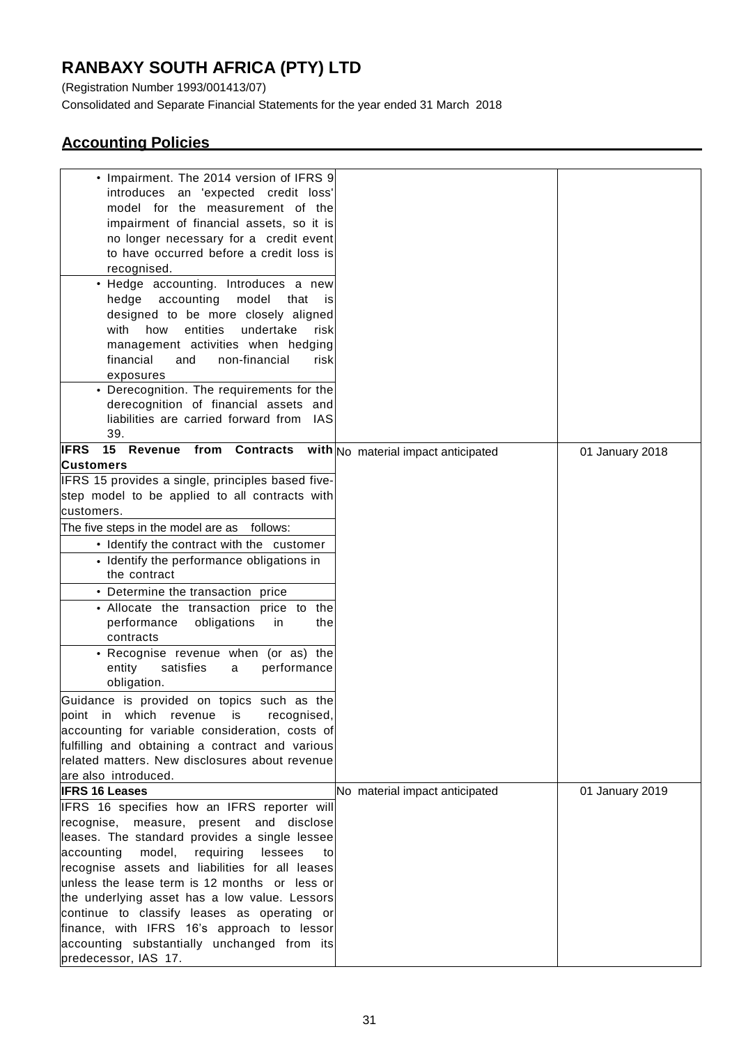# RANBAXY SOUTH AFRICA (PTY) LTD

(Registration Number 1993/001413/07)

Consolidated and Separate Financial Statements for the year ended 31 March 2018

## Accounting Policies

| | | |
|---|---|---|
| • Impairment. The 2014 version of IFRS 9 introduces an 'expected credit loss' model for the measurement of the impairment of financial assets, so it is no longer necessary for a credit event to have occurred before a credit loss is recognised.<br>• Hedge accounting. Introduces a new hedge accounting model that is designed to be more closely aligned with how entities undertake risk management activities when hedging financial and non-financial risk exposures<br>• Derecognition. The requirements for the derecognition of financial assets and liabilities are carried forward from IAS 39. | | |
| **IFRS 15 Revenue from Contracts with Customers**<br>IFRS 15 provides a single, principles based five-step model to be applied to all contracts with customers.<br>The five steps in the model are as follows:<br>• Identify the contract with the customer<br>• Identify the performance obligations in the contract<br>• Determine the transaction price<br>• Allocate the transaction price to the performance obligations in the contracts<br>• Recognise revenue when (or as) the entity satisfies a performance obligation.<br>Guidance is provided on topics such as the point in which revenue is recognised, accounting for variable consideration, costs of fulfilling and obtaining a contract and various related matters. New disclosures about revenue are also introduced. | No material impact anticipated | 01 January 2018 |
| **IFRS 16 Leases**<br>IFRS 16 specifies how an IFRS reporter will recognise, measure, present and disclose leases. The standard provides a single lessee accounting model, requiring lessees to recognise assets and liabilities for all leases unless the lease term is 12 months or less or the underlying asset has a low value. Lessors continue to classify leases as operating or finance, with IFRS 16's approach to lessor accounting substantially unchanged from its predecessor, IAS 17. | No material impact anticipated | 01 January 2019 |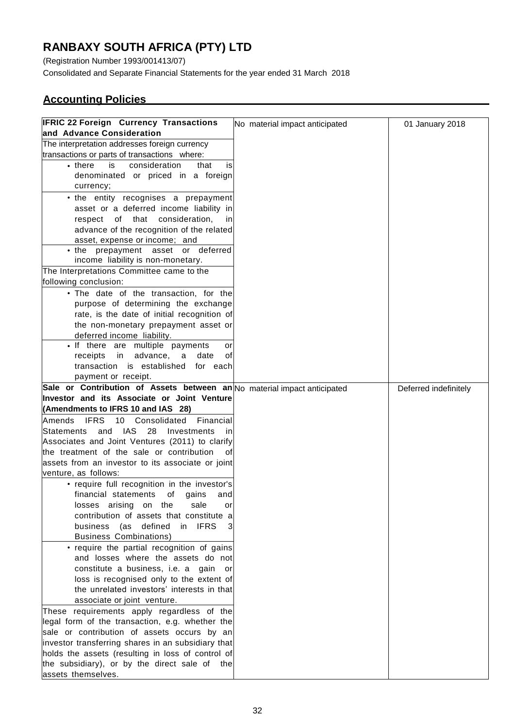# RANBAXY SOUTH AFRICA (PTY) LTD

(Registration Number 1993/001413/07)

Consolidated and Separate Financial Statements for the year ended 31 March 2018

## Accounting Policies

| | | |
|---|---|---|
| **IFRIC 22 Foreign Currency Transactions and Advance Consideration**<br>The interpretation addresses foreign currency transactions or parts of transactions where:<br>• there is consideration that is denominated or priced in a foreign currency;<br>• the entity recognises a prepayment asset or a deferred income liability in respect of that consideration, in advance of the recognition of the related asset, expense or income; and<br>• the prepayment asset or deferred income liability is non-monetary.<br>The Interpretations Committee came to the following conclusion:<br>• The date of the transaction, for the purpose of determining the exchange rate, is the date of initial recognition of the non-monetary prepayment asset or deferred income liability.<br>• If there are multiple payments or receipts in advance, a date of transaction is established for each payment or receipt. | No material impact anticipated | 01 January 2018 |
| **Sale or Contribution of Assets between an Investor and its Associate or Joint Venture (Amendments to IFRS 10 and IAS 28)**<br>Amends IFRS 10 Consolidated Financial Statements and IAS 28 Investments in Associates and Joint Ventures (2011) to clarify the treatment of the sale or contribution of assets from an investor to its associate or joint venture, as follows:<br>• require full recognition in the investor's financial statements of gains and losses arising on the sale or contribution of assets that constitute a business (as defined in IFRS 3 Business Combinations)<br>• require the partial recognition of gains and losses where the assets do not constitute a business, i.e. a gain or loss is recognised only to the extent of the unrelated investors' interests in that associate or joint venture.<br>These requirements apply regardless of the legal form of the transaction, e.g. whether the sale or contribution of assets occurs by an investor transferring shares in an subsidiary that holds the assets (resulting in loss of control of the subsidiary), or by the direct sale of the assets themselves. | No material impact anticipated | Deferred indefinitely |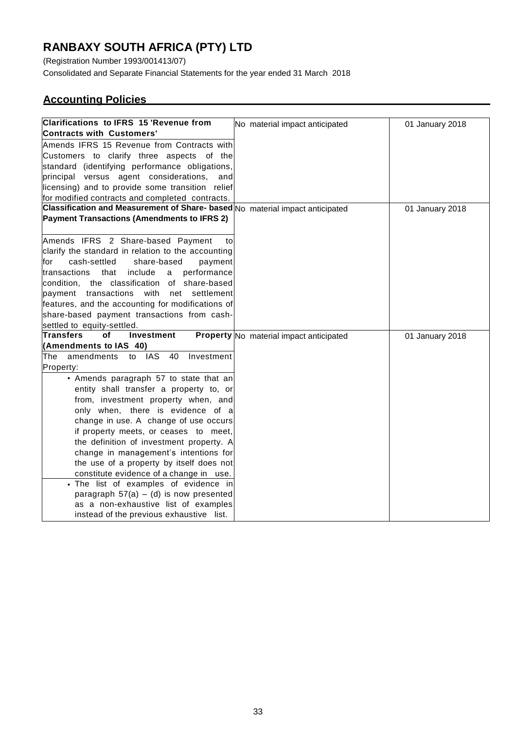# RANBAXY SOUTH AFRICA (PTY) LTD

(Registration Number 1993/001413/07)
Consolidated and Separate Financial Statements for the year ended 31 March 2018

## Accounting Policies

| | | |
|---|---|---|
| **Clarifications to IFRS 15 'Revenue from Contracts with Customers'**<br>Amends IFRS 15 Revenue from Contracts with Customers to clarify three aspects of the standard (identifying performance obligations, principal versus agent considerations, and licensing) and to provide some transition relief for modified contracts and completed contracts. | No material impact anticipated | 01 January 2018 |
| **Classification and Measurement of Share- based Payment Transactions (Amendments to IFRS 2)**<br>Amends IFRS 2 Share-based Payment to clarify the standard in relation to the accounting for cash-settled share-based payment transactions that include a performance condition, the classification of share-based payment transactions with net settlement features, and the accounting for modifications of share-based payment transactions from cash-settled to equity-settled. | No material impact anticipated | 01 January 2018 |
| **Transfers of Investment Property (Amendments to IAS 40)**<br>The amendments to IAS 40 Investment Property:<br>• Amends paragraph 57 to state that an entity shall transfer a property to, or from, investment property when, and only when, there is evidence of a change in use. A change of use occurs if property meets, or ceases to meet, the definition of investment property. A change in management's intentions for the use of a property by itself does not constitute evidence of a change in use.<br>• The list of examples of evidence in paragraph 57(a) – (d) is now presented as a non-exhaustive list of examples instead of the previous exhaustive list. | No material impact anticipated | 01 January 2018 |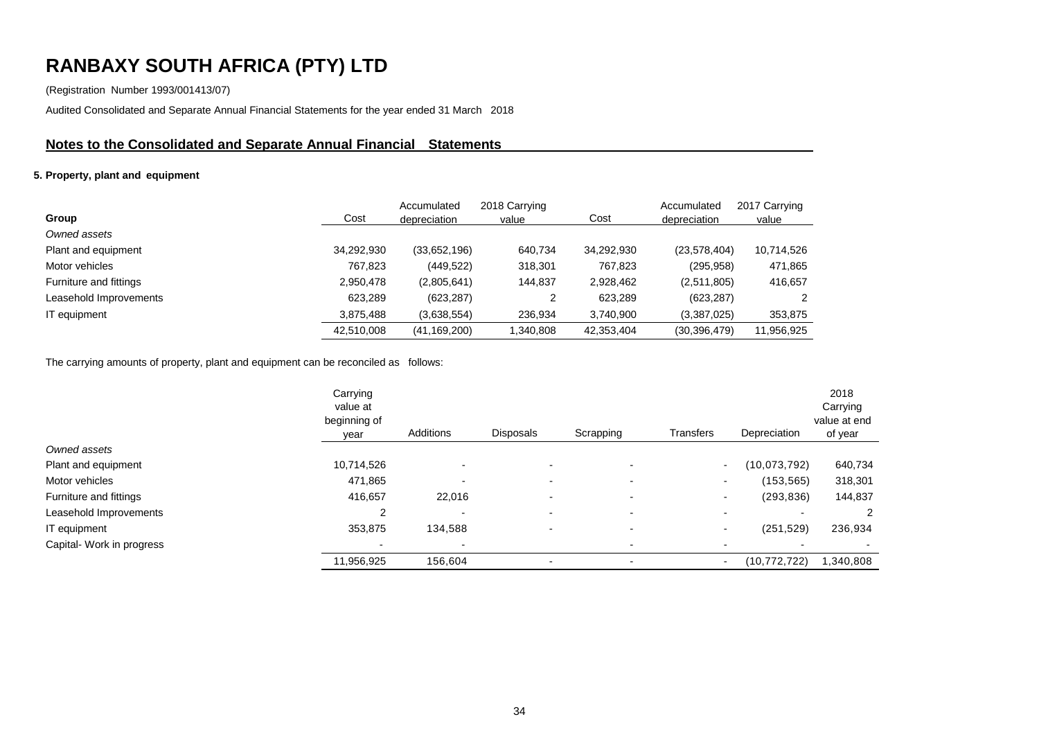# RANBAXY SOUTH AFRICA (PTY) LTD

(Registration Number 1993/001413/07)

Audited Consolidated and Separate Annual Financial Statements for the year ended 31 March 2018

## Notes to the Consolidated and Separate Annual Financial Statements

### 5. Property, plant and equipment

| Group | Cost | Accumulated depreciation | 2018 Carrying value | Cost | Accumulated depreciation | 2017 Carrying value |
|---|---|---|---|---|---|---|
| *Owned assets* | | | | | | |
| Plant and equipment | 34,292,930 | (33,652,196) | 640,734 | 34,292,930 | (23,578,404) | 10,714,526 |
| Motor vehicles | 767,823 | (449,522) | 318,301 | 767,823 | (295,958) | 471,865 |
| Furniture and fittings | 2,950,478 | (2,805,641) | 144,837 | 2,928,462 | (2,511,805) | 416,657 |
| Leasehold Improvements | 623,289 | (623,287) | 2 | 623,289 | (623,287) | 2 |
| IT equipment | 3,875,488 | (3,638,554) | 236,934 | 3,740,900 | (3,387,025) | 353,875 |
| | 42,510,008 | (41,169,200) | 1,340,808 | 42,353,404 | (30,396,479) | 11,956,925 |

The carrying amounts of property, plant and equipment can be reconciled as follows:

| | Carrying value at beginning of year | Additions | Disposals | Scrapping | Transfers | Depreciation | 2018 Carrying value at end of year |
|---|---|---|---|---|---|---|---|
| *Owned assets* | | | | | | | |
| Plant and equipment | 10,714,526 | - | - | - | - | (10,073,792) | 640,734 |
| Motor vehicles | 471,865 | - | - | - | - | (153,565) | 318,301 |
| Furniture and fittings | 416,657 | 22,016 | - | - | - | (293,836) | 144,837 |
| Leasehold Improvements | 2 | - | - | - | - | - | 2 |
| IT equipment | 353,875 | 134,588 | - | - | - | (251,529) | 236,934 |
| Capital- Work in progress | - | - | | - | - | - | - |
| | 11,956,925 | 156,604 | - | - | - | (10,772,722) | 1,340,808 |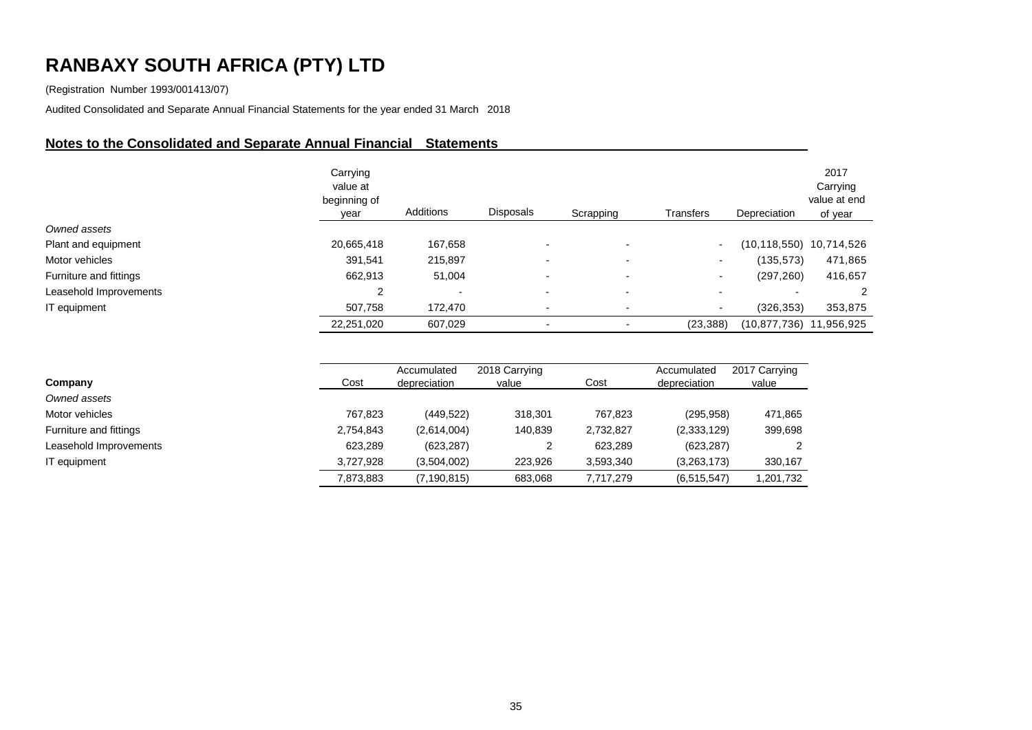# RANBAXY SOUTH AFRICA (PTY) LTD

(Registration Number 1993/001413/07)

Audited Consolidated and Separate Annual Financial Statements for the year ended 31 March 2018

## Notes to the Consolidated and Separate Annual Financial Statements

| | Carrying value at beginning of year | Additions | Disposals | Scrapping | Transfers | Depreciation | 2017 Carrying value at end of year |
|---|---|---|---|---|---|---|---|
| *Owned assets* | | | | | | | |
| Plant and equipment | 20,665,418 | 167,658 | - | - | - | (10,118,550) | 10,714,526 |
| Motor vehicles | 391,541 | 215,897 | - | - | - | (135,573) | 471,865 |
| Furniture and fittings | 662,913 | 51,004 | - | - | - | (297,260) | 416,657 |
| Leasehold Improvements | 2 | - | - | - | - | - | 2 |
| IT equipment | 507,758 | 172,470 | - | - | - | (326,353) | 353,875 |
| | 22,251,020 | 607,029 | - | - | (23,388) | (10,877,736) | 11,956,925 |

| **Company** | Cost | Accumulated depreciation | 2018 Carrying value | Cost | Accumulated depreciation | 2017 Carrying value |
|---|---|---|---|---|---|---|
| *Owned assets* | | | | | | |
| Motor vehicles | 767,823 | (449,522) | 318,301 | 767,823 | (295,958) | 471,865 |
| Furniture and fittings | 2,754,843 | (2,614,004) | 140,839 | 2,732,827 | (2,333,129) | 399,698 |
| Leasehold Improvements | 623,289 | (623,287) | 2 | 623,289 | (623,287) | 2 |
| IT equipment | 3,727,928 | (3,504,002) | 223,926 | 3,593,340 | (3,263,173) | 330,167 |
| | 7,873,883 | (7,190,815) | 683,068 | 7,717,279 | (6,515,547) | 1,201,732 |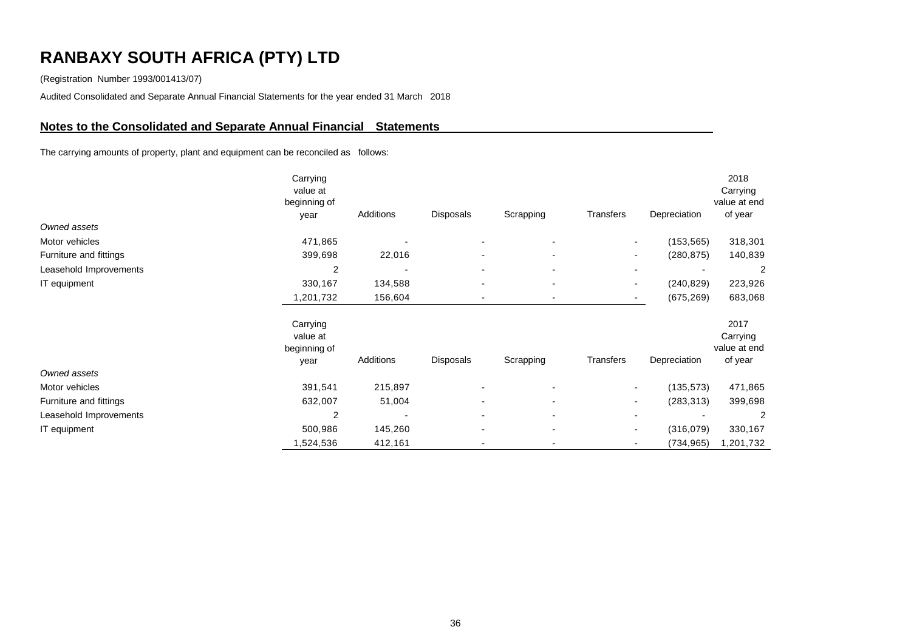# RANBAXY SOUTH AFRICA (PTY) LTD

(Registration Number 1993/001413/07)

Audited Consolidated and Separate Annual Financial Statements for the year ended 31 March 2018

## Notes to the Consolidated and Separate Annual Financial Statements

The carrying amounts of property, plant and equipment can be reconciled as follows:

| | Carrying value at beginning of year | Additions | Disposals | Scrapping | Transfers | Depreciation | 2018 Carrying value at end of year |
|---|---|---|---|---|---|---|---|
| *Owned assets* | | | | | | | |
| Motor vehicles | 471,865 | - | - | - | - | (153,565) | 318,301 |
| Furniture and fittings | 399,698 | 22,016 | - | - | - | (280,875) | 140,839 |
| Leasehold Improvements | 2 | - | - | - | - | - | 2 |
| IT equipment | 330,167 | 134,588 | - | - | - | (240,829) | 223,926 |
| | 1,201,732 | 156,604 | - | - | - | (675,269) | 683,068 |

| | Carrying value at beginning of year | Additions | Disposals | Scrapping | Transfers | Depreciation | 2017 Carrying value at end of year |
|---|---|---|---|---|---|---|---|
| *Owned assets* | | | | | | | |
| Motor vehicles | 391,541 | 215,897 | - | - | - | (135,573) | 471,865 |
| Furniture and fittings | 632,007 | 51,004 | - | - | - | (283,313) | 399,698 |
| Leasehold Improvements | 2 | - | - | - | - | - | 2 |
| IT equipment | 500,986 | 145,260 | - | - | - | (316,079) | 330,167 |
| | 1,524,536 | 412,161 | - | - | - | (734,965) | 1,201,732 |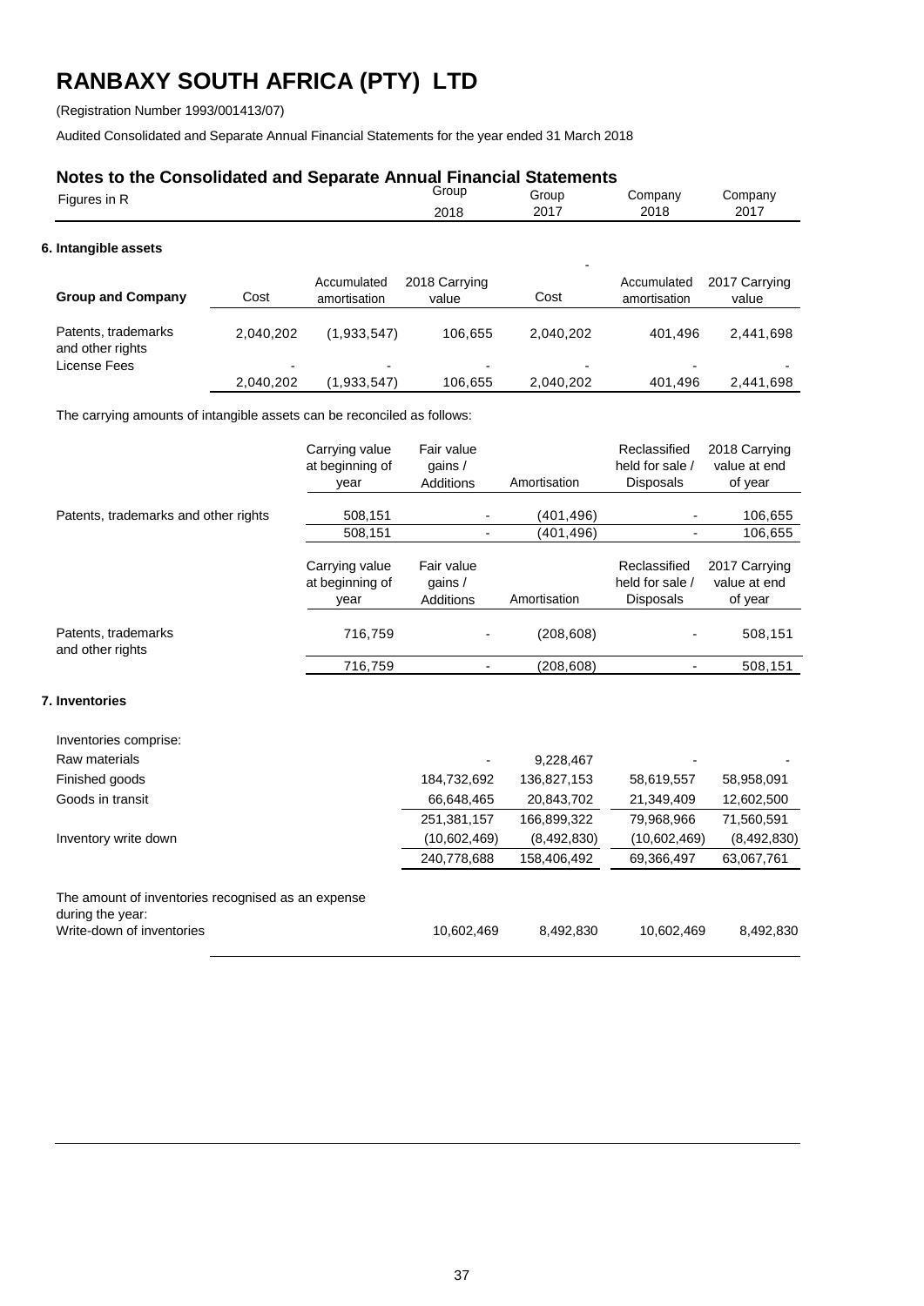# RANBAXY SOUTH AFRICA (PTY) LTD

(Registration Number 1993/001413/07)

Audited Consolidated and Separate Annual Financial Statements for the year ended 31 March 2018

## Notes to the Consolidated and Separate Annual Financial Statements

| Figures in R | Group 2018 | Group 2017 | Company 2018 | Company 2017 |
|---|---|---|---|---|

### 6. Intangible assets

| Group and Company | Cost | Accumulated amortisation | 2018 Carrying value | Cost | Accumulated amortisation | 2017 Carrying value |
|---|---|---|---|---|---|---|
| Patents, trademarks and other rights | 2,040,202 | (1,933,547) | 106,655 | 2,040,202 | 401,496 | 2,441,698 |
| License Fees | - | - | - | - | - | - |
| | 2,040,202 | (1,933,547) | 106,655 | 2,040,202 | 401,496 | 2,441,698 |

The carrying amounts of intangible assets can be reconciled as follows:

| | Carrying value at beginning of year | Fair value gains / Additions | Amortisation | Reclassified held for sale / Disposals | 2018 Carrying value at end of year |
|---|---|---|---|---|---|
| Patents, trademarks and other rights | 508,151 | - | (401,496) | - | 106,655 |
| | 508,151 | - | (401,496) | - | 106,655 |

| | Carrying value at beginning of year | Fair value gains / Additions | Amortisation | Reclassified held for sale / Disposals | 2017 Carrying value at end of year |
|---|---|---|---|---|---|
| Patents, trademarks and other rights | 716,759 | - | (208,608) | - | 508,151 |
| | 716,759 | - | (208,608) | - | 508,151 |

### 7. Inventories

| Inventories comprise: | Group 2018 | Group 2017 | Company 2018 | Company 2017 |
|---|---|---|---|---|
| Raw materials | - | 9,228,467 | - | - |
| Finished goods | 184,732,692 | 136,827,153 | 58,619,557 | 58,958,091 |
| Goods in transit | 66,648,465 | 20,843,702 | 21,349,409 | 12,602,500 |
| | 251,381,157 | 166,899,322 | 79,968,966 | 71,560,591 |
| Inventory write down | (10,602,469) | (8,492,830) | (10,602,469) | (8,492,830) |
| | 240,778,688 | 158,406,492 | 69,366,497 | 63,067,761 |
| The amount of inventories recognised as an expense during the year: | | | | |
| Write-down of inventories | 10,602,469 | 8,492,830 | 10,602,469 | 8,492,830 |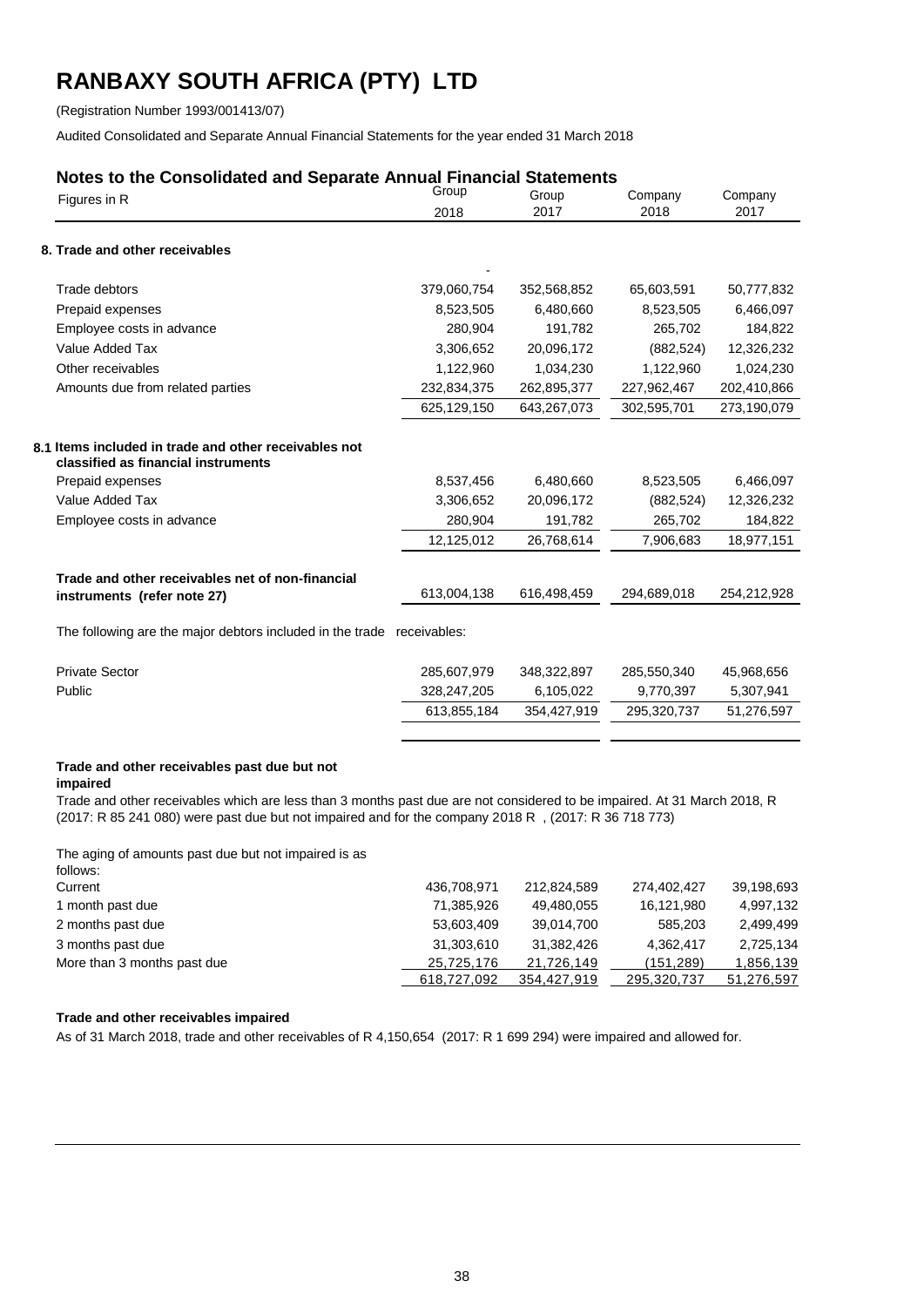# RANBAXY SOUTH AFRICA (PTY) LTD

(Registration Number 1993/001413/07)

Audited Consolidated and Separate Annual Financial Statements for the year ended 31 March 2018

## Notes to the Consolidated and Separate Annual Financial Statements

| Figures in R | Group 2018 | Group 2017 | Company 2018 | Company 2017 |
|---|---|---|---|---|
| **8. Trade and other receivables** | | | | |
| | - | | | |
| Trade debtors | 379,060,754 | 352,568,852 | 65,603,591 | 50,777,832 |
| Prepaid expenses | 8,523,505 | 6,480,660 | 8,523,505 | 6,466,097 |
| Employee costs in advance | 280,904 | 191,782 | 265,702 | 184,822 |
| Value Added Tax | 3,306,652 | 20,096,172 | (882,524) | 12,326,232 |
| Other receivables | 1,122,960 | 1,034,230 | 1,122,960 | 1,024,230 |
| Amounts due from related parties | 232,834,375 | 262,895,377 | 227,962,467 | 202,410,866 |
| | 625,129,150 | 643,267,073 | 302,595,701 | 273,190,079 |
| **8.1 Items included in trade and other receivables not classified as financial instruments** | | | | |
| Prepaid expenses | 8,537,456 | 6,480,660 | 8,523,505 | 6,466,097 |
| Value Added Tax | 3,306,652 | 20,096,172 | (882,524) | 12,326,232 |
| Employee costs in advance | 280,904 | 191,782 | 265,702 | 184,822 |
| | 12,125,012 | 26,768,614 | 7,906,683 | 18,977,151 |
| **Trade and other receivables net of non-financial instruments (refer note 27)** | 613,004,138 | 616,498,459 | 294,689,018 | 254,212,928 |

The following are the major debtors included in the trade receivables:

| | Group 2018 | Group 2017 | Company 2018 | Company 2017 |
|---|---|---|---|---|
| Private Sector | 285,607,979 | 348,322,897 | 285,550,340 | 45,968,656 |
| Public | 328,247,205 | 6,105,022 | 9,770,397 | 5,307,941 |
| | 613,855,184 | 354,427,919 | 295,320,737 | 51,276,597 |

**Trade and other receivables past due but not impaired**

Trade and other receivables which are less than 3 months past due are not considered to be impaired. At 31 March 2018, R (2017: R 85 241 080) were past due but not impaired and for the company 2018 R , (2017: R 36 718 773)

The aging of amounts past due but not impaired is as follows:

| | Group 2018 | Group 2017 | Company 2018 | Company 2017 |
|---|---|---|---|---|
| Current | 436,708,971 | 212,824,589 | 274,402,427 | 39,198,693 |
| 1 month past due | 71,385,926 | 49,480,055 | 16,121,980 | 4,997,132 |
| 2 months past due | 53,603,409 | 39,014,700 | 585,203 | 2,499,499 |
| 3 months past due | 31,303,610 | 31,382,426 | 4,362,417 | 2,725,134 |
| More than 3 months past due | 25,725,176 | 21,726,149 | (151,289) | 1,856,139 |
| | 618,727,092 | 354,427,919 | 295,320,737 | 51,276,597 |

**Trade and other receivables impaired**

As of 31 March 2018, trade and other receivables of R 4,150,654 (2017: R 1 699 294) were impaired and allowed for.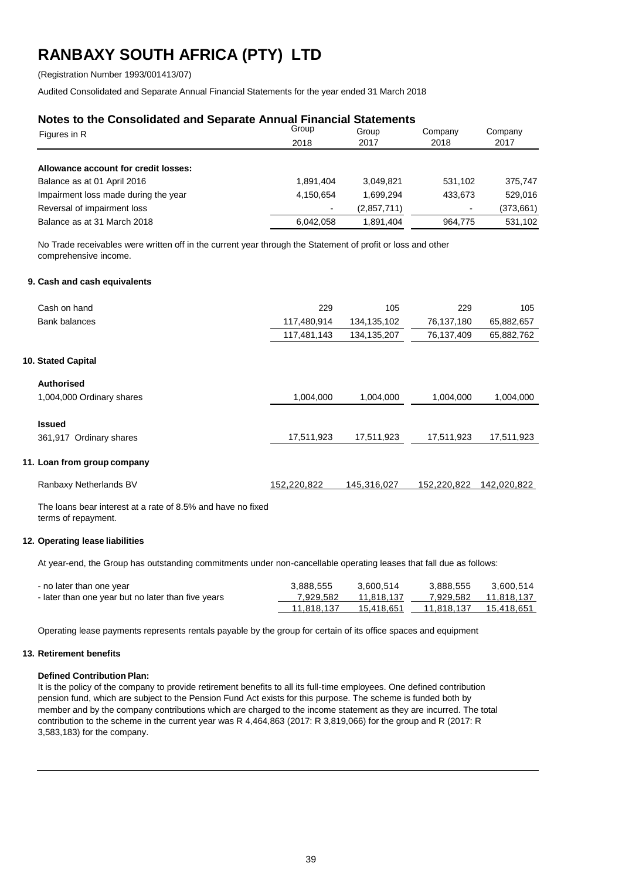# RANBAXY SOUTH AFRICA (PTY) LTD

(Registration Number 1993/001413/07)

Audited Consolidated and Separate Annual Financial Statements for the year ended 31 March 2018

## Notes to the Consolidated and Separate Annual Financial Statements

| Figures in R | Group 2018 | Group 2017 | Company 2018 | Company 2017 |
|---|---|---|---|---|
| **Allowance account for credit losses:** | | | | |
| Balance as at 01 April 2016 | 1,891,404 | 3,049,821 | 531,102 | 375,747 |
| Impairment loss made during the year | 4,150,654 | 1,699,294 | 433,673 | 529,016 |
| Reversal of impairment loss | - | (2,857,711) | - | (373,661) |
| Balance as at 31 March 2018 | 6,042,058 | 1,891,404 | 964,775 | 531,102 |

No Trade receivables were written off in the current year through the Statement of profit or loss and other comprehensive income.

### 9. Cash and cash equivalents

| | Group 2018 | Group 2017 | Company 2018 | Company 2017 |
|---|---|---|---|---|
| Cash on hand | 229 | 105 | 229 | 105 |
| Bank balances | 117,480,914 | 134,135,102 | 76,137,180 | 65,882,657 |
| | 117,481,143 | 134,135,207 | 76,137,409 | 65,882,762 |

### 10. Stated Capital

| | Group 2018 | Group 2017 | Company 2018 | Company 2017 |
|---|---|---|---|---|
| **Authorised** | | | | |
| 1,004,000 Ordinary shares | 1,004,000 | 1,004,000 | 1,004,000 | 1,004,000 |
| **Issued** | | | | |
| 361,917 Ordinary shares | 17,511,923 | 17,511,923 | 17,511,923 | 17,511,923 |

### 11. Loan from group company

| | Group 2018 | Group 2017 | Company 2018 | Company 2017 |
|---|---|---|---|---|
| Ranbaxy Netherlands BV | 152,220,822 | 145,316,027 | 152,220,822 | 142,020,822 |

The loans bear interest at a rate of 8.5% and have no fixed terms of repayment.

### 12. Operating lease liabilities

At year-end, the Group has outstanding commitments under non-cancellable operating leases that fall due as follows:

| | Group 2018 | Group 2017 | Company 2018 | Company 2017 |
|---|---|---|---|---|
| - no later than one year | 3,888,555 | 3,600,514 | 3,888,555 | 3,600,514 |
| - later than one year but no later than five years | 7,929,582 | 11,818,137 | 7,929,582 | 11,818,137 |
| | 11,818,137 | 15,418,651 | 11,818,137 | 15,418,651 |

Operating lease payments represents rentals payable by the group for certain of its office spaces and equipment

### 13. Retirement benefits

**Defined Contribution Plan:**

It is the policy of the company to provide retirement benefits to all its full-time employees. One defined contribution pension fund, which are subject to the Pension Fund Act exists for this purpose. The scheme is funded both by member and by the company contributions which are charged to the income statement as they are incurred. The total contribution to the scheme in the current year was R 4,464,863 (2017: R 3,819,066) for the group and R (2017: R 3,583,183) for the company.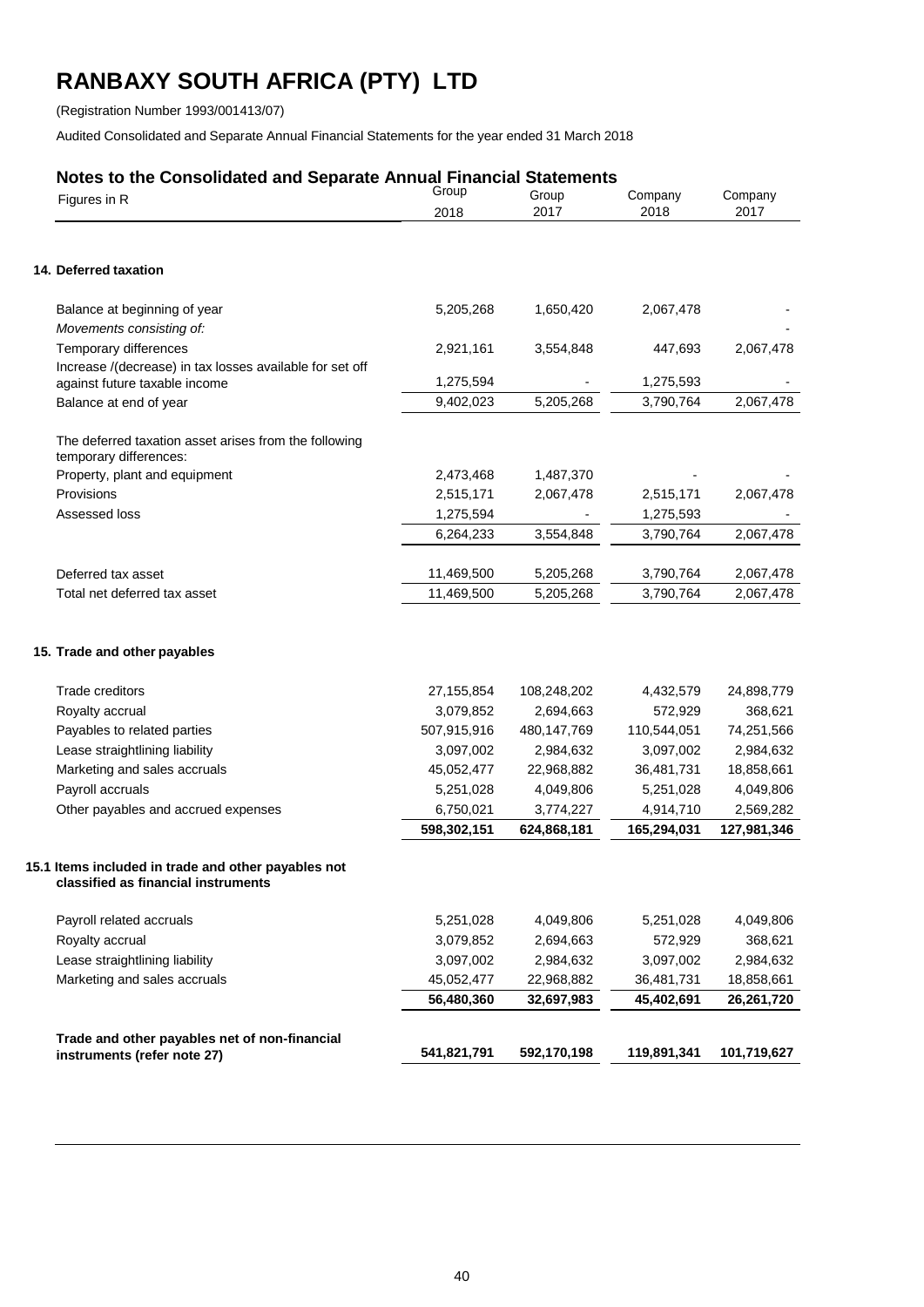# RANBAXY SOUTH AFRICA (PTY) LTD

(Registration Number 1993/001413/07)

Audited Consolidated and Separate Annual Financial Statements for the year ended 31 March 2018

## Notes to the Consolidated and Separate Annual Financial Statements

| Figures in R | Group 2018 | Group 2017 | Company 2018 | Company 2017 |
|---|---|---|---|---|
| **14. Deferred taxation** | | | | |
| Balance at beginning of year | 5,205,268 | 1,650,420 | 2,067,478 | - |
| *Movements consisting of:* | | | | - |
| Temporary differences | 2,921,161 | 3,554,848 | 447,693 | 2,067,478 |
| Increase /(decrease) in tax losses available for set off against future taxable income | 1,275,594 | - | 1,275,593 | - |
| Balance at end of year | 9,402,023 | 5,205,268 | 3,790,764 | 2,067,478 |
| The deferred taxation asset arises from the following temporary differences: | | | | |
| Property, plant and equipment | 2,473,468 | 1,487,370 | - | - |
| Provisions | 2,515,171 | 2,067,478 | 2,515,171 | 2,067,478 |
| Assessed loss | 1,275,594 | - | 1,275,593 | - |
| | 6,264,233 | 3,554,848 | 3,790,764 | 2,067,478 |
| Deferred tax asset | 11,469,500 | 5,205,268 | 3,790,764 | 2,067,478 |
| Total net deferred tax asset | 11,469,500 | 5,205,268 | 3,790,764 | 2,067,478 |
| **15. Trade and other payables** | | | | |
| Trade creditors | 27,155,854 | 108,248,202 | 4,432,579 | 24,898,779 |
| Royalty accrual | 3,079,852 | 2,694,663 | 572,929 | 368,621 |
| Payables to related parties | 507,915,916 | 480,147,769 | 110,544,051 | 74,251,566 |
| Lease straightlining liability | 3,097,002 | 2,984,632 | 3,097,002 | 2,984,632 |
| Marketing and sales accruals | 45,052,477 | 22,968,882 | 36,481,731 | 18,858,661 |
| Payroll accruals | 5,251,028 | 4,049,806 | 5,251,028 | 4,049,806 |
| Other payables and accrued expenses | 6,750,021 | 3,774,227 | 4,914,710 | 2,569,282 |
| | **598,302,151** | **624,868,181** | **165,294,031** | **127,981,346** |
| **15.1 Items included in trade and other payables not classified as financial instruments** | | | | |
| Payroll related accruals | 5,251,028 | 4,049,806 | 5,251,028 | 4,049,806 |
| Royalty accrual | 3,079,852 | 2,694,663 | 572,929 | 368,621 |
| Lease straightlining liability | 3,097,002 | 2,984,632 | 3,097,002 | 2,984,632 |
| Marketing and sales accruals | 45,052,477 | 22,968,882 | 36,481,731 | 18,858,661 |
| | **56,480,360** | **32,697,983** | **45,402,691** | **26,261,720** |
| **Trade and other payables net of non-financial instruments (refer note 27)** | **541,821,791** | **592,170,198** | **119,891,341** | **101,719,627** |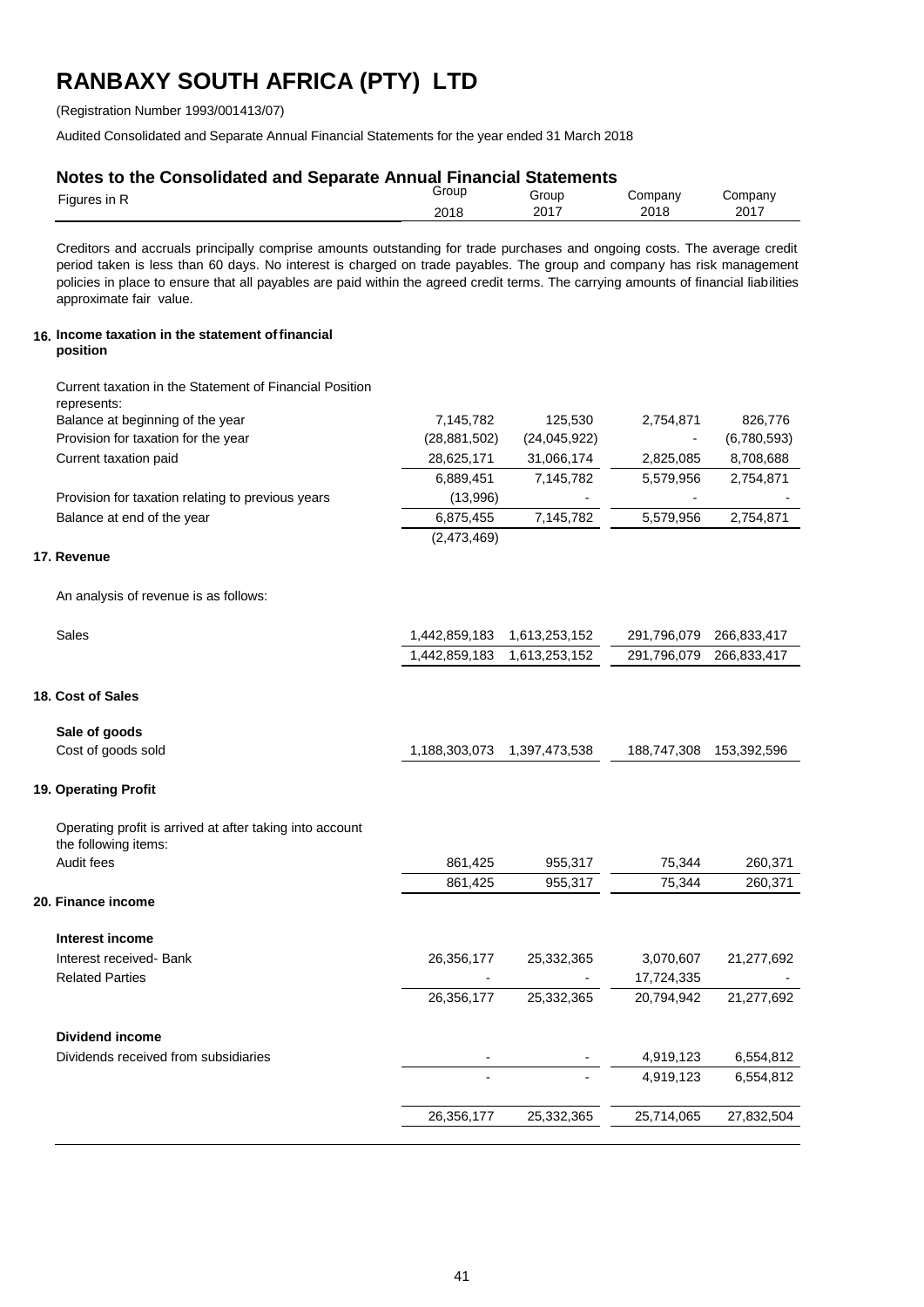# RANBAXY SOUTH AFRICA (PTY) LTD

(Registration Number 1993/001413/07)

Audited Consolidated and Separate Annual Financial Statements for the year ended 31 March 2018

## Notes to the Consolidated and Separate Annual Financial Statements

| Figures in R | Group 2018 | Group 2017 | Company 2018 | Company 2017 |
|---|---|---|---|---|

Creditors and accruals principally comprise amounts outstanding for trade purchases and ongoing costs. The average credit period taken is less than 60 days. No interest is charged on trade payables. The group and company has risk management policies in place to ensure that all payables are paid within the agreed credit terms. The carrying amounts of financial liabilities approximate fair value.

### 16. Income taxation in the statement of financial position

| | Group 2018 | Group 2017 | Company 2018 | Company 2017 |
|---|---|---|---|---|
| Current taxation in the Statement of Financial Position represents: | | | | |
| Balance at beginning of the year | 7,145,782 | 125,530 | 2,754,871 | 826,776 |
| Provision for taxation for the year | (28,881,502) | (24,045,922) | - | (6,780,593) |
| Current taxation paid | 28,625,171 | 31,066,174 | 2,825,085 | 8,708,688 |
| | 6,889,451 | 7,145,782 | 5,579,956 | 2,754,871 |
| Provision for taxation relating to previous years | (13,996) | - | - | - |
| Balance at end of the year | 6,875,455 | 7,145,782 | 5,579,956 | 2,754,871 |
| | (2,473,469) | | | |

### 17. Revenue

An analysis of revenue is as follows:

| | Group 2018 | Group 2017 | Company 2018 | Company 2017 |
|---|---|---|---|---|
| Sales | 1,442,859,183 | 1,613,253,152 | 291,796,079 | 266,833,417 |
| | 1,442,859,183 | 1,613,253,152 | 291,796,079 | 266,833,417 |

### 18. Cost of Sales

| | Group 2018 | Group 2017 | Company 2018 | Company 2017 |
|---|---|---|---|---|
| **Sale of goods** | | | | |
| Cost of goods sold | 1,188,303,073 | 1,397,473,538 | 188,747,308 | 153,392,596 |

### 19. Operating Profit

Operating profit is arrived at after taking into account the following items:

| | Group 2018 | Group 2017 | Company 2018 | Company 2017 |
|---|---|---|---|---|
| Audit fees | 861,425 | 955,317 | 75,344 | 260,371 |
| | 861,425 | 955,317 | 75,344 | 260,371 |

### 20. Finance income

| | Group 2018 | Group 2017 | Company 2018 | Company 2017 |
|---|---|---|---|---|
| **Interest income** | | | | |
| Interest received- Bank | 26,356,177 | 25,332,365 | 3,070,607 | 21,277,692 |
| Related Parties | - | - | 17,724,335 | - |
| | 26,356,177 | 25,332,365 | 20,794,942 | 21,277,692 |
| **Dividend income** | | | | |
| Dividends received from subsidiaries | - | - | 4,919,123 | 6,554,812 |
| | - | - | 4,919,123 | 6,554,812 |
| | 26,356,177 | 25,332,365 | 25,714,065 | 27,832,504 |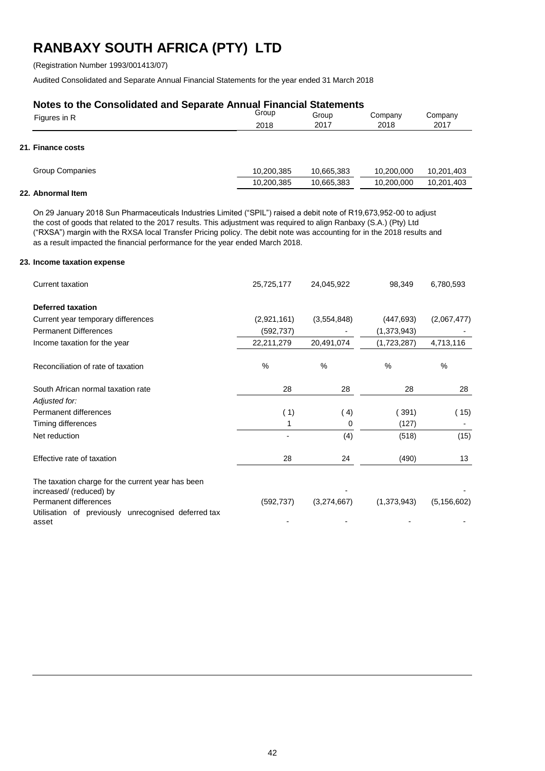# RANBAXY SOUTH AFRICA (PTY) LTD

(Registration Number 1993/001413/07)

Audited Consolidated and Separate Annual Financial Statements for the year ended 31 March 2018

## Notes to the Consolidated and Separate Annual Financial Statements

| Figures in R | Group 2018 | Group 2017 | Company 2018 | Company 2017 |
|---|---|---|---|---|
| **21. Finance costs** | | | | |
| Group Companies | 10,200,385 | 10,665,383 | 10,200,000 | 10,201,403 |
| | 10,200,385 | 10,665,383 | 10,200,000 | 10,201,403 |

**22. Abnormal Item**

On 29 January 2018 Sun Pharmaceuticals Industries Limited ("SPIL") raised a debit note of R19,673,952-00 to adjust the cost of goods that related to the 2017 results. This adjustment was required to align Ranbaxy (S.A.) (Pty) Ltd ("RXSA") margin with the RXSA local Transfer Pricing policy. The debit note was accounting for in the 2018 results and as a result impacted the financial performance for the year ended March 2018.

**23. Income taxation expense**

| Figures in R | Group 2018 | Group 2017 | Company 2018 | Company 2017 |
|---|---|---|---|---|
| Current taxation | 25,725,177 | 24,045,922 | 98,349 | 6,780,593 |
| **Deferred taxation** | | | | |
| Current year temporary differences | (2,921,161) | (3,554,848) | (447,693) | (2,067,477) |
| Permanent Differences | (592,737) | - | (1,373,943) | - |
| Income taxation for the year | 22,211,279 | 20,491,074 | (1,723,287) | 4,713,116 |
| Reconciliation of rate of taxation | % | % | % | % |
| South African normal taxation rate | 28 | 28 | 28 | 28 |
| *Adjusted for:* | | | | |
| Permanent differences | ( 1) | ( 4) | ( 391) | ( 15) |
| Timing differences | 1 | 0 | (127) | - |
| Net reduction | - | (4) | (518) | (15) |
| Effective rate of taxation | 28 | 24 | (490) | 13 |
| The taxation charge for the current year has been increased/ (reduced) by | - | - | - | - |
| Permanent differences | (592,737) | (3,274,667) | (1,373,943) | (5,156,602) |
| Utilisation of previously unrecognised deferred tax asset | - | - | - | - |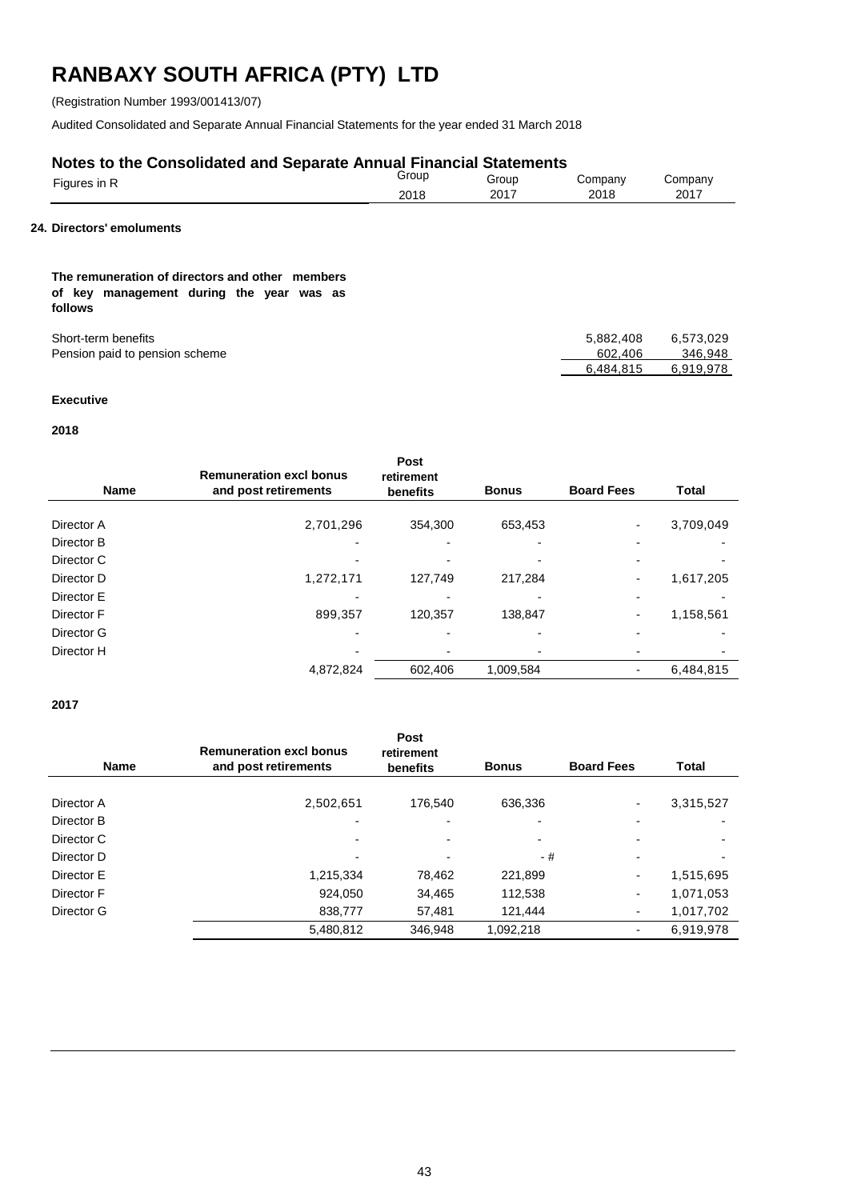# RANBAXY SOUTH AFRICA (PTY) LTD

(Registration Number 1993/001413/07)

Audited Consolidated and Separate Annual Financial Statements for the year ended 31 March 2018

## Notes to the Consolidated and Separate Annual Financial Statements

| Figures in R | Group 2018 | Group 2017 | Company 2018 | Company 2017 |
|---|---|---|---|---|

### 24. Directors' emoluments

**The remuneration of directors and other members of key management during the year was as follows**

| | Group 2018 | Group 2017 | Company 2018 | Company 2017 |
|---|---|---|---|---|
| Short-term benefits | | | 5,882,408 | 6,573,029 |
| Pension paid to pension scheme | | | 602,406 | 346,948 |
| | | | 6,484,815 | 6,919,978 |

**Executive**

**2018**

| Name | Remuneration excl bonus and post retirements | Post retirement benefits | Bonus | Board Fees | Total |
|---|---|---|---|---|---|
| Director A | 2,701,296 | 354,300 | 653,453 | - | 3,709,049 |
| Director B | - | - | - | - | - |
| Director C | - | - | - | - | - |
| Director D | 1,272,171 | 127,749 | 217,284 | - | 1,617,205 |
| Director E | - | - | - | - | - |
| Director F | 899,357 | 120,357 | 138,847 | - | 1,158,561 |
| Director G | - | - | - | - | - |
| Director H | - | - | - | - | - |
| | 4,872,824 | 602,406 | 1,009,584 | - | 6,484,815 |

**2017**

| Name | Remuneration excl bonus and post retirements | Post retirement benefits | Bonus | Board Fees | Total |
|---|---|---|---|---|---|
| Director A | 2,502,651 | 176,540 | 636,336 | - | 3,315,527 |
| Director B | - | - | - | - | - |
| Director C | - | - | - | - | - |
| Director D | - | - | - # | - | - |
| Director E | 1,215,334 | 78,462 | 221,899 | - | 1,515,695 |
| Director F | 924,050 | 34,465 | 112,538 | - | 1,071,053 |
| Director G | 838,777 | 57,481 | 121,444 | - | 1,017,702 |
| | 5,480,812 | 346,948 | 1,092,218 | - | 6,919,978 |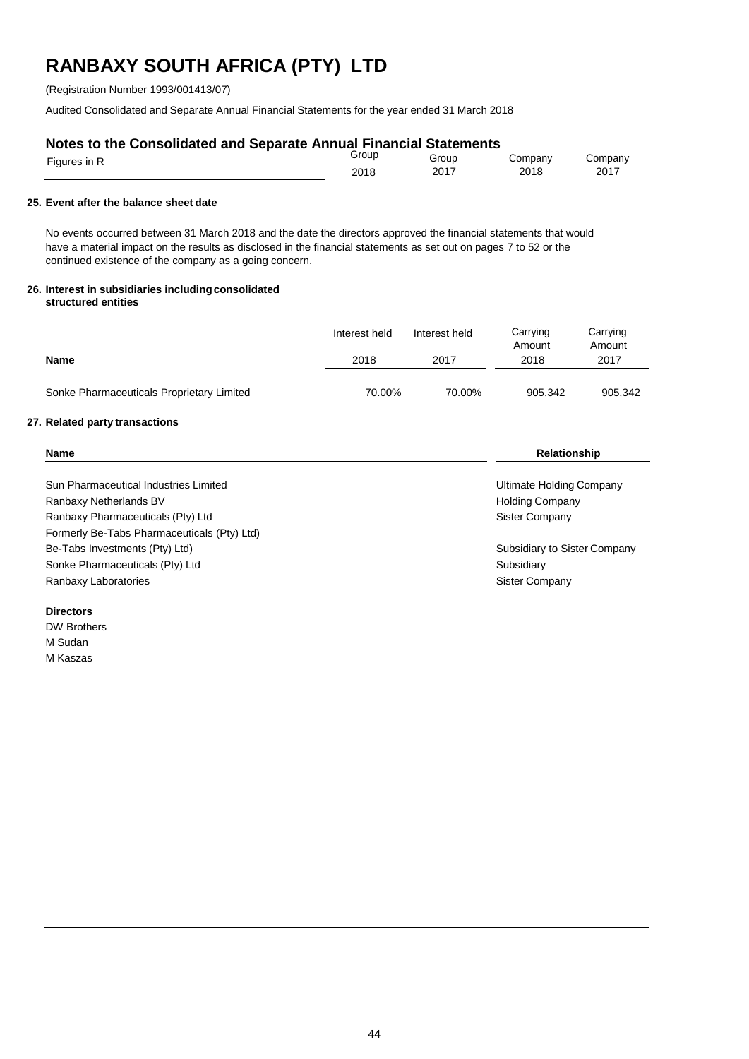# RANBAXY SOUTH AFRICA (PTY) LTD

(Registration Number 1993/001413/07)

Audited Consolidated and Separate Annual Financial Statements for the year ended 31 March 2018

## Notes to the Consolidated and Separate Annual Financial Statements

| Figures in R | Group 2018 | Group 2017 | Company 2018 | Company 2017 |
|---|---|---|---|---|

### 25. Event after the balance sheet date

No events occurred between 31 March 2018 and the date the directors approved the financial statements that would have a material impact on the results as disclosed in the financial statements as set out on pages 7 to 52 or the continued existence of the company as a going concern.

### 26. Interest in subsidiaries including consolidated structured entities

| Name | Interest held 2018 | Interest held 2017 | Carrying Amount 2018 | Carrying Amount 2017 |
|---|---|---|---|---|
| Sonke Pharmaceuticals Proprietary Limited | 70.00% | 70.00% | 905,342 | 905,342 |

### 27. Related party transactions

| Name | Relationship |
|---|---|
| Sun Pharmaceutical Industries Limited | Ultimate Holding Company |
| Ranbaxy Netherlands BV | Holding Company |
| Ranbaxy Pharmaceuticals (Pty) Ltd | Sister Company |
| Formerly Be-Tabs Pharmaceuticals (Pty) Ltd) | |
| Be-Tabs Investments (Pty) Ltd) | Subsidiary to Sister Company |
| Sonke Pharmaceuticals (Pty) Ltd | Subsidiary |
| Ranbaxy Laboratories | Sister Company |

**Directors**

DW Brothers
M Sudan
M Kaszas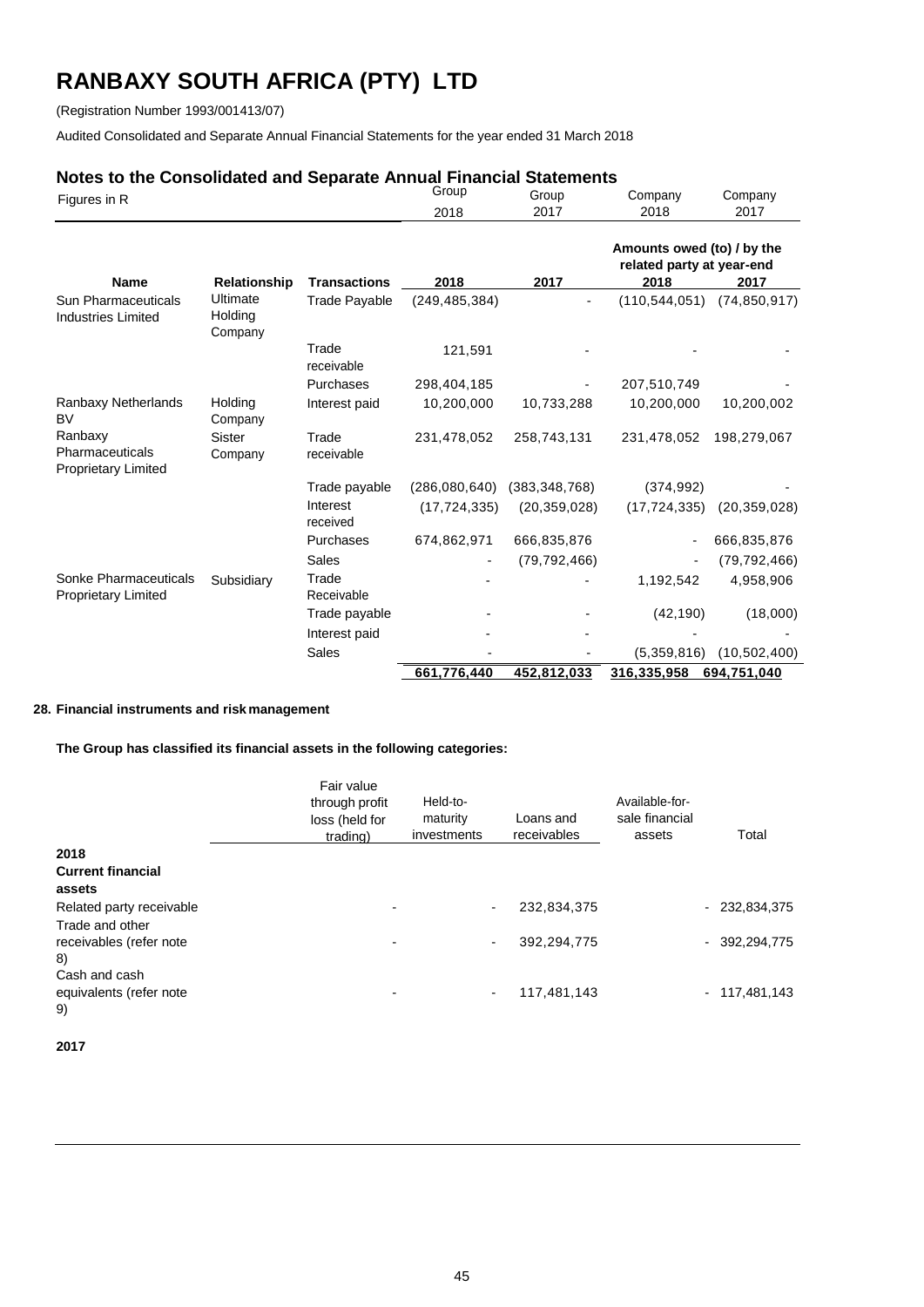# RANBAXY SOUTH AFRICA (PTY) LTD

(Registration Number 1993/001413/07)

Audited Consolidated and Separate Annual Financial Statements for the year ended 31 March 2018

## Notes to the Consolidated and Separate Annual Financial Statements

| Figures in R | | | Group 2018 | Group 2017 | Company 2018 | Company 2017 |
|---|---|---|---|---|---|---|
| | | | | | Amounts owed (to) / by the related party at year-end | |
| **Name** | **Relationship** | **Transactions** | **2018** | **2017** | **2018** | **2017** |
| Sun Pharmaceuticals Industries Limited | Ultimate Holding Company | Trade Payable | (249,485,384) | - | (110,544,051) | (74,850,917) |
| | | Trade receivable | 121,591 | - | - | - |
| | | Purchases | 298,404,185 | - | 207,510,749 | - |
| Ranbaxy Netherlands BV | Holding Company | Interest paid | 10,200,000 | 10,733,288 | 10,200,000 | 10,200,002 |
| Ranbaxy Pharmaceuticals Proprietary Limited | Sister Company | Trade receivable | 231,478,052 | 258,743,131 | 231,478,052 | 198,279,067 |
| | | Trade payable | (286,080,640) | (383,348,768) | (374,992) | - |
| | | Interest received | (17,724,335) | (20,359,028) | (17,724,335) | (20,359,028) |
| | | Purchases | 674,862,971 | 666,835,876 | - | 666,835,876 |
| | | Sales | - | (79,792,466) | - | (79,792,466) |
| Sonke Pharmaceuticals Proprietary Limited | Subsidiary | Trade Receivable | - | - | 1,192,542 | 4,958,906 |
| | | Trade payable | - | - | (42,190) | (18,000) |
| | | Interest paid | - | - | - | - |
| | | Sales | - | - | (5,359,816) | (10,502,400) |
| | | | **661,776,440** | **452,812,033** | **316,335,958** | **694,751,040** |

### 28. Financial instruments and risk management

**The Group has classified its financial assets in the following categories:**

| | Fair value through profit loss (held for trading) | Held-to-maturity investments | Loans and receivables | Available-for-sale financial assets | Total |
|---|---|---|---|---|---|
| **2018** | | | | | |
| **Current financial assets** | | | | | |
| Related party receivable | - | - | 232,834,375 | - | 232,834,375 |
| Trade and other receivables (refer note 8) | - | - | 392,294,775 | - | 392,294,775 |
| Cash and cash equivalents (refer note 9) | - | - | 117,481,143 | - | 117,481,143 |

**2017**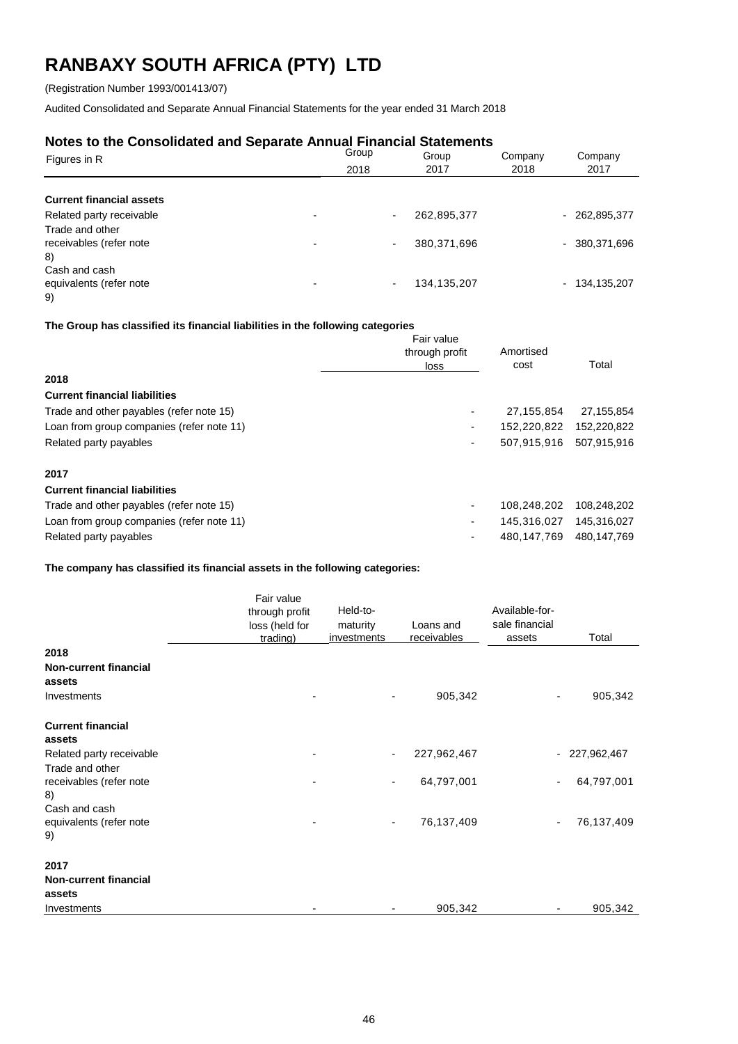# RANBAXY SOUTH AFRICA (PTY) LTD

(Registration Number 1993/001413/07)

Audited Consolidated and Separate Annual Financial Statements for the year ended 31 March 2018

## Notes to the Consolidated and Separate Annual Financial Statements

| Figures in R | | Group 2018 | Group 2017 | Company 2018 | Company 2017 |
|---|---|---|---|---|---|
| **Current financial assets** | | | | | |
| Related party receivable | - | - | 262,895,377 | - | 262,895,377 |
| Trade and other receivables (refer note 8) | - | - | 380,371,696 | - | 380,371,696 |
| Cash and cash equivalents (refer note 9) | - | - | 134,135,207 | - | 134,135,207 |

**The Group has classified its financial liabilities in the following categories**

| | Fair value through profit loss | Amortised cost | Total |
|---|---|---|---|
| **2018** | | | |
| **Current financial liabilities** | | | |
| Trade and other payables (refer note 15) | - | 27,155,854 | 27,155,854 |
| Loan from group companies (refer note 11) | - | 152,220,822 | 152,220,822 |
| Related party payables | - | 507,915,916 | 507,915,916 |
| **2017** | | | |
| **Current financial liabilities** | | | |
| Trade and other payables (refer note 15) | - | 108,248,202 | 108,248,202 |
| Loan from group companies (refer note 11) | - | 145,316,027 | 145,316,027 |
| Related party payables | - | 480,147,769 | 480,147,769 |

**The company has classified its financial assets in the following categories:**

| | Fair value through profit loss (held for trading) | Held-to-maturity investments | Loans and receivables | Available-for-sale financial assets | Total |
|---|---|---|---|---|---|
| **2018** | | | | | |
| **Non-current financial assets** | | | | | |
| Investments | - | - | 905,342 | - | 905,342 |
| **Current financial assets** | | | | | |
| Related party receivable | - | - | 227,962,467 | - | 227,962,467 |
| Trade and other receivables (refer note 8) | - | - | 64,797,001 | - | 64,797,001 |
| Cash and cash equivalents (refer note 9) | - | - | 76,137,409 | - | 76,137,409 |
| **2017** | | | | | |
| **Non-current financial assets** | | | | | |
| Investments | - | - | 905,342 | - | 905,342 |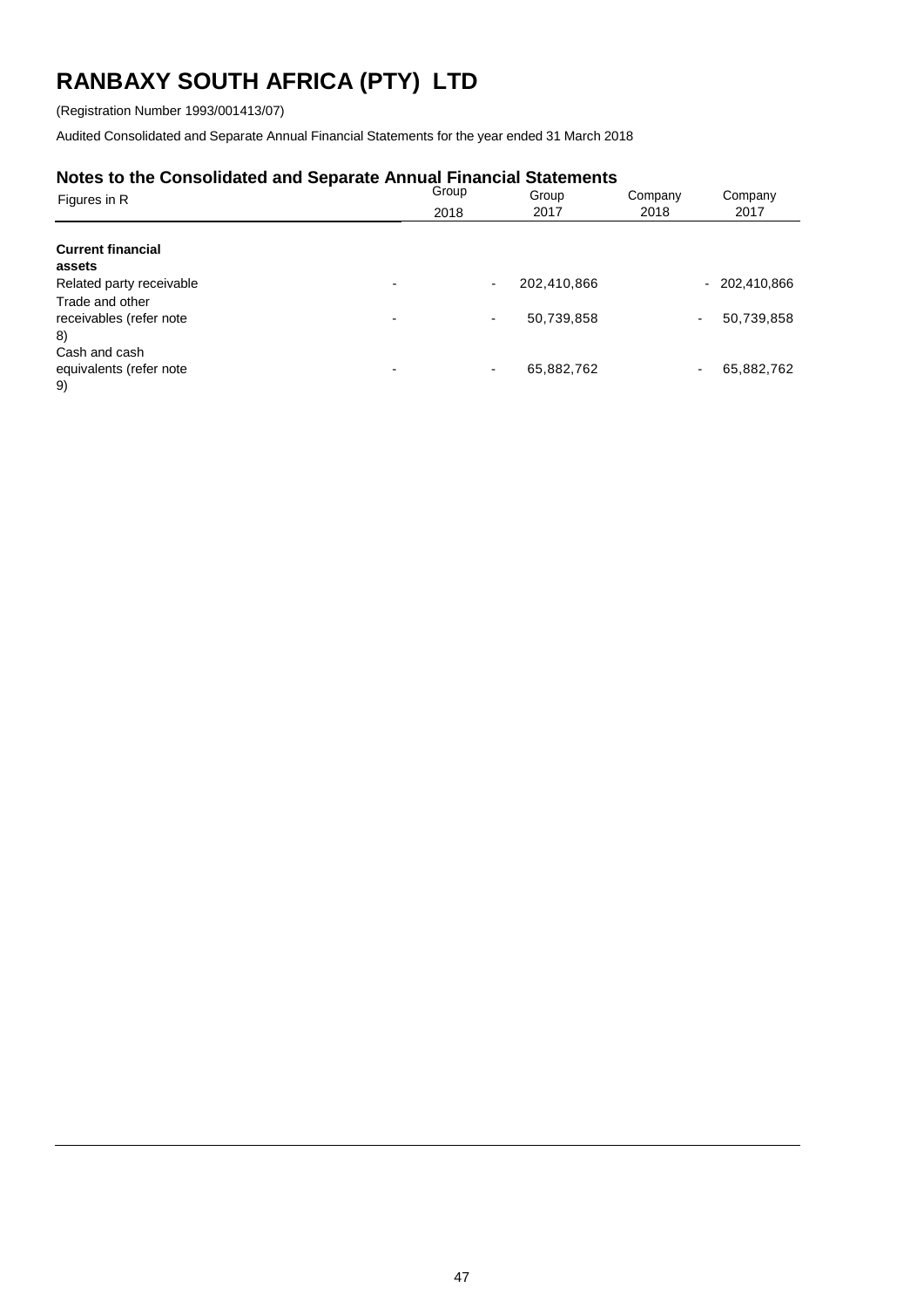# RANBAXY SOUTH AFRICA (PTY) LTD

(Registration Number 1993/001413/07)

Audited Consolidated and Separate Annual Financial Statements for the year ended 31 March 2018

## Notes to the Consolidated and Separate Annual Financial Statements

| Figures in R | Group 2018 | Group 2017 | Company 2018 | Company 2017 |
|---|---|---|---|---|
| **Current financial assets** | | | | |
| Related party receivable | - | 202,410,866 | - | 202,410,866 |
| Trade and other receivables (refer note 8) | - | 50,739,858 | - | 50,739,858 |
| Cash and cash equivalents (refer note 9) | - | 65,882,762 | - | 65,882,762 |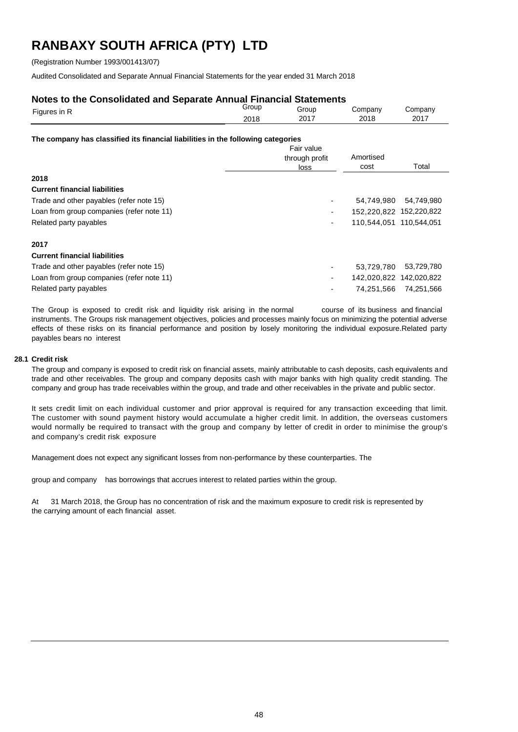# RANBAXY SOUTH AFRICA (PTY) LTD

(Registration Number 1993/001413/07)

Audited Consolidated and Separate Annual Financial Statements for the year ended 31 March 2018

## Notes to the Consolidated and Separate Annual Financial Statements

| Figures in R | Group 2018 | Group 2017 | Company 2018 | Company 2017 |
|---|---|---|---|---|

**The company has classified its financial liabilities in the following categories**

| | Fair value through profit loss | Amortised cost | Total |
|---|---|---|---|
| **2018** | | | |
| **Current financial liabilities** | | | |
| Trade and other payables (refer note 15) | - | 54,749,980 | 54,749,980 |
| Loan from group companies (refer note 11) | - | 152,220,822 | 152,220,822 |
| Related party payables | - | 110,544,051 | 110,544,051 |
| **2017** | | | |
| **Current financial liabilities** | | | |
| Trade and other payables (refer note 15) | - | 53,729,780 | 53,729,780 |
| Loan from group companies (refer note 11) | - | 142,020,822 | 142,020,822 |
| Related party payables | - | 74,251,566 | 74,251,566 |

The Group is exposed to credit risk and liquidity risk arising in the normal course of its business and financial instruments. The Groups risk management objectives, policies and processes mainly focus on minimizing the potential adverse effects of these risks on its financial performance and position by losely monitoring the individual exposure.Related party payables bears no interest

### 28.1 Credit risk

The group and company is exposed to credit risk on financial assets, mainly attributable to cash deposits, cash equivalents and trade and other receivables. The group and company deposits cash with major banks with high quality credit standing. The company and group has trade receivables within the group, and trade and other receivables in the private and public sector.

It sets credit limit on each individual customer and prior approval is required for any transaction exceeding that limit. The customer with sound payment history would accumulate a higher credit limit. In addition, the overseas customers would normally be required to transact with the group and company by letter of credit in order to minimise the group's and company's credit risk exposure

Management does not expect any significant losses from non-performance by these counterparties. The

group and company has borrowings that accrues interest to related parties within the group.

At 31 March 2018, the Group has no concentration of risk and the maximum exposure to credit risk is represented by the carrying amount of each financial asset.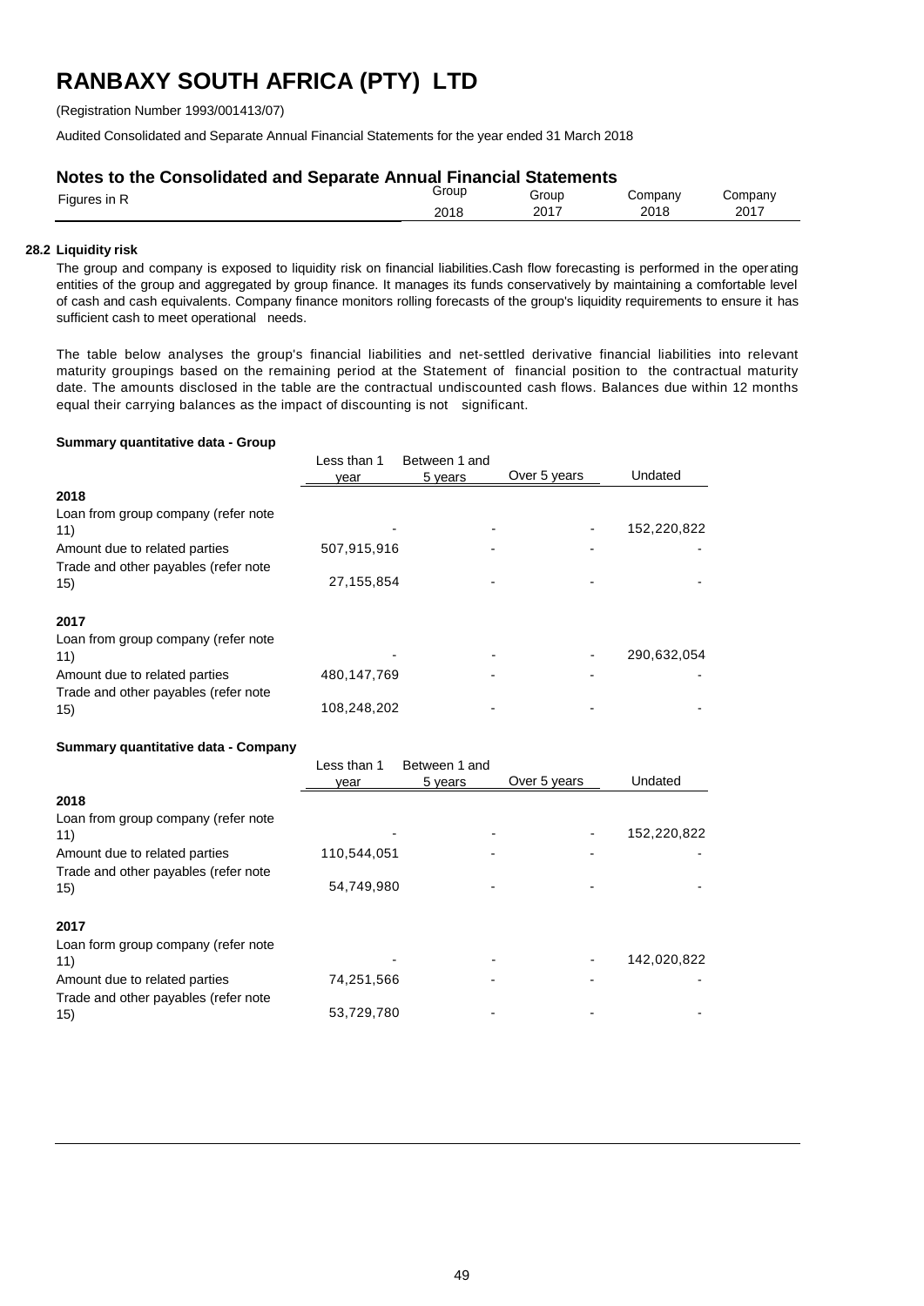# RANBAXY SOUTH AFRICA (PTY) LTD

(Registration Number 1993/001413/07)

Audited Consolidated and Separate Annual Financial Statements for the year ended 31 March 2018

## Notes to the Consolidated and Separate Annual Financial Statements

| Figures in R | Group 2018 | Group 2017 | Company 2018 | Company 2017 |
|---|---|---|---|---|

### 28.2 Liquidity risk

The group and company is exposed to liquidity risk on financial liabilities.Cash flow forecasting is performed in the operating entities of the group and aggregated by group finance. It manages its funds conservatively by maintaining a comfortable level of cash and cash equivalents. Company finance monitors rolling forecasts of the group's liquidity requirements to ensure it has sufficient cash to meet operational needs.

The table below analyses the group's financial liabilities and net-settled derivative financial liabilities into relevant maturity groupings based on the remaining period at the Statement of financial position to the contractual maturity date. The amounts disclosed in the table are the contractual undiscounted cash flows. Balances due within 12 months equal their carrying balances as the impact of discounting is not significant.

**Summary quantitative data - Group**

| | Less than 1 year | Between 1 and 5 years | Over 5 years | Undated |
|---|---|---|---|---|
| **2018** | | | | |
| Loan from group company (refer note 11) | - | - | - | 152,220,822 |
| Amount due to related parties | 507,915,916 | - | - | - |
| Trade and other payables (refer note 15) | 27,155,854 | - | - | - |
| **2017** | | | | |
| Loan from group company (refer note 11) | - | - | - | 290,632,054 |
| Amount due to related parties | 480,147,769 | - | - | - |
| Trade and other payables (refer note 15) | 108,248,202 | - | - | - |

**Summary quantitative data - Company**

| | Less than 1 year | Between 1 and 5 years | Over 5 years | Undated |
|---|---|---|---|---|
| **2018** | | | | |
| Loan from group company (refer note 11) | - | - | - | 152,220,822 |
| Amount due to related parties | 110,544,051 | - | - | - |
| Trade and other payables (refer note 15) | 54,749,980 | - | - | - |
| **2017** | | | | |
| Loan form group company (refer note 11) | - | - | - | 142,020,822 |
| Amount due to related parties | 74,251,566 | - | - | - |
| Trade and other payables (refer note 15) | 53,729,780 | - | - | - |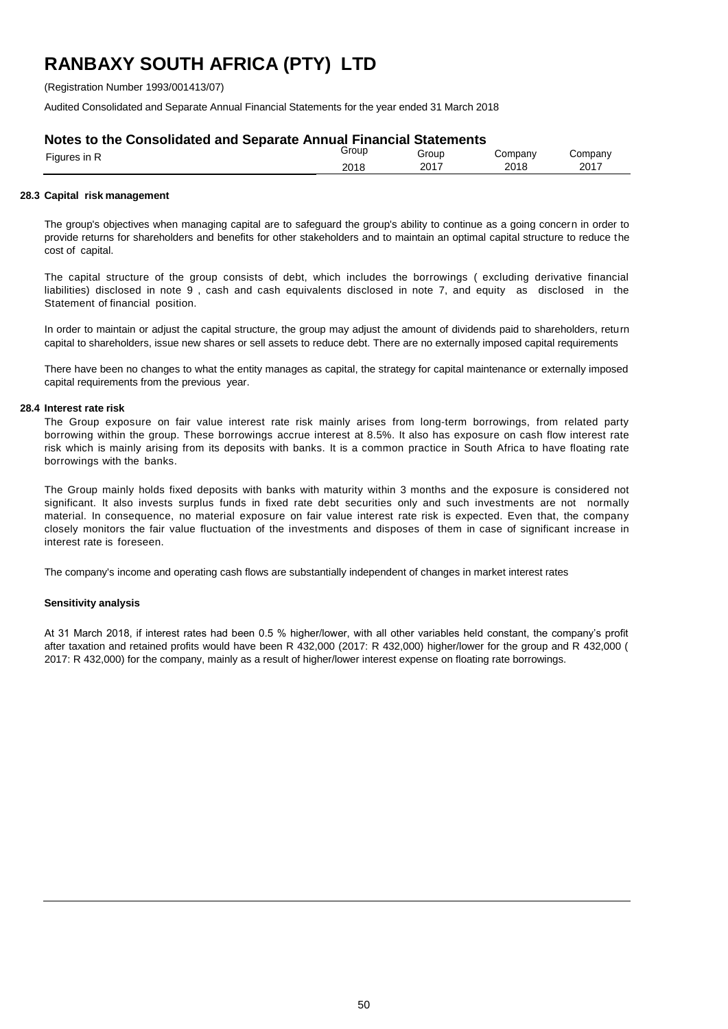# RANBAXY SOUTH AFRICA (PTY) LTD

(Registration Number 1993/001413/07)

Audited Consolidated and Separate Annual Financial Statements for the year ended 31 March 2018

## Notes to the Consolidated and Separate Annual Financial Statements

| Figures in R | Group 2018 | Group 2017 | Company 2018 | Company 2017 |
|---|---|---|---|---|

### 28.3 Capital risk management

The group's objectives when managing capital are to safeguard the group's ability to continue as a going concern in order to provide returns for shareholders and benefits for other stakeholders and to maintain an optimal capital structure to reduce the cost of capital.

The capital structure of the group consists of debt, which includes the borrowings ( excluding derivative financial liabilities) disclosed in note 9 , cash and cash equivalents disclosed in note 7, and equity as disclosed in the Statement of financial position.

In order to maintain or adjust the capital structure, the group may adjust the amount of dividends paid to shareholders, return capital to shareholders, issue new shares or sell assets to reduce debt. There are no externally imposed capital requirements

There have been no changes to what the entity manages as capital, the strategy for capital maintenance or externally imposed capital requirements from the previous year.

### 28.4 Interest rate risk

The Group exposure on fair value interest rate risk mainly arises from long-term borrowings, from related party borrowing within the group. These borrowings accrue interest at 8.5%. It also has exposure on cash flow interest rate risk which is mainly arising from its deposits with banks. It is a common practice in South Africa to have floating rate borrowings with the banks.

The Group mainly holds fixed deposits with banks with maturity within 3 months and the exposure is considered not significant. It also invests surplus funds in fixed rate debt securities only and such investments are not normally material. In consequence, no material exposure on fair value interest rate risk is expected. Even that, the company closely monitors the fair value fluctuation of the investments and disposes of them in case of significant increase in interest rate is foreseen.

The company's income and operating cash flows are substantially independent of changes in market interest rates

**Sensitivity analysis**

At 31 March 2018, if interest rates had been 0.5 % higher/lower, with all other variables held constant, the company's profit after taxation and retained profits would have been R 432,000 (2017: R 432,000) higher/lower for the group and R 432,000 ( 2017: R 432,000) for the company, mainly as a result of higher/lower interest expense on floating rate borrowings.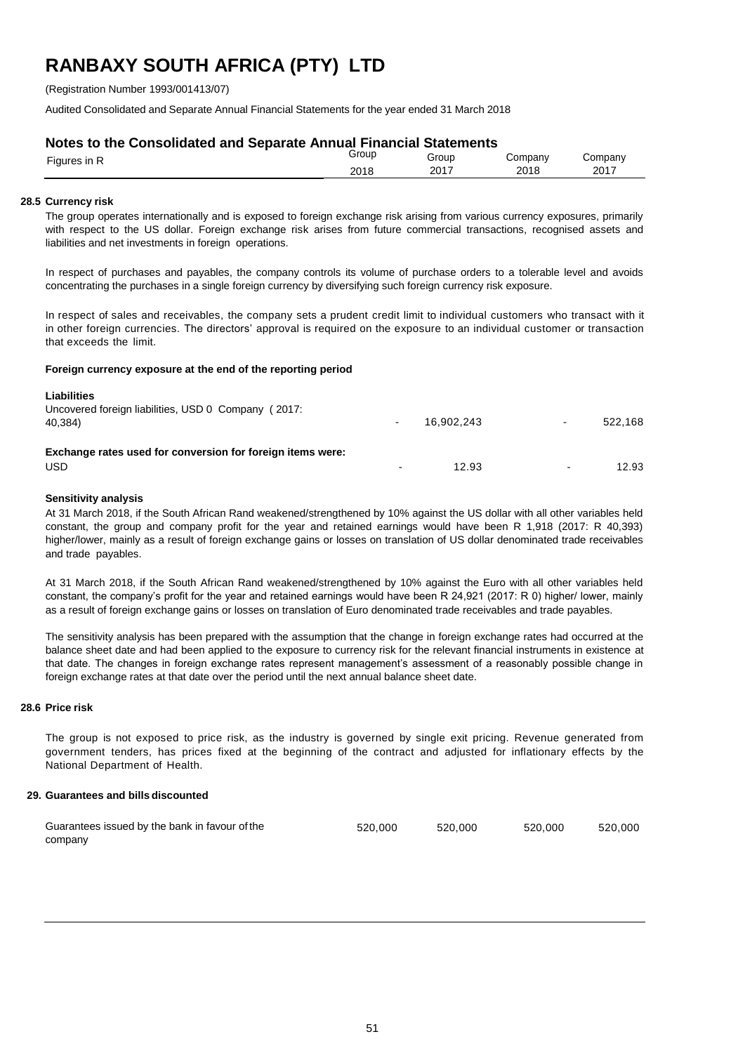# RANBAXY SOUTH AFRICA (PTY) LTD

(Registration Number 1993/001413/07)

Audited Consolidated and Separate Annual Financial Statements for the year ended 31 March 2018

## Notes to the Consolidated and Separate Annual Financial Statements

| Figures in R | Group 2018 | Group 2017 | Company 2018 | Company 2017 |
|---|---|---|---|---|

### 28.5 Currency risk

The group operates internationally and is exposed to foreign exchange risk arising from various currency exposures, primarily with respect to the US dollar. Foreign exchange risk arises from future commercial transactions, recognised assets and liabilities and net investments in foreign operations.

In respect of purchases and payables, the company controls its volume of purchase orders to a tolerable level and avoids concentrating the purchases in a single foreign currency by diversifying such foreign currency risk exposure.

In respect of sales and receivables, the company sets a prudent credit limit to individual customers who transact with it in other foreign currencies. The directors' approval is required on the exposure to an individual customer or transaction that exceeds the limit.

**Foreign currency exposure at the end of the reporting period**

| | Group 2018 | Group 2017 | Company 2018 | Company 2017 |
|---|---|---|---|---|
| **Liabilities** | | | | |
| Uncovered foreign liabilities, USD 0 Company ( 2017: 40,384) | - | 16,902,243 | - | 522,168 |
| **Exchange rates used for conversion for foreign items were:** | | | | |
| USD | - | 12.93 | - | 12.93 |

**Sensitivity analysis**

At 31 March 2018, if the South African Rand weakened/strengthened by 10% against the US dollar with all other variables held constant, the group and company profit for the year and retained earnings would have been R 1,918 (2017: R 40,393) higher/lower, mainly as a result of foreign exchange gains or losses on translation of US dollar denominated trade receivables and trade payables.

At 31 March 2018, if the South African Rand weakened/strengthened by 10% against the Euro with all other variables held constant, the company's profit for the year and retained earnings would have been R 24,921 (2017: R 0) higher/ lower, mainly as a result of foreign exchange gains or losses on translation of Euro denominated trade receivables and trade payables.

The sensitivity analysis has been prepared with the assumption that the change in foreign exchange rates had occurred at the balance sheet date and had been applied to the exposure to currency risk for the relevant financial instruments in existence at that date. The changes in foreign exchange rates represent management's assessment of a reasonably possible change in foreign exchange rates at that date over the period until the next annual balance sheet date.

### 28.6 Price risk

The group is not exposed to price risk, as the industry is governed by single exit pricing. Revenue generated from government tenders, has prices fixed at the beginning of the contract and adjusted for inflationary effects by the National Department of Health.

### 29. Guarantees and bills discounted

| | Group 2018 | Group 2017 | Company 2018 | Company 2017 |
|---|---|---|---|---|
| Guarantees issued by the bank in favour of the company | 520,000 | 520,000 | 520,000 | 520,000 |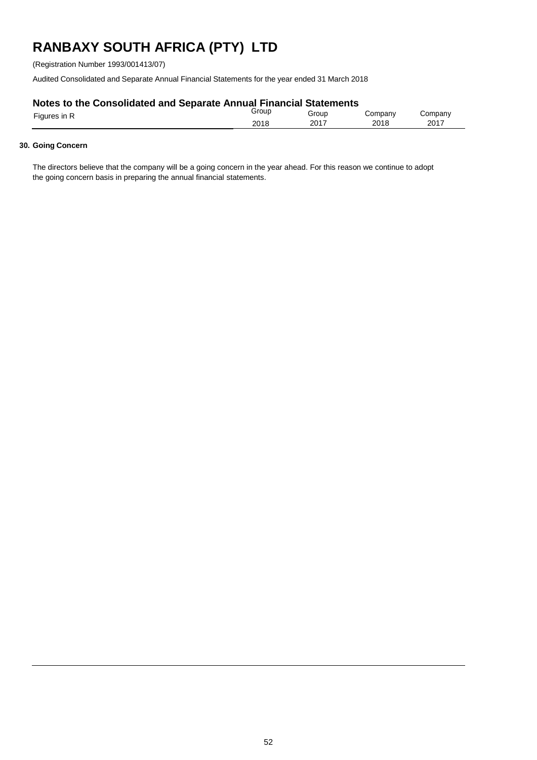# RANBAXY SOUTH AFRICA (PTY) LTD

(Registration Number 1993/001413/07)

Audited Consolidated and Separate Annual Financial Statements for the year ended 31 March 2018

## Notes to the Consolidated and Separate Annual Financial Statements

| Figures in R | Group 2018 | Group 2017 | Company 2018 | Company 2017 |
|---|---|---|---|---|

**30. Going Concern**

The directors believe that the company will be a going concern in the year ahead. For this reason we continue to adopt the going concern basis in preparing the annual financial statements.